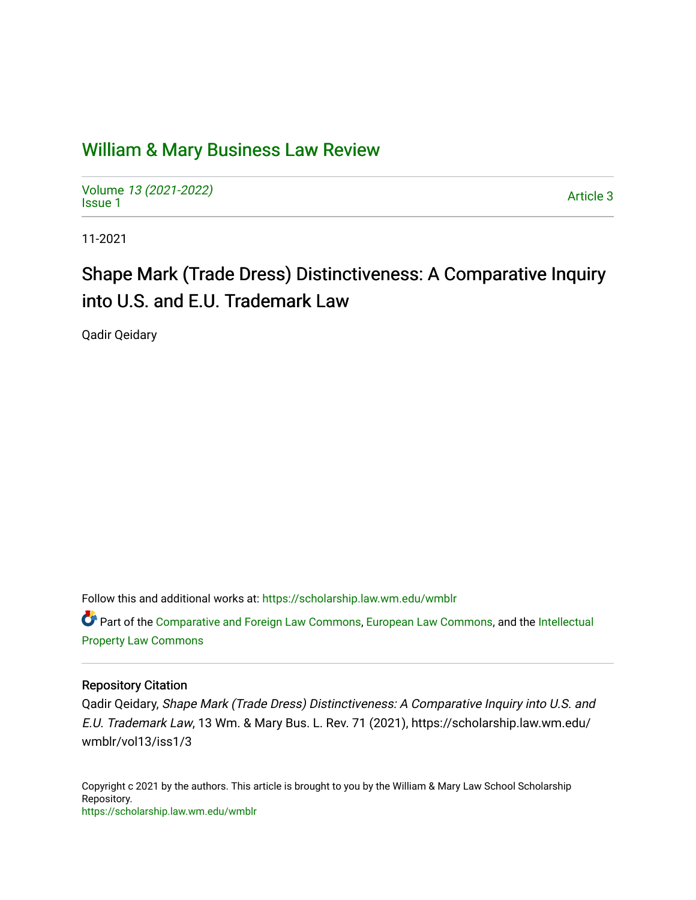# William & Mary Business Law Review

Volume *13 (2021-2022)*
Issue 1

Article 3

11-2021

## Shape Mark (Trade Dress) Distinctiveness: A Comparative Inquiry into U.S. and E.U. Trademark Law

Qadir Qeidary

Follow this and additional works at: https://scholarship.law.wm.edu/wmblr

Part of the Comparative and Foreign Law Commons, European Law Commons, and the Intellectual Property Law Commons

### Repository Citation

Qadir Qeidary, *Shape Mark (Trade Dress) Distinctiveness: A Comparative Inquiry into U.S. and E.U. Trademark Law*, 13 Wm. & Mary Bus. L. Rev. 71 (2021), https://scholarship.law.wm.edu/wmblr/vol13/iss1/3

Copyright c 2021 by the authors. This article is brought to you by the William & Mary Law School Scholarship Repository.
https://scholarship.law.wm.edu/wmblr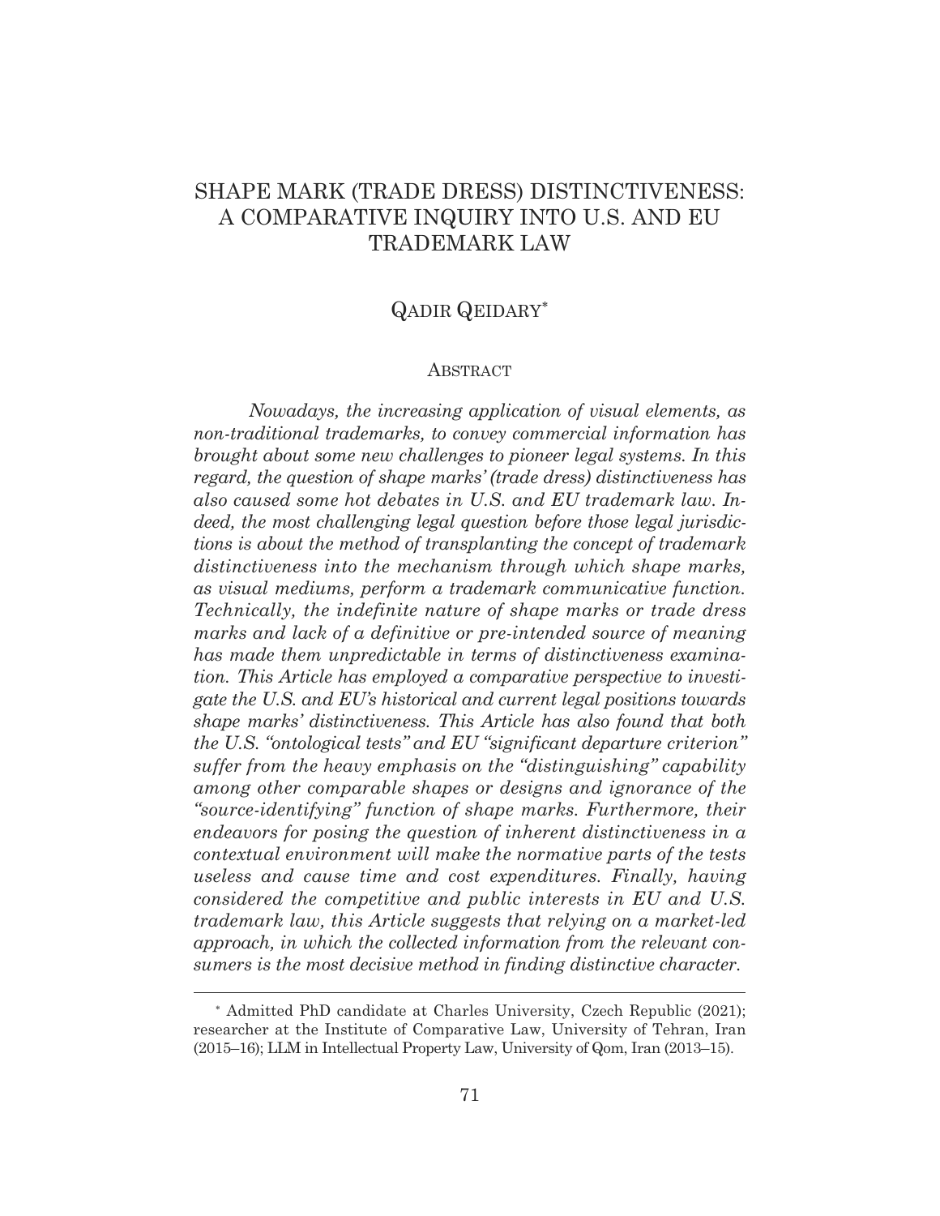# SHAPE MARK (TRADE DRESS) DISTINCTIVENESS: A COMPARATIVE INQUIRY INTO U.S. AND EU TRADEMARK LAW

## QADIR QEIDARY[*]

### ABSTRACT

*Nowadays, the increasing application of visual elements, as non-traditional trademarks, to convey commercial information has brought about some new challenges to pioneer legal systems. In this regard, the question of shape marks' (trade dress) distinctiveness has also caused some hot debates in U.S. and EU trademark law. Indeed, the most challenging legal question before those legal jurisdictions is about the method of transplanting the concept of trademark distinctiveness into the mechanism through which shape marks, as visual mediums, perform a trademark communicative function. Technically, the indefinite nature of shape marks or trade dress marks and lack of a definitive or pre-intended source of meaning has made them unpredictable in terms of distinctiveness examination. This Article has employed a comparative perspective to investigate the U.S. and EU's historical and current legal positions towards shape marks' distinctiveness. This Article has also found that both the U.S. "ontological tests" and EU "significant departure criterion" suffer from the heavy emphasis on the "distinguishing" capability among other comparable shapes or designs and ignorance of the "source-identifying" function of shape marks. Furthermore, their endeavors for posing the question of inherent distinctiveness in a contextual environment will make the normative parts of the tests useless and cause time and cost expenditures. Finally, having considered the competitive and public interests in EU and U.S. trademark law, this Article suggests that relying on a market-led approach, in which the collected information from the relevant consumers is the most decisive method in finding distinctive character.*

---

[*] Admitted PhD candidate at Charles University, Czech Republic (2021); researcher at the Institute of Comparative Law, University of Tehran, Iran (2015–16); LLM in Intellectual Property Law, University of Qom, Iran (2013–15).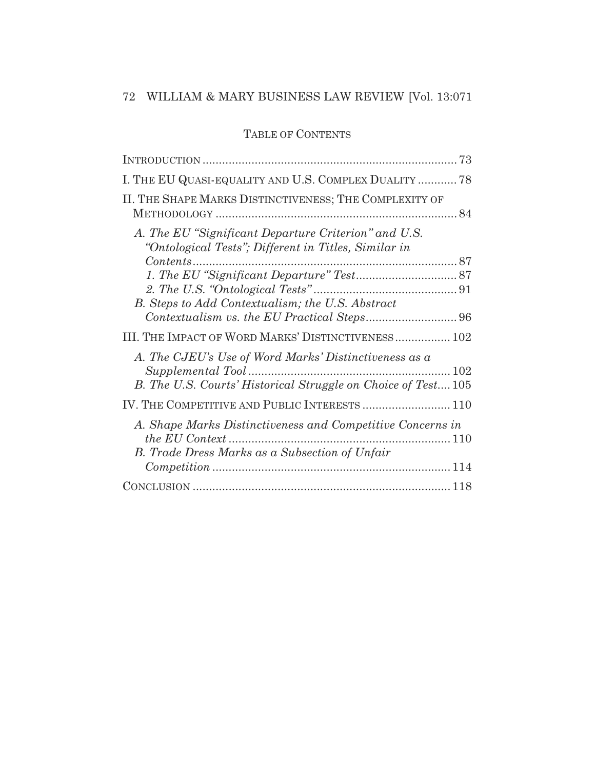## TABLE OF CONTENTS

INTRODUCTION ..... 73

I. THE EU QUASI-EQUALITY AND U.S. COMPLEX DUALITY ..... 78

II. THE SHAPE MARKS DISTINCTIVENESS; THE COMPLEXITY OF METHODOLOGY ..... 84

*A. The EU "Significant Departure Criterion" and U.S. "Ontological Tests"; Different in Titles, Similar in Contents* ..... 87

*1. The EU "Significant Departure" Test* ..... 87

*2. The U.S. "Ontological Tests"* ..... 91

*B. Steps to Add Contextualism; the U.S. Abstract Contextualism vs. the EU Practical Steps* ..... 96

III. THE IMPACT OF WORD MARKS' DISTINCTIVENESS ..... 102

*A. The CJEU's Use of Word Marks' Distinctiveness as a Supplemental Tool* ..... 102

*B. The U.S. Courts' Historical Struggle on Choice of Test* ..... 105

IV. THE COMPETITIVE AND PUBLIC INTERESTS ..... 110

*A. Shape Marks Distinctiveness and Competitive Concerns in the EU Context* ..... 110

*B. Trade Dress Marks as a Subsection of Unfair Competition* ..... 114

CONCLUSION ..... 118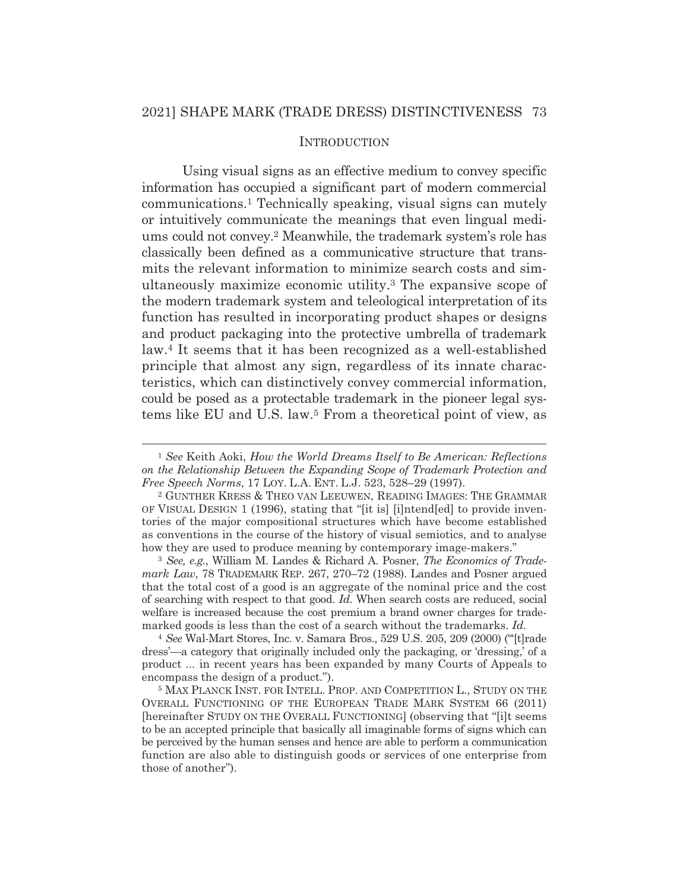## INTRODUCTION

Using visual signs as an effective medium to convey specific information has occupied a significant part of modern commercial communications.[1] Technically speaking, visual signs can mutely or intuitively communicate the meanings that even lingual mediums could not convey.[2] Meanwhile, the trademark system's role has classically been defined as a communicative structure that transmits the relevant information to minimize search costs and simultaneously maximize economic utility.[3] The expansive scope of the modern trademark system and teleological interpretation of its function has resulted in incorporating product shapes or designs and product packaging into the protective umbrella of trademark law.[4] It seems that it has been recognized as a well-established principle that almost any sign, regardless of its innate characteristics, which can distinctively convey commercial information, could be posed as a protectable trademark in the pioneer legal systems like EU and U.S. law.[5] From a theoretical point of view, as

---

[1] *See* Keith Aoki, *How the World Dreams Itself to Be American: Reflections on the Relationship Between the Expanding Scope of Trademark Protection and Free Speech Norms*, 17 LOY. L.A. ENT. L.J. 523, 528–29 (1997).

[2] GUNTHER KRESS & THEO VAN LEEUWEN, READING IMAGES: THE GRAMMAR OF VISUAL DESIGN 1 (1996), stating that "[it is] [i]ntend[ed] to provide inventories of the major compositional structures which have become established as conventions in the course of the history of visual semiotics, and to analyse how they are used to produce meaning by contemporary image-makers."

[3] *See, e.g.*, William M. Landes & Richard A. Posner, *The Economics of Trademark Law*, 78 TRADEMARK REP. 267, 270–72 (1988). Landes and Posner argued that the total cost of a good is an aggregate of the nominal price and the cost of searching with respect to that good. *Id.* When search costs are reduced, social welfare is increased because the cost premium a brand owner charges for trademarked goods is less than the cost of a search without the trademarks. *Id.*

[4] *See* Wal-Mart Stores, Inc. v. Samara Bros., 529 U.S. 205, 209 (2000) ("'[t]rade dress'—a category that originally included only the packaging, or 'dressing,' of a product ... in recent years has been expanded by many Courts of Appeals to encompass the design of a product.").

[5] MAX PLANCK INST. FOR INTELL. PROP. AND COMPETITION L., STUDY ON THE OVERALL FUNCTIONING OF THE EUROPEAN TRADE MARK SYSTEM 66 (2011) [hereinafter STUDY ON THE OVERALL FUNCTIONING] (observing that "[i]t seems to be an accepted principle that basically all imaginable forms of signs which can be perceived by the human senses and hence are able to perform a communication function are also able to distinguish goods or services of one enterprise from those of another").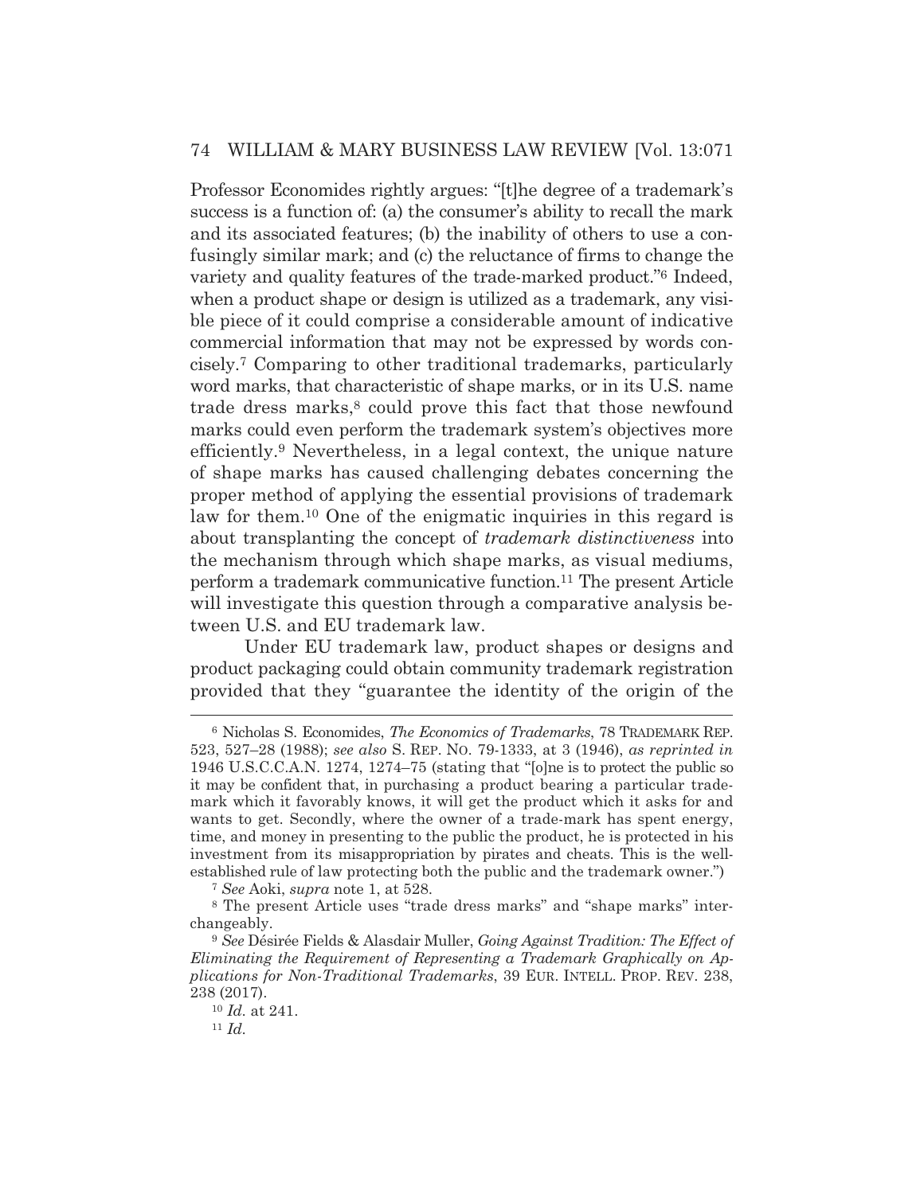Professor Economides rightly argues: "[t]he degree of a trademark's success is a function of: (a) the consumer's ability to recall the mark and its associated features; (b) the inability of others to use a confusingly similar mark; and (c) the reluctance of firms to change the variety and quality features of the trade-marked product."[6] Indeed, when a product shape or design is utilized as a trademark, any visible piece of it could comprise a considerable amount of indicative commercial information that may not be expressed by words concisely.[7] Comparing to other traditional trademarks, particularly word marks, that characteristic of shape marks, or in its U.S. name trade dress marks,[8] could prove this fact that those newfound marks could even perform the trademark system's objectives more efficiently.[9] Nevertheless, in a legal context, the unique nature of shape marks has caused challenging debates concerning the proper method of applying the essential provisions of trademark law for them.[10] One of the enigmatic inquiries in this regard is about transplanting the concept of *trademark distinctiveness* into the mechanism through which shape marks, as visual mediums, perform a trademark communicative function.[11] The present Article will investigate this question through a comparative analysis between U.S. and EU trademark law.

Under EU trademark law, product shapes or designs and product packaging could obtain community trademark registration provided that they "guarantee the identity of the origin of the

---

[6] Nicholas S. Economides, *The Economics of Trademarks*, 78 TRADEMARK REP. 523, 527–28 (1988); *see also* S. REP. NO. 79-1333, at 3 (1946), *as reprinted in* 1946 U.S.C.C.A.N. 1274, 1274–75 (stating that "[o]ne is to protect the public so it may be confident that, in purchasing a product bearing a particular trademark which it favorably knows, it will get the product which it asks for and wants to get. Secondly, where the owner of a trade-mark has spent energy, time, and money in presenting to the public the product, he is protected in his investment from its misappropriation by pirates and cheats. This is the well-established rule of law protecting both the public and the trademark owner.")

[7] *See* Aoki, *supra* note 1, at 528.

[8] The present Article uses "trade dress marks" and "shape marks" interchangeably.

[9] *See* Désirée Fields & Alasdair Muller, *Going Against Tradition: The Effect of Eliminating the Requirement of Representing a Trademark Graphically on Applications for Non-Traditional Trademarks*, 39 EUR. INTELL. PROP. REV. 238, 238 (2017).

[10] *Id.* at 241.

[11] *Id.*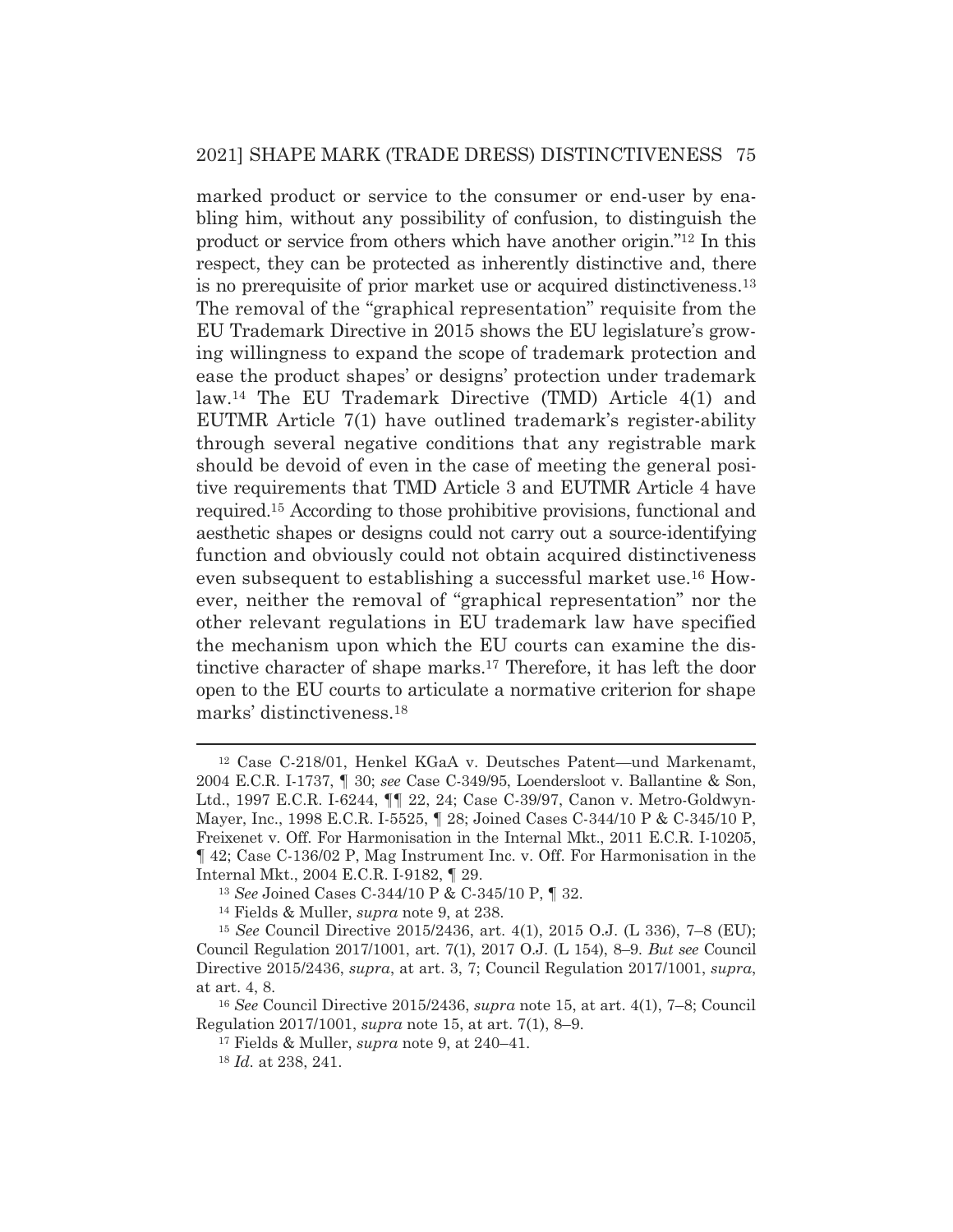marked product or service to the consumer or end-user by enabling him, without any possibility of confusion, to distinguish the product or service from others which have another origin."[12] In this respect, they can be protected as inherently distinctive and, there is no prerequisite of prior market use or acquired distinctiveness.[13] The removal of the "graphical representation" requisite from the EU Trademark Directive in 2015 shows the EU legislature's growing willingness to expand the scope of trademark protection and ease the product shapes' or designs' protection under trademark law.[14] The EU Trademark Directive (TMD) Article 4(1) and EUTMR Article 7(1) have outlined trademark's register-ability through several negative conditions that any registrable mark should be devoid of even in the case of meeting the general positive requirements that TMD Article 3 and EUTMR Article 4 have required.[15] According to those prohibitive provisions, functional and aesthetic shapes or designs could not carry out a source-identifying function and obviously could not obtain acquired distinctiveness even subsequent to establishing a successful market use.[16] However, neither the removal of "graphical representation" nor the other relevant regulations in EU trademark law have specified the mechanism upon which the EU courts can examine the distinctive character of shape marks.[17] Therefore, it has left the door open to the EU courts to articulate a normative criterion for shape marks' distinctiveness.[18]

---

[12] Case C-218/01, Henkel KGaA v. Deutsches Patent—und Markenamt, 2004 E.C.R. I-1737, ¶ 30; *see* Case C-349/95, Loendersloot v. Ballantine & Son, Ltd., 1997 E.C.R. I-6244, ¶¶ 22, 24; Case C-39/97, Canon v. Metro-Goldwyn-Mayer, Inc., 1998 E.C.R. I-5525, ¶ 28; Joined Cases C-344/10 P & C-345/10 P, Freixenet v. Off. For Harmonisation in the Internal Mkt., 2011 E.C.R. I-10205, ¶ 42; Case C-136/02 P, Mag Instrument Inc. v. Off. For Harmonisation in the Internal Mkt., 2004 E.C.R. I-9182, ¶ 29.

[13] *See* Joined Cases C-344/10 P & C-345/10 P, ¶ 32.

[14] Fields & Muller, *supra* note 9, at 238.

[15] *See* Council Directive 2015/2436, art. 4(1), 2015 O.J. (L 336), 7–8 (EU); Council Regulation 2017/1001, art. 7(1), 2017 O.J. (L 154), 8–9. *But see* Council Directive 2015/2436, *supra*, at art. 3, 7; Council Regulation 2017/1001, *supra*, at art. 4, 8.

[16] *See* Council Directive 2015/2436, *supra* note 15, at art. 4(1), 7–8; Council Regulation 2017/1001, *supra* note 15, at art. 7(1), 8–9.

[17] Fields & Muller, *supra* note 9, at 240–41.

[18] *Id.* at 238, 241.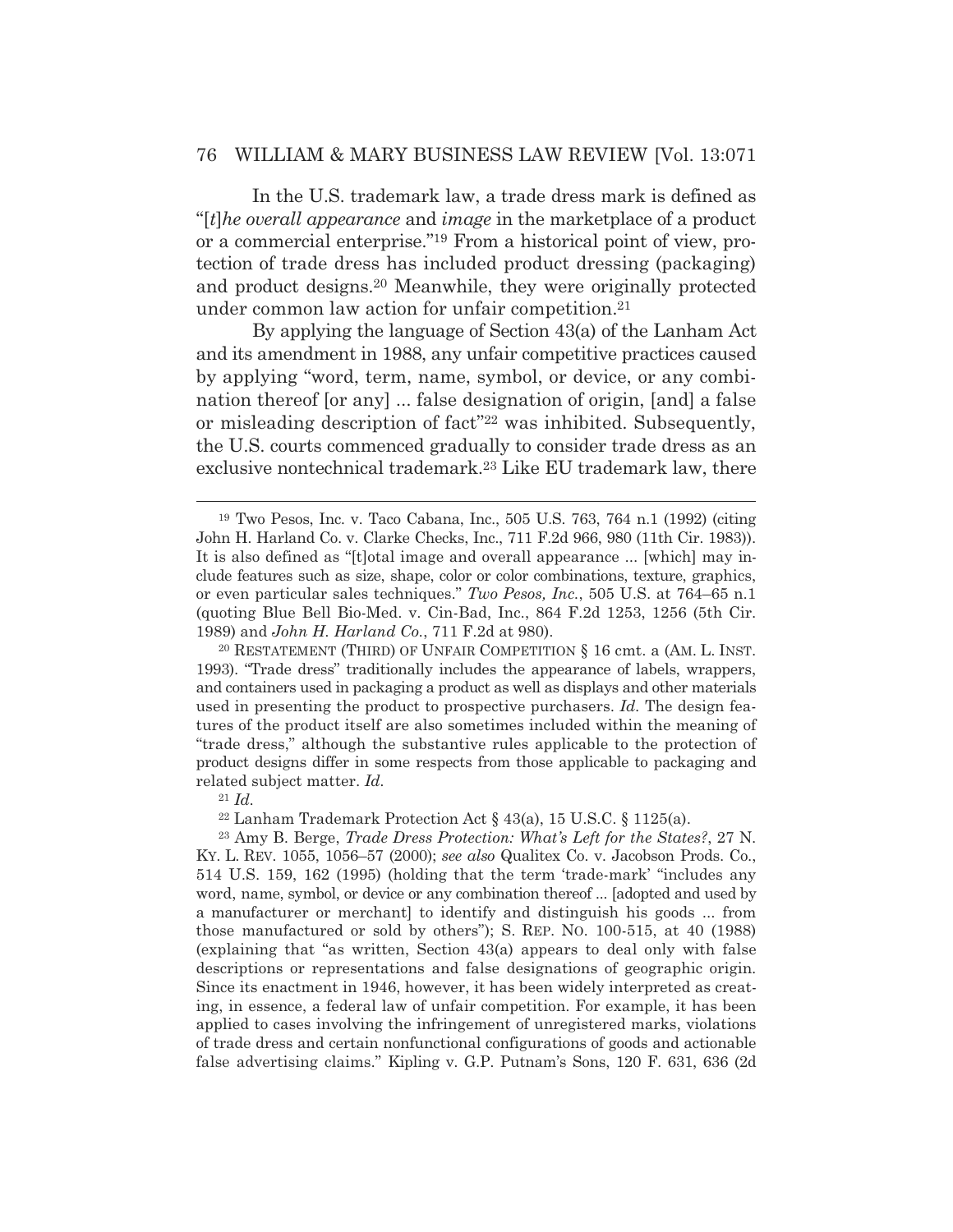In the U.S. trademark law, a trade dress mark is defined as "[*t*]*he overall appearance* and *image* in the marketplace of a product or a commercial enterprise."[19] From a historical point of view, protection of trade dress has included product dressing (packaging) and product designs.[20] Meanwhile, they were originally protected under common law action for unfair competition.[21]

By applying the language of Section 43(a) of the Lanham Act and its amendment in 1988, any unfair competitive practices caused by applying "word, term, name, symbol, or device, or any combination thereof [or any] ... false designation of origin, [and] a false or misleading description of fact"[22] was inhibited. Subsequently, the U.S. courts commenced gradually to consider trade dress as an exclusive nontechnical trademark.[23] Like EU trademark law, there

---

[19] Two Pesos, Inc. v. Taco Cabana, Inc., 505 U.S. 763, 764 n.1 (1992) (citing John H. Harland Co. v. Clarke Checks, Inc., 711 F.2d 966, 980 (11th Cir. 1983)). It is also defined as "[t]otal image and overall appearance ... [which] may include features such as size, shape, color or color combinations, texture, graphics, or even particular sales techniques." *Two Pesos, Inc.*, 505 U.S. at 764–65 n.1 (quoting Blue Bell Bio-Med. v. Cin-Bad, Inc., 864 F.2d 1253, 1256 (5th Cir. 1989) and *John H. Harland Co.*, 711 F.2d at 980).

[20] RESTATEMENT (THIRD) OF UNFAIR COMPETITION § 16 cmt. a (AM. L. INST. 1993). "Trade dress" traditionally includes the appearance of labels, wrappers, and containers used in packaging a product as well as displays and other materials used in presenting the product to prospective purchasers. *Id.* The design features of the product itself are also sometimes included within the meaning of "trade dress," although the substantive rules applicable to the protection of product designs differ in some respects from those applicable to packaging and related subject matter. *Id.*

[21] *Id.*

[22] Lanham Trademark Protection Act § 43(a), 15 U.S.C. § 1125(a).

[23] Amy B. Berge, *Trade Dress Protection: What's Left for the States?*, 27 N. KY. L. REV. 1055, 1056–57 (2000); *see also* Qualitex Co. v. Jacobson Prods. Co., 514 U.S. 159, 162 (1995) (holding that the term 'trade-mark' "includes any word, name, symbol, or device or any combination thereof ... [adopted and used by a manufacturer or merchant] to identify and distinguish his goods ... from those manufactured or sold by others"); S. REP. NO. 100-515, at 40 (1988) (explaining that "as written, Section 43(a) appears to deal only with false descriptions or representations and false designations of geographic origin. Since its enactment in 1946, however, it has been widely interpreted as creating, in essence, a federal law of unfair competition. For example, it has been applied to cases involving the infringement of unregistered marks, violations of trade dress and certain nonfunctional configurations of goods and actionable false advertising claims." Kipling v. G.P. Putnam's Sons, 120 F. 631, 636 (2d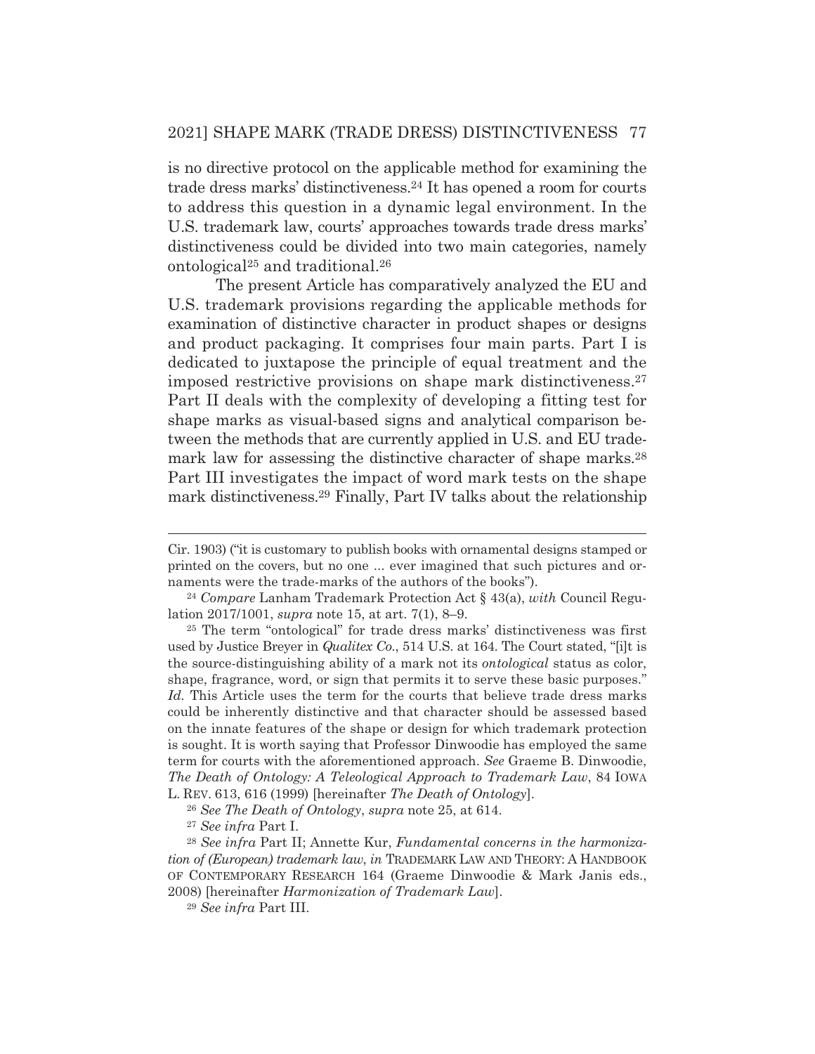is no directive protocol on the applicable method for examining the trade dress marks' distinctiveness.[24] It has opened a room for courts to address this question in a dynamic legal environment. In the U.S. trademark law, courts' approaches towards trade dress marks' distinctiveness could be divided into two main categories, namely ontological[25] and traditional.[26]

The present Article has comparatively analyzed the EU and U.S. trademark provisions regarding the applicable methods for examination of distinctive character in product shapes or designs and product packaging. It comprises four main parts. Part I is dedicated to juxtapose the principle of equal treatment and the imposed restrictive provisions on shape mark distinctiveness.[27] Part II deals with the complexity of developing a fitting test for shape marks as visual-based signs and analytical comparison between the methods that are currently applied in U.S. and EU trademark law for assessing the distinctive character of shape marks.[28] Part III investigates the impact of word mark tests on the shape mark distinctiveness.[29] Finally, Part IV talks about the relationship

---

Cir. 1903) ("it is customary to publish books with ornamental designs stamped or printed on the covers, but no one ... ever imagined that such pictures and ornaments were the trade-marks of the authors of the books").

[24] *Compare* Lanham Trademark Protection Act § 43(a), *with* Council Regulation 2017/1001, *supra* note 15, at art. 7(1), 8–9.

[25] The term "ontological" for trade dress marks' distinctiveness was first used by Justice Breyer in *Qualitex Co.*, 514 U.S. at 164. The Court stated, "[i]t is the source-distinguishing ability of a mark not its *ontological* status as color, shape, fragrance, word, or sign that permits it to serve these basic purposes." *Id.* This Article uses the term for the courts that believe trade dress marks could be inherently distinctive and that character should be assessed based on the innate features of the shape or design for which trademark protection is sought. It is worth saying that Professor Dinwoodie has employed the same term for courts with the aforementioned approach. *See* Graeme B. Dinwoodie, *The Death of Ontology: A Teleological Approach to Trademark Law*, 84 IOWA L. REV. 613, 616 (1999) [hereinafter *The Death of Ontology*].

[26] *See The Death of Ontology*, *supra* note 25, at 614.

[27] *See infra* Part I.

[28] *See infra* Part II; Annette Kur, *Fundamental concerns in the harmonization of (European) trademark law*, *in* TRADEMARK LAW AND THEORY: A HANDBOOK OF CONTEMPORARY RESEARCH 164 (Graeme Dinwoodie & Mark Janis eds., 2008) [hereinafter *Harmonization of Trademark Law*].

[29] *See infra* Part III.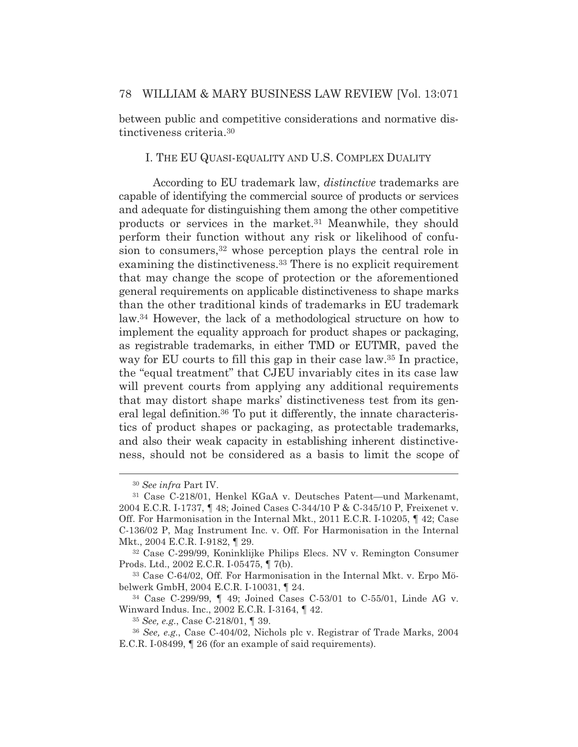between public and competitive considerations and normative distinctiveness criteria.[30]

## I. THE EU QUASI-EQUALITY AND U.S. COMPLEX DUALITY

According to EU trademark law, *distinctive* trademarks are capable of identifying the commercial source of products or services and adequate for distinguishing them among the other competitive products or services in the market.[31] Meanwhile, they should perform their function without any risk or likelihood of confusion to consumers,[32] whose perception plays the central role in examining the distinctiveness.[33] There is no explicit requirement that may change the scope of protection or the aforementioned general requirements on applicable distinctiveness to shape marks than the other traditional kinds of trademarks in EU trademark law.[34] However, the lack of a methodological structure on how to implement the equality approach for product shapes or packaging, as registrable trademarks, in either TMD or EUTMR, paved the way for EU courts to fill this gap in their case law.[35] In practice, the "equal treatment" that CJEU invariably cites in its case law will prevent courts from applying any additional requirements that may distort shape marks' distinctiveness test from its general legal definition.[36] To put it differently, the innate characteristics of product shapes or packaging, as protectable trademarks, and also their weak capacity in establishing inherent distinctiveness, should not be considered as a basis to limit the scope of

---

[30] *See infra* Part IV.

[31] Case C-218/01, Henkel KGaA v. Deutsches Patent—und Markenamt, 2004 E.C.R. I-1737, ¶ 48; Joined Cases C-344/10 P & C-345/10 P, Freixenet v. Off. For Harmonisation in the Internal Mkt., 2011 E.C.R. I-10205, ¶ 42; Case C-136/02 P, Mag Instrument Inc. v. Off. For Harmonisation in the Internal Mkt., 2004 E.C.R. I-9182, ¶ 29.

[32] Case C-299/99, Koninklijke Philips Elecs. NV v. Remington Consumer Prods. Ltd., 2002 E.C.R. I-05475, ¶ 7(b).

[33] Case C-64/02, Off. For Harmonisation in the Internal Mkt. v. Erpo Möbelwerk GmbH, 2004 E.C.R. I-10031, ¶ 24.

[34] Case C-299/99, ¶ 49; Joined Cases C-53/01 to C-55/01, Linde AG v. Winward Indus. Inc., 2002 E.C.R. I-3164, ¶ 42.

[35] *See, e.g.*, Case C-218/01, ¶ 39.

[36] *See, e.g.*, Case C-404/02, Nichols plc v. Registrar of Trade Marks, 2004 E.C.R. I-08499, ¶ 26 (for an example of said requirements).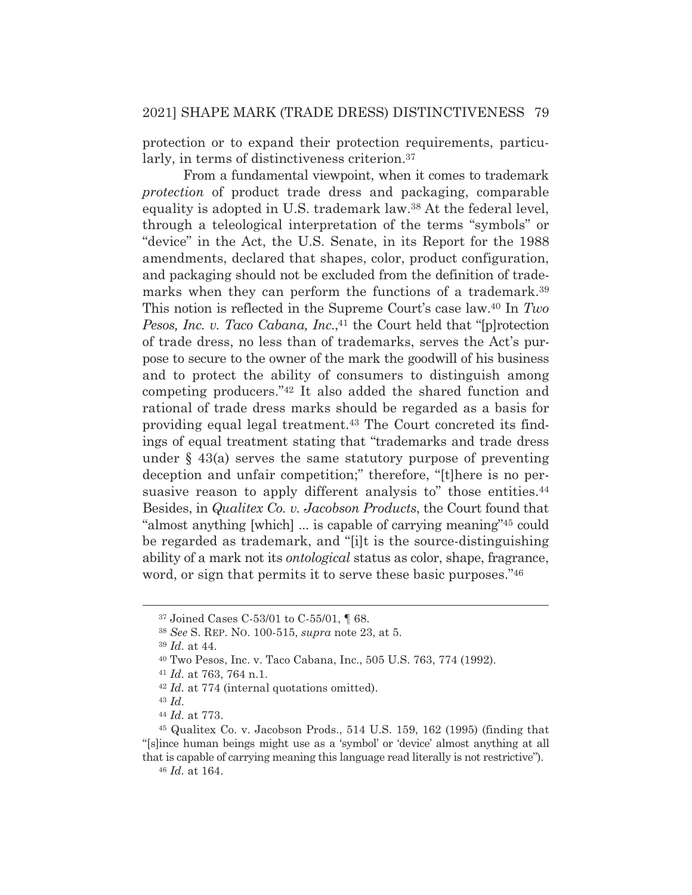protection or to expand their protection requirements, particularly, in terms of distinctiveness criterion.[37]

From a fundamental viewpoint, when it comes to trademark *protection* of product trade dress and packaging, comparable equality is adopted in U.S. trademark law.[38] At the federal level, through a teleological interpretation of the terms "symbols" or "device" in the Act, the U.S. Senate, in its Report for the 1988 amendments, declared that shapes, color, product configuration, and packaging should not be excluded from the definition of trademarks when they can perform the functions of a trademark.[39] This notion is reflected in the Supreme Court's case law.[40] In *Two Pesos, Inc. v. Taco Cabana, Inc.*,[41] the Court held that "[p]rotection of trade dress, no less than of trademarks, serves the Act's purpose to secure to the owner of the mark the goodwill of his business and to protect the ability of consumers to distinguish among competing producers."[42] It also added the shared function and rational of trade dress marks should be regarded as a basis for providing equal legal treatment.[43] The Court concreted its findings of equal treatment stating that "trademarks and trade dress under § 43(a) serves the same statutory purpose of preventing deception and unfair competition;" therefore, "[t]here is no persuasive reason to apply different analysis to" those entities.[44] Besides, in *Qualitex Co. v. Jacobson Products*, the Court found that "almost anything [which] ... is capable of carrying meaning"[45] could be regarded as trademark, and "[i]t is the source-distinguishing ability of a mark not its *ontological* status as color, shape, fragrance, word, or sign that permits it to serve these basic purposes."[46]

---

[37] Joined Cases C-53/01 to C-55/01, ¶ 68.

[38] *See* S. REP. NO. 100-515, *supra* note 23, at 5.

[39] *Id.* at 44.

[40] Two Pesos, Inc. v. Taco Cabana, Inc., 505 U.S. 763, 774 (1992).

[41] *Id.* at 763, 764 n.1.

[42] *Id.* at 774 (internal quotations omitted).

[43] *Id.*

[44] *Id.* at 773.

[45] Qualitex Co. v. Jacobson Prods., 514 U.S. 159, 162 (1995) (finding that "[s]ince human beings might use as a 'symbol' or 'device' almost anything at all that is capable of carrying meaning this language read literally is not restrictive").

[46] *Id.* at 164.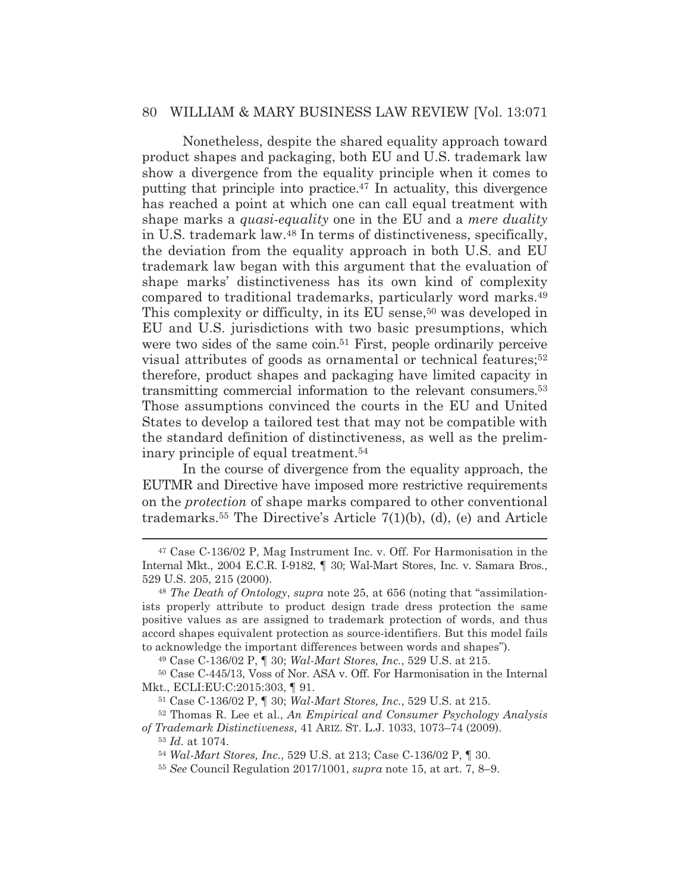Nonetheless, despite the shared equality approach toward product shapes and packaging, both EU and U.S. trademark law show a divergence from the equality principle when it comes to putting that principle into practice.[47] In actuality, this divergence has reached a point at which one can call equal treatment with shape marks a *quasi-equality* one in the EU and a *mere duality* in U.S. trademark law.[48] In terms of distinctiveness, specifically, the deviation from the equality approach in both U.S. and EU trademark law began with this argument that the evaluation of shape marks' distinctiveness has its own kind of complexity compared to traditional trademarks, particularly word marks.[49] This complexity or difficulty, in its EU sense,[50] was developed in EU and U.S. jurisdictions with two basic presumptions, which were two sides of the same coin.[51] First, people ordinarily perceive visual attributes of goods as ornamental or technical features;[52] therefore, product shapes and packaging have limited capacity in transmitting commercial information to the relevant consumers.[53] Those assumptions convinced the courts in the EU and United States to develop a tailored test that may not be compatible with the standard definition of distinctiveness, as well as the preliminary principle of equal treatment.[54]

In the course of divergence from the equality approach, the EUTMR and Directive have imposed more restrictive requirements on the *protection* of shape marks compared to other conventional trademarks.[55] The Directive's Article 7(1)(b), (d), (e) and Article

---

[47] Case C-136/02 P, Mag Instrument Inc. v. Off. For Harmonisation in the Internal Mkt., 2004 E.C.R. I-9182, ¶ 30; Wal-Mart Stores, Inc. v. Samara Bros., 529 U.S. 205, 215 (2000).

[48] *The Death of Ontology*, *supra* note 25, at 656 (noting that "assimilationists properly attribute to product design trade dress protection the same positive values as are assigned to trademark protection of words, and thus accord shapes equivalent protection as source-identifiers. But this model fails to acknowledge the important differences between words and shapes").

[49] Case C-136/02 P, ¶ 30; *Wal-Mart Stores, Inc.*, 529 U.S. at 215.

[50] Case C-445/13, Voss of Nor. ASA v. Off. For Harmonisation in the Internal Mkt., ECLI:EU:C:2015:303, ¶ 91.

[51] Case C-136/02 P, ¶ 30; *Wal-Mart Stores, Inc.*, 529 U.S. at 215.

[52] Thomas R. Lee et al., *An Empirical and Consumer Psychology Analysis of Trademark Distinctiveness*, 41 ARIZ. ST. L.J. 1033, 1073–74 (2009).

[53] *Id.* at 1074.

[54] *Wal-Mart Stores, Inc.*, 529 U.S. at 213; Case C-136/02 P, ¶ 30.

[55] *See* Council Regulation 2017/1001, *supra* note 15, at art. 7, 8–9.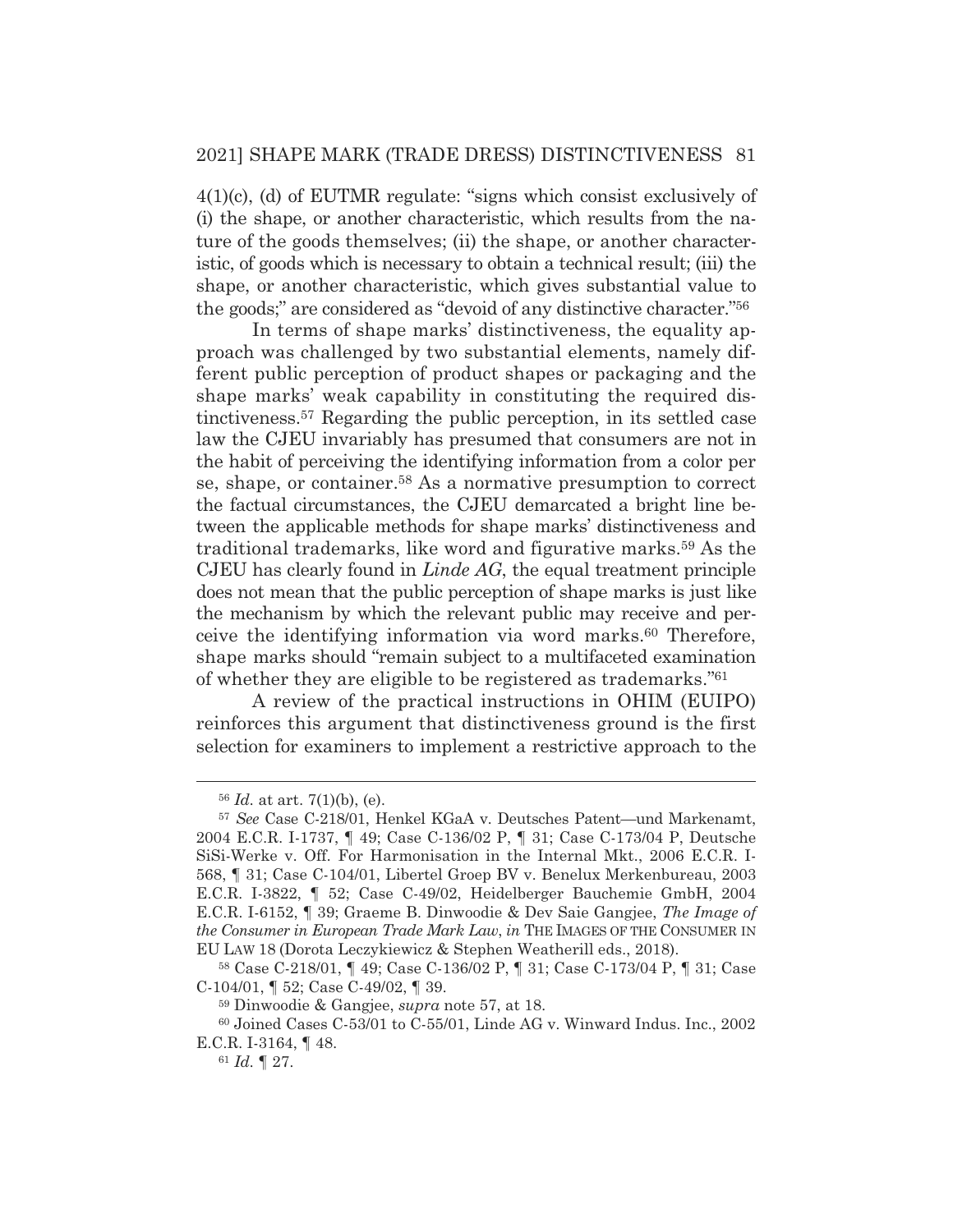4(1)(c), (d) of EUTMR regulate: "signs which consist exclusively of (i) the shape, or another characteristic, which results from the nature of the goods themselves; (ii) the shape, or another characteristic, of goods which is necessary to obtain a technical result; (iii) the shape, or another characteristic, which gives substantial value to the goods;" are considered as "devoid of any distinctive character."[56]

In terms of shape marks' distinctiveness, the equality approach was challenged by two substantial elements, namely different public perception of product shapes or packaging and the shape marks' weak capability in constituting the required distinctiveness.[57] Regarding the public perception, in its settled case law the CJEU invariably has presumed that consumers are not in the habit of perceiving the identifying information from a color per se, shape, or container.[58] As a normative presumption to correct the factual circumstances, the CJEU demarcated a bright line between the applicable methods for shape marks' distinctiveness and traditional trademarks, like word and figurative marks.[59] As the CJEU has clearly found in *Linde AG*, the equal treatment principle does not mean that the public perception of shape marks is just like the mechanism by which the relevant public may receive and perceive the identifying information via word marks.[60] Therefore, shape marks should "remain subject to a multifaceted examination of whether they are eligible to be registered as trademarks."[61]

A review of the practical instructions in OHIM (EUIPO) reinforces this argument that distinctiveness ground is the first selection for examiners to implement a restrictive approach to the

---

[56] *Id.* at art. 7(1)(b), (e).

[57] *See* Case C-218/01, Henkel KGaA v. Deutsches Patent—und Markenamt, 2004 E.C.R. I-1737, ¶ 49; Case C-136/02 P, ¶ 31; Case C-173/04 P, Deutsche SiSi-Werke v. Off. For Harmonisation in the Internal Mkt., 2006 E.C.R. I-568, ¶ 31; Case C-104/01, Libertel Groep BV v. Benelux Merkenbureau, 2003 E.C.R. I-3822, ¶ 52; Case C-49/02, Heidelberger Bauchemie GmbH, 2004 E.C.R. I-6152, ¶ 39; Graeme B. Dinwoodie & Dev Saie Gangjee, *The Image of the Consumer in European Trade Mark Law*, *in* THE IMAGES OF THE CONSUMER IN EU LAW 18 (Dorota Leczykiewicz & Stephen Weatherill eds., 2018).

[58] Case C-218/01, ¶ 49; Case C-136/02 P, ¶ 31; Case C-173/04 P, ¶ 31; Case C-104/01, ¶ 52; Case C-49/02, ¶ 39.

[59] Dinwoodie & Gangjee, *supra* note 57, at 18.

[60] Joined Cases C-53/01 to C-55/01, Linde AG v. Winward Indus. Inc., 2002 E.C.R. I-3164, ¶ 48.

[61] *Id.* ¶ 27.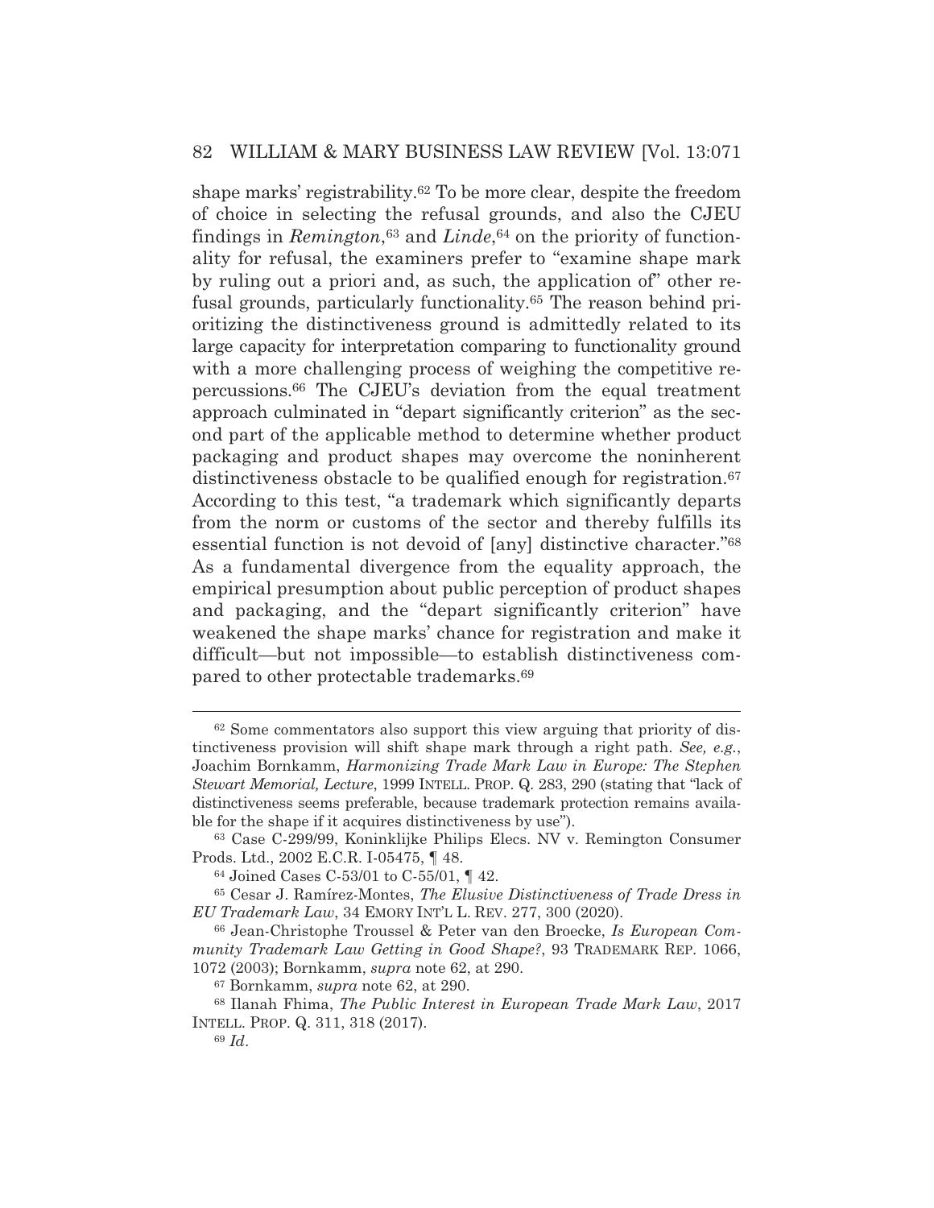shape marks' registrability.[62] To be more clear, despite the freedom of choice in selecting the refusal grounds, and also the CJEU findings in *Remington*,[63] and *Linde*,[64] on the priority of functionality for refusal, the examiners prefer to "examine shape mark by ruling out a priori and, as such, the application of" other refusal grounds, particularly functionality.[65] The reason behind prioritizing the distinctiveness ground is admittedly related to its large capacity for interpretation comparing to functionality ground with a more challenging process of weighing the competitive repercussions.[66] The CJEU's deviation from the equal treatment approach culminated in "depart significantly criterion" as the second part of the applicable method to determine whether product packaging and product shapes may overcome the noninherent distinctiveness obstacle to be qualified enough for registration.[67] According to this test, "a trademark which significantly departs from the norm or customs of the sector and thereby fulfills its essential function is not devoid of [any] distinctive character."[68] As a fundamental divergence from the equality approach, the empirical presumption about public perception of product shapes and packaging, and the "depart significantly criterion" have weakened the shape marks' chance for registration and make it difficult—but not impossible—to establish distinctiveness compared to other protectable trademarks.[69]

---

[62] Some commentators also support this view arguing that priority of distinctiveness provision will shift shape mark through a right path. *See, e.g.*, Joachim Bornkamm, *Harmonizing Trade Mark Law in Europe: The Stephen Stewart Memorial, Lecture*, 1999 INTELL. PROP. Q. 283, 290 (stating that "lack of distinctiveness seems preferable, because trademark protection remains available for the shape if it acquires distinctiveness by use").

[63] Case C-299/99, Koninklijke Philips Elecs. NV v. Remington Consumer Prods. Ltd., 2002 E.C.R. I-05475, ¶ 48.

[64] Joined Cases C-53/01 to C-55/01, ¶ 42.

[65] Cesar J. Ramírez-Montes, *The Elusive Distinctiveness of Trade Dress in EU Trademark Law*, 34 EMORY INT'L L. REV. 277, 300 (2020).

[66] Jean-Christophe Troussel & Peter van den Broecke, *Is European Community Trademark Law Getting in Good Shape?*, 93 TRADEMARK REP. 1066, 1072 (2003); Bornkamm, *supra* note 62, at 290.

[67] Bornkamm, *supra* note 62, at 290.

[68] Ilanah Fhima, *The Public Interest in European Trade Mark Law*, 2017 INTELL. PROP. Q. 311, 318 (2017).

[69] *Id*.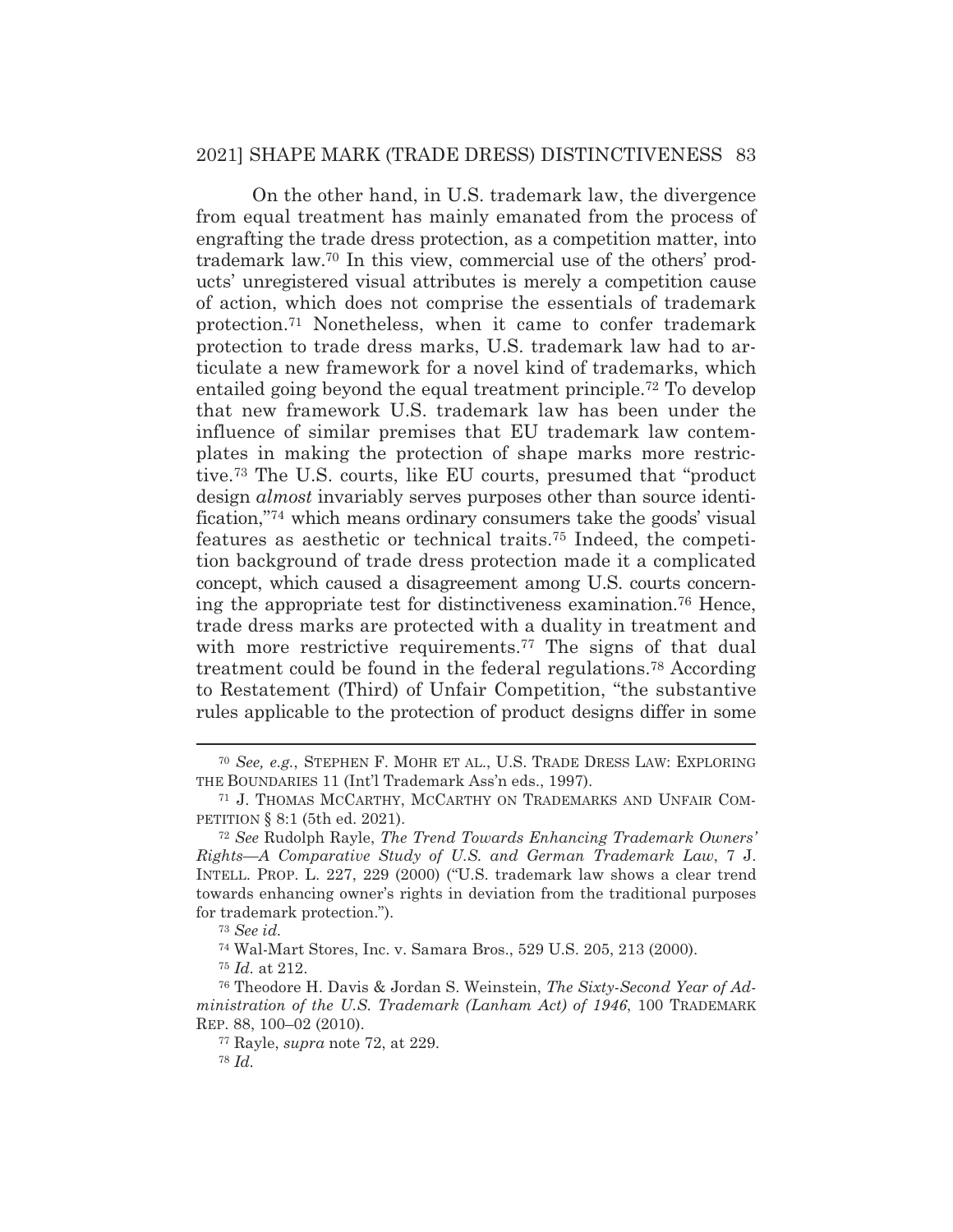On the other hand, in U.S. trademark law, the divergence from equal treatment has mainly emanated from the process of engrafting the trade dress protection, as a competition matter, into trademark law.[70] In this view, commercial use of the others' products' unregistered visual attributes is merely a competition cause of action, which does not comprise the essentials of trademark protection.[71] Nonetheless, when it came to confer trademark protection to trade dress marks, U.S. trademark law had to articulate a new framework for a novel kind of trademarks, which entailed going beyond the equal treatment principle.[72] To develop that new framework U.S. trademark law has been under the influence of similar premises that EU trademark law contemplates in making the protection of shape marks more restrictive.[73] The U.S. courts, like EU courts, presumed that "product design *almost* invariably serves purposes other than source identification,"[74] which means ordinary consumers take the goods' visual features as aesthetic or technical traits.[75] Indeed, the competition background of trade dress protection made it a complicated concept, which caused a disagreement among U.S. courts concerning the appropriate test for distinctiveness examination.[76] Hence, trade dress marks are protected with a duality in treatment and with more restrictive requirements.[77] The signs of that dual treatment could be found in the federal regulations.[78] According to Restatement (Third) of Unfair Competition, "the substantive rules applicable to the protection of product designs differ in some

---

[70] *See, e.g.*, STEPHEN F. MOHR ET AL., U.S. TRADE DRESS LAW: EXPLORING THE BOUNDARIES 11 (Int'l Trademark Ass'n eds., 1997).

[71] J. THOMAS MCCARTHY, MCCARTHY ON TRADEMARKS AND UNFAIR COMPETITION § 8:1 (5th ed. 2021).

[72] *See* Rudolph Rayle, *The Trend Towards Enhancing Trademark Owners' Rights—A Comparative Study of U.S. and German Trademark Law*, 7 J. INTELL. PROP. L. 227, 229 (2000) ("U.S. trademark law shows a clear trend towards enhancing owner's rights in deviation from the traditional purposes for trademark protection.").

[73] *See id.*

[74] Wal-Mart Stores, Inc. v. Samara Bros., 529 U.S. 205, 213 (2000).

[75] *Id.* at 212.

[76] Theodore H. Davis & Jordan S. Weinstein, *The Sixty-Second Year of Administration of the U.S. Trademark (Lanham Act) of 1946*, 100 TRADEMARK REP. 88, 100–02 (2010).

[77] Rayle, *supra* note 72, at 229.

[78] *Id.*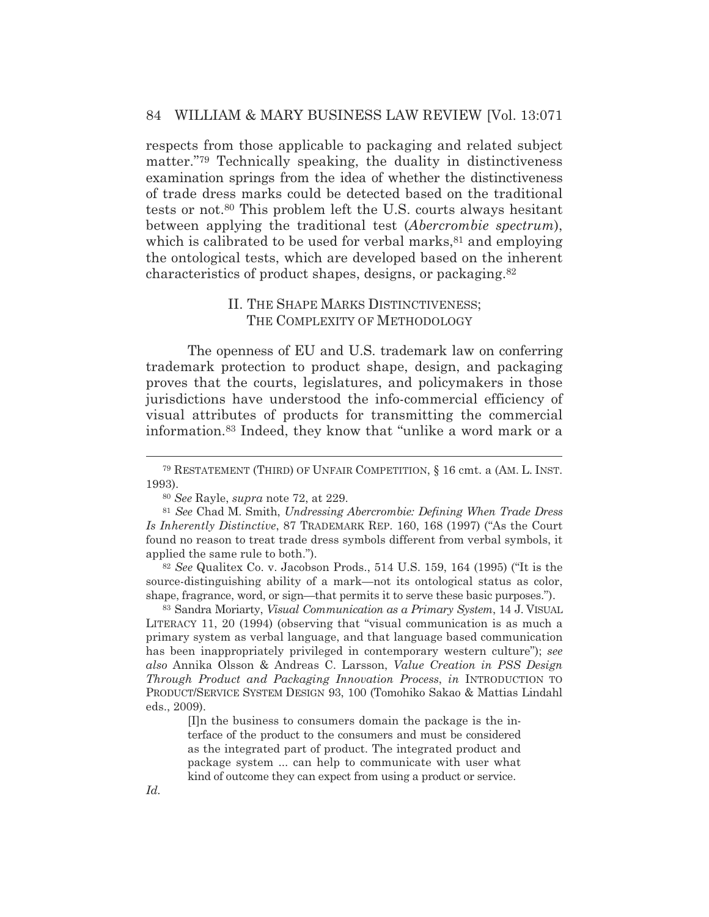respects from those applicable to packaging and related subject matter."[79] Technically speaking, the duality in distinctiveness examination springs from the idea of whether the distinctiveness of trade dress marks could be detected based on the traditional tests or not.[80] This problem left the U.S. courts always hesitant between applying the traditional test (*Abercrombie spectrum*), which is calibrated to be used for verbal marks,[81] and employing the ontological tests, which are developed based on the inherent characteristics of product shapes, designs, or packaging.[82]

## II. THE SHAPE MARKS DISTINCTIVENESS; THE COMPLEXITY OF METHODOLOGY

The openness of EU and U.S. trademark law on conferring trademark protection to product shape, design, and packaging proves that the courts, legislatures, and policymakers in those jurisdictions have understood the info-commercial efficiency of visual attributes of products for transmitting the commercial information.[83] Indeed, they know that "unlike a word mark or a

---

[79] RESTATEMENT (THIRD) OF UNFAIR COMPETITION, § 16 cmt. a (AM. L. INST. 1993).

[80] *See* Rayle, *supra* note 72, at 229.

[81] *See* Chad M. Smith, *Undressing Abercrombie: Defining When Trade Dress Is Inherently Distinctive*, 87 TRADEMARK REP. 160, 168 (1997) ("As the Court found no reason to treat trade dress symbols different from verbal symbols, it applied the same rule to both.").

[82] *See* Qualitex Co. v. Jacobson Prods., 514 U.S. 159, 164 (1995) ("It is the source-distinguishing ability of a mark—not its ontological status as color, shape, fragrance, word, or sign—that permits it to serve these basic purposes.").

[83] Sandra Moriarty, *Visual Communication as a Primary System*, 14 J. VISUAL LITERACY 11, 20 (1994) (observing that "visual communication is as much a primary system as verbal language, and that language based communication has been inappropriately privileged in contemporary western culture"); *see also* Annika Olsson & Andreas C. Larsson, *Value Creation in PSS Design Through Product and Packaging Innovation Process*, *in* INTRODUCTION TO PRODUCT/SERVICE SYSTEM DESIGN 93, 100 (Tomohiko Sakao & Mattias Lindahl eds., 2009).

> [I]n the business to consumers domain the package is the interface of the product to the consumers and must be considered as the integrated part of product. The integrated product and package system ... can help to communicate with user what kind of outcome they can expect from using a product or service.

*Id.*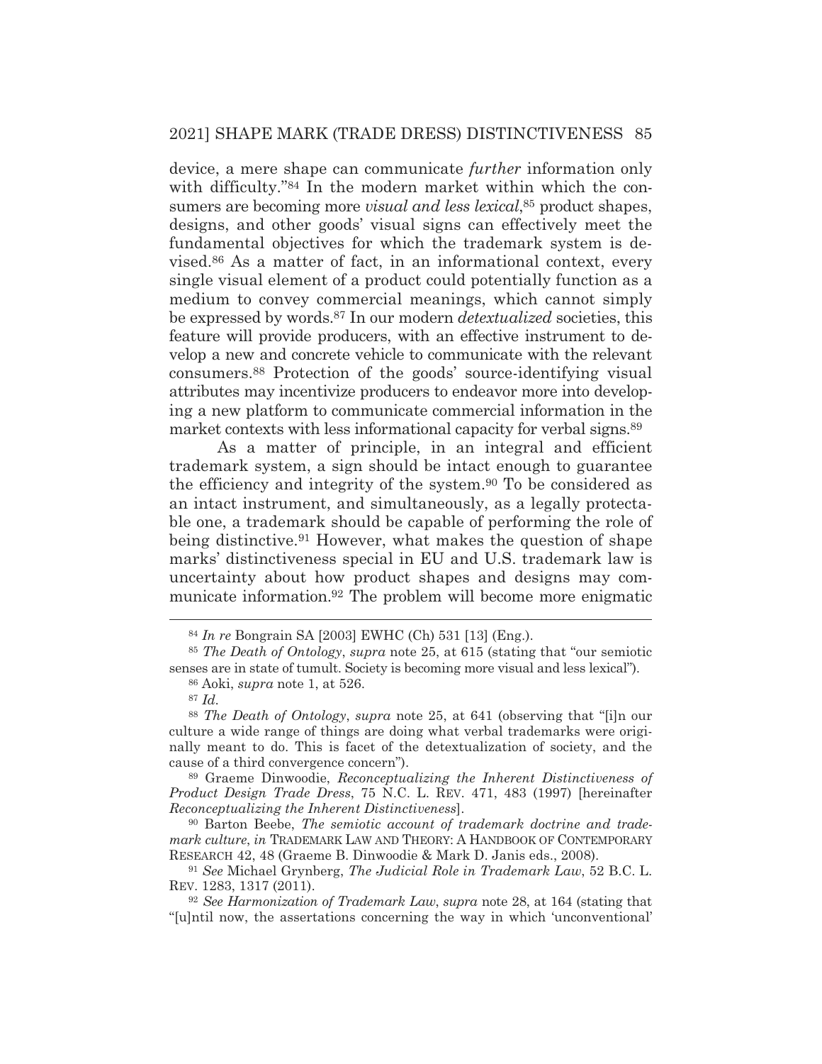device, a mere shape can communicate *further* information only with difficulty."[84] In the modern market within which the consumers are becoming more *visual and less lexical*,[85] product shapes, designs, and other goods' visual signs can effectively meet the fundamental objectives for which the trademark system is devised.[86] As a matter of fact, in an informational context, every single visual element of a product could potentially function as a medium to convey commercial meanings, which cannot simply be expressed by words.[87] In our modern *detextualized* societies, this feature will provide producers, with an effective instrument to develop a new and concrete vehicle to communicate with the relevant consumers.[88] Protection of the goods' source-identifying visual attributes may incentivize producers to endeavor more into developing a new platform to communicate commercial information in the market contexts with less informational capacity for verbal signs.[89]

As a matter of principle, in an integral and efficient trademark system, a sign should be intact enough to guarantee the efficiency and integrity of the system.[90] To be considered as an intact instrument, and simultaneously, as a legally protectable one, a trademark should be capable of performing the role of being distinctive.[91] However, what makes the question of shape marks' distinctiveness special in EU and U.S. trademark law is uncertainty about how product shapes and designs may communicate information.[92] The problem will become more enigmatic

---

[84] *In re* Bongrain SA [2003] EWHC (Ch) 531 [13] (Eng.).

[85] *The Death of Ontology*, *supra* note 25, at 615 (stating that "our semiotic senses are in state of tumult. Society is becoming more visual and less lexical").

[86] Aoki, *supra* note 1, at 526.

[87] *Id.*

[88] *The Death of Ontology*, *supra* note 25, at 641 (observing that "[i]n our culture a wide range of things are doing what verbal trademarks were originally meant to do. This is facet of the detextualization of society, and the cause of a third convergence concern").

[89] Graeme Dinwoodie, *Reconceptualizing the Inherent Distinctiveness of Product Design Trade Dress*, 75 N.C. L. REV. 471, 483 (1997) [hereinafter *Reconceptualizing the Inherent Distinctiveness*].

[90] Barton Beebe, *The semiotic account of trademark doctrine and trademark culture*, *in* TRADEMARK LAW AND THEORY: A HANDBOOK OF CONTEMPORARY RESEARCH 42, 48 (Graeme B. Dinwoodie & Mark D. Janis eds., 2008).

[91] *See* Michael Grynberg, *The Judicial Role in Trademark Law*, 52 B.C. L. REV. 1283, 1317 (2011).

[92] *See Harmonization of Trademark Law*, *supra* note 28, at 164 (stating that "[u]ntil now, the assertions concerning the way in which 'unconventional'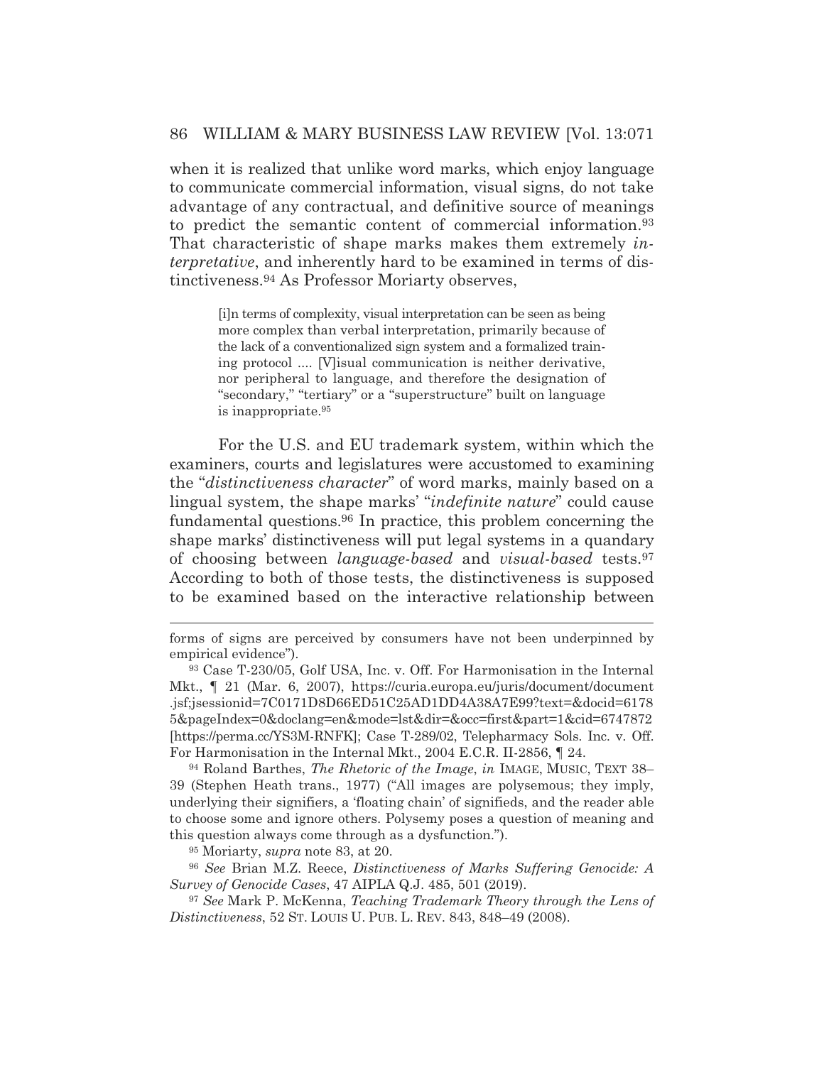when it is realized that unlike word marks, which enjoy language to communicate commercial information, visual signs, do not take advantage of any contractual, and definitive source of meanings to predict the semantic content of commercial information.[93] That characteristic of shape marks makes them extremely *interpretative*, and inherently hard to be examined in terms of distinctiveness.[94] As Professor Moriarty observes,

> [i]n terms of complexity, visual interpretation can be seen as being more complex than verbal interpretation, primarily because of the lack of a conventionalized sign system and a formalized training protocol .... [V]isual communication is neither derivative, nor peripheral to language, and therefore the designation of "secondary," "tertiary" or a "superstructure" built on language is inappropriate.[95]

For the U.S. and EU trademark system, within which the examiners, courts and legislatures were accustomed to examining the "*distinctiveness character*" of word marks, mainly based on a lingual system, the shape marks' "*indefinite nature*" could cause fundamental questions.[96] In practice, this problem concerning the shape marks' distinctiveness will put legal systems in a quandary of choosing between *language-based* and *visual-based* tests.[97] According to both of those tests, the distinctiveness is supposed to be examined based on the interactive relationship between

---

forms of signs are perceived by consumers have not been underpinned by empirical evidence").

[93] Case T-230/05, Golf USA, Inc. v. Off. For Harmonisation in the Internal Mkt., ¶ 21 (Mar. 6, 2007), https://curia.europa.eu/juris/document/document.jsf;jsessionid=7C0171D8D66ED51C25AD1DD4A38A7E99?text=&docid=61785&pageIndex=0&doclang=en&mode=lst&dir=&occ=first&part=1&cid=6747872 [https://perma.cc/YS3M-RNFK]; Case T-289/02, Telepharmacy Sols. Inc. v. Off. For Harmonisation in the Internal Mkt., 2004 E.C.R. II-2856, ¶ 24.

[94] Roland Barthes, *The Rhetoric of the Image*, *in* IMAGE, MUSIC, TEXT 38–39 (Stephen Heath trans., 1977) ("All images are polysemous; they imply, underlying their signifiers, a 'floating chain' of signifieds, and the reader able to choose some and ignore others. Polysemy poses a question of meaning and this question always come through as a dysfunction.").

[95] Moriarty, *supra* note 83, at 20.

[96] *See* Brian M.Z. Reece, *Distinctiveness of Marks Suffering Genocide: A Survey of Genocide Cases*, 47 AIPLA Q.J. 485, 501 (2019).

[97] *See* Mark P. McKenna, *Teaching Trademark Theory through the Lens of Distinctiveness*, 52 ST. LOUIS U. PUB. L. REV. 843, 848–49 (2008).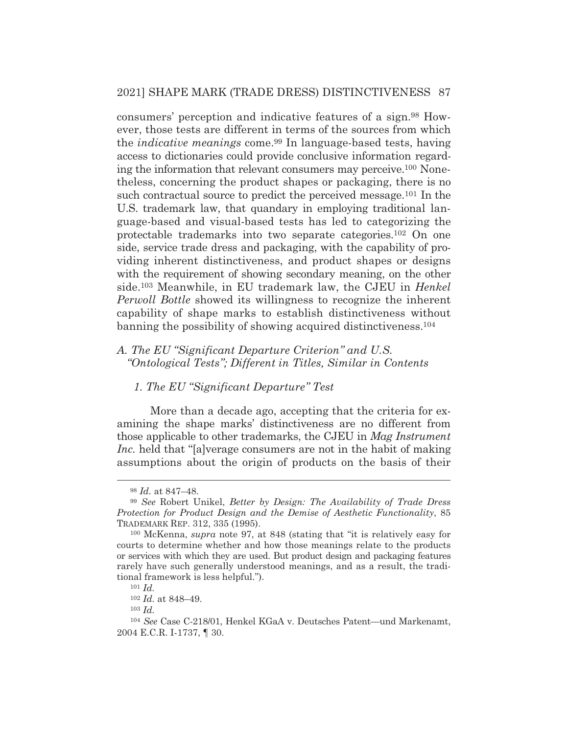consumers' perception and indicative features of a sign.[98] However, those tests are different in terms of the sources from which the *indicative meanings* come.[99] In language-based tests, having access to dictionaries could provide conclusive information regarding the information that relevant consumers may perceive.[100] Nonetheless, concerning the product shapes or packaging, there is no such contractual source to predict the perceived message.[101] In the U.S. trademark law, that quandary in employing traditional language-based and visual-based tests has led to categorizing the protectable trademarks into two separate categories.[102] On one side, service trade dress and packaging, with the capability of providing inherent distinctiveness, and product shapes or designs with the requirement of showing secondary meaning, on the other side.[103] Meanwhile, in EU trademark law, the CJEU in *Henkel Perwoll Bottle* showed its willingness to recognize the inherent capability of shape marks to establish distinctiveness without banning the possibility of showing acquired distinctiveness.[104]

### *A. The EU "Significant Departure Criterion" and U.S. "Ontological Tests"; Different in Titles, Similar in Contents*

#### *1. The EU "Significant Departure" Test*

More than a decade ago, accepting that the criteria for examining the shape marks' distinctiveness are no different from those applicable to other trademarks, the CJEU in *Mag Instrument Inc.* held that "[a]verage consumers are not in the habit of making assumptions about the origin of products on the basis of their

---

[98] *Id.* at 847–48.

[99] *See* Robert Unikel, *Better by Design: The Availability of Trade Dress Protection for Product Design and the Demise of Aesthetic Functionality*, 85 TRADEMARK REP. 312, 335 (1995).

[100] McKenna, *supra* note 97, at 848 (stating that "it is relatively easy for courts to determine whether and how those meanings relate to the products or services with which they are used. But product design and packaging features rarely have such generally understood meanings, and as a result, the traditional framework is less helpful.").

[101] *Id.*

[102] *Id.* at 848–49.

[103] *Id.*

[104] *See* Case C-218/01, Henkel KGaA v. Deutsches Patent—und Markenamt, 2004 E.C.R. I-1737, ¶ 30.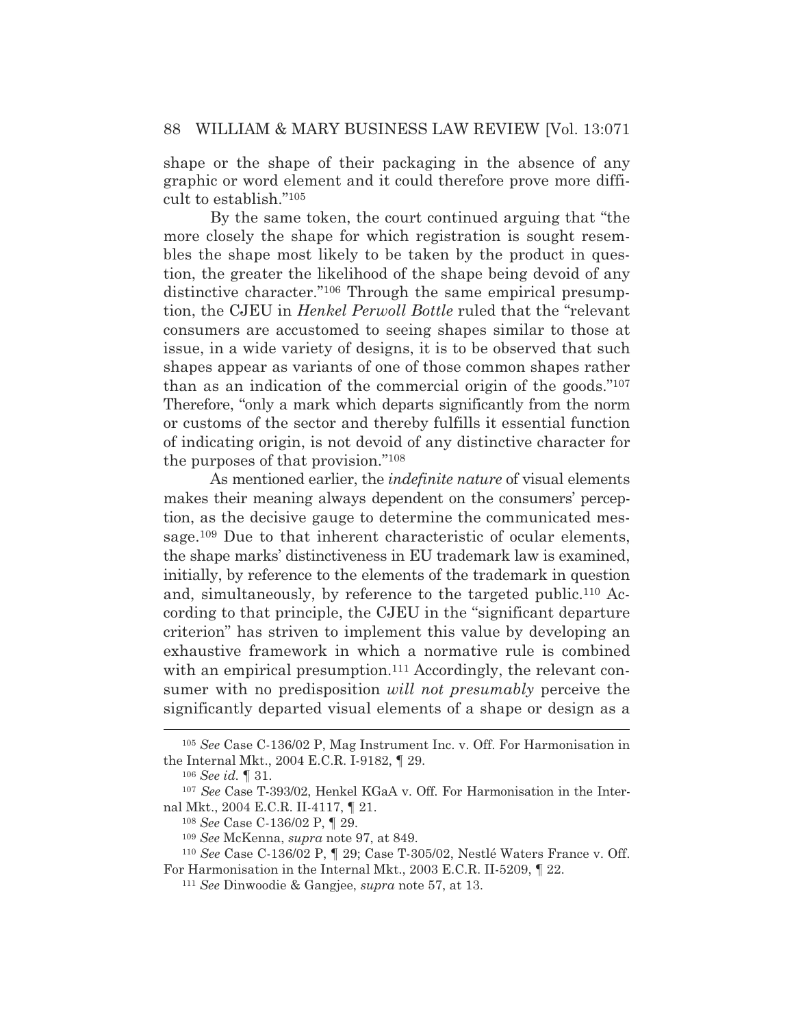shape or the shape of their packaging in the absence of any graphic or word element and it could therefore prove more difficult to establish."[105]

By the same token, the court continued arguing that "the more closely the shape for which registration is sought resembles the shape most likely to be taken by the product in question, the greater the likelihood of the shape being devoid of any distinctive character."[106] Through the same empirical presumption, the CJEU in *Henkel Perwoll Bottle* ruled that the "relevant consumers are accustomed to seeing shapes similar to those at issue, in a wide variety of designs, it is to be observed that such shapes appear as variants of one of those common shapes rather than as an indication of the commercial origin of the goods."[107] Therefore, "only a mark which departs significantly from the norm or customs of the sector and thereby fulfills it essential function of indicating origin, is not devoid of any distinctive character for the purposes of that provision."[108]

As mentioned earlier, the *indefinite nature* of visual elements makes their meaning always dependent on the consumers' perception, as the decisive gauge to determine the communicated message.[109] Due to that inherent characteristic of ocular elements, the shape marks' distinctiveness in EU trademark law is examined, initially, by reference to the elements of the trademark in question and, simultaneously, by reference to the targeted public.[110] According to that principle, the CJEU in the "significant departure criterion" has striven to implement this value by developing an exhaustive framework in which a normative rule is combined with an empirical presumption.[111] Accordingly, the relevant consumer with no predisposition *will not presumably* perceive the significantly departed visual elements of a shape or design as a

---

[105] *See* Case C-136/02 P, Mag Instrument Inc. v. Off. For Harmonisation in the Internal Mkt., 2004 E.C.R. I-9182, ¶ 29.

[106] *See id.* ¶ 31.

[107] *See* Case T-393/02, Henkel KGaA v. Off. For Harmonisation in the Internal Mkt., 2004 E.C.R. II-4117, ¶ 21.

[108] *See* Case C-136/02 P, ¶ 29.

[109] *See* McKenna, *supra* note 97, at 849.

[110] *See* Case C-136/02 P, ¶ 29; Case T-305/02, Nestlé Waters France v. Off. For Harmonisation in the Internal Mkt., 2003 E.C.R. II-5209, ¶ 22.

[111] *See* Dinwoodie & Gangjee, *supra* note 57, at 13.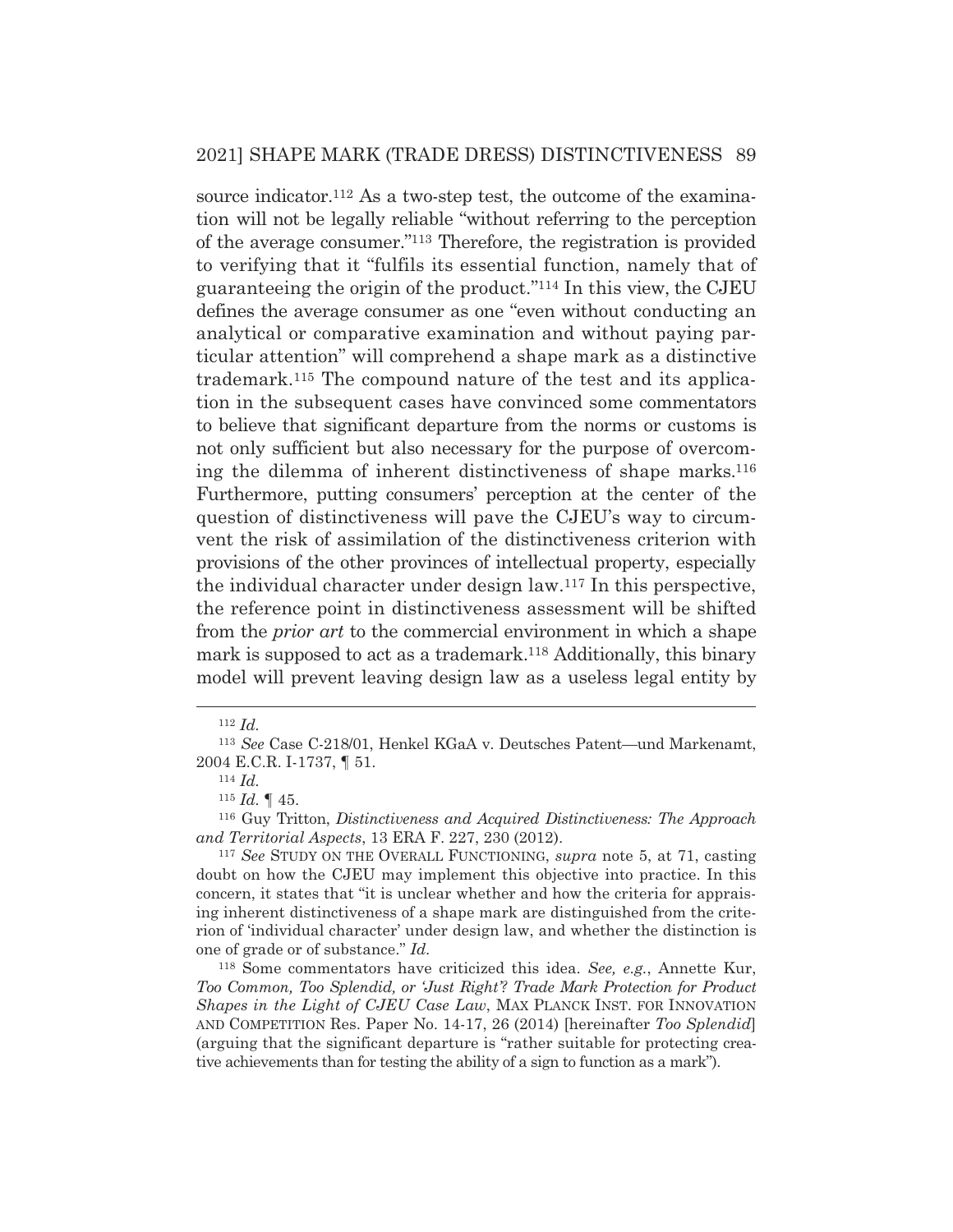source indicator.[112] As a two-step test, the outcome of the examination will not be legally reliable "without referring to the perception of the average consumer."[113] Therefore, the registration is provided to verifying that it "fulfils its essential function, namely that of guaranteeing the origin of the product."[114] In this view, the CJEU defines the average consumer as one "even without conducting an analytical or comparative examination and without paying particular attention" will comprehend a shape mark as a distinctive trademark.[115] The compound nature of the test and its application in the subsequent cases have convinced some commentators to believe that significant departure from the norms or customs is not only sufficient but also necessary for the purpose of overcoming the dilemma of inherent distinctiveness of shape marks.[116] Furthermore, putting consumers' perception at the center of the question of distinctiveness will pave the CJEU's way to circumvent the risk of assimilation of the distinctiveness criterion with provisions of the other provinces of intellectual property, especially the individual character under design law.[117] In this perspective, the reference point in distinctiveness assessment will be shifted from the *prior art* to the commercial environment in which a shape mark is supposed to act as a trademark.[118] Additionally, this binary model will prevent leaving design law as a useless legal entity by

---

[112] *Id.*

[113] *See* Case C-218/01, Henkel KGaA v. Deutsches Patent—und Markenamt, 2004 E.C.R. I-1737, ¶ 51.

[114] *Id.*

[115] *Id.* ¶ 45.

[116] Guy Tritton, *Distinctiveness and Acquired Distinctiveness: The Approach and Territorial Aspects*, 13 ERA F. 227, 230 (2012).

[117] *See* STUDY ON THE OVERALL FUNCTIONING, *supra* note 5, at 71, casting doubt on how the CJEU may implement this objective into practice. In this concern, it states that "it is unclear whether and how the criteria for appraising inherent distinctiveness of a shape mark are distinguished from the criterion of 'individual character' under design law, and whether the distinction is one of grade or of substance." *Id.*

[118] Some commentators have criticized this idea. *See, e.g.*, Annette Kur, *Too Common, Too Splendid, or 'Just Right'? Trade Mark Protection for Product Shapes in the Light of CJEU Case Law*, MAX PLANCK INST. FOR INNOVATION AND COMPETITION Res. Paper No. 14-17, 26 (2014) [hereinafter *Too Splendid*] (arguing that the significant departure is "rather suitable for protecting creative achievements than for testing the ability of a sign to function as a mark").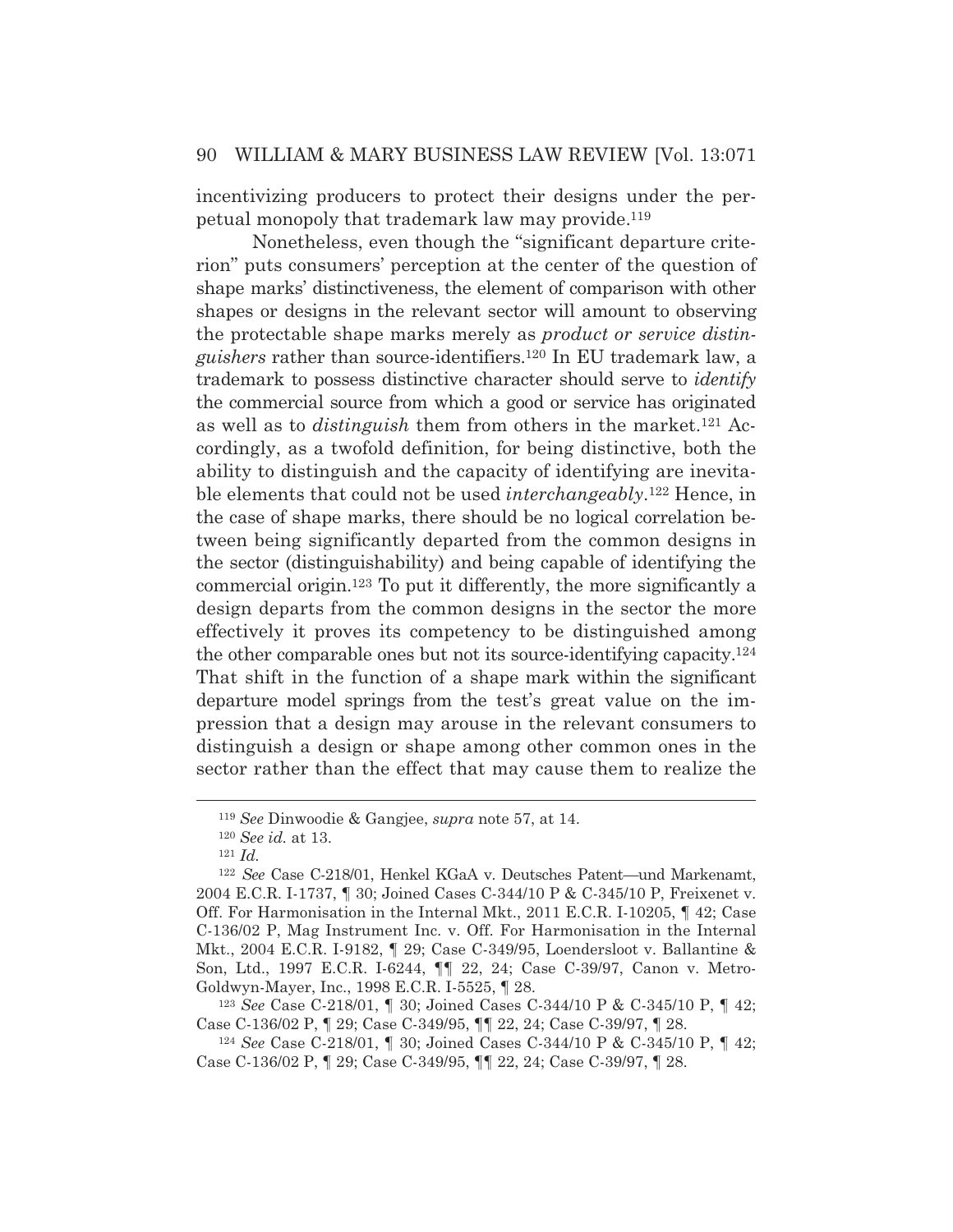incentivizing producers to protect their designs under the perpetual monopoly that trademark law may provide.[119]

Nonetheless, even though the "significant departure criterion" puts consumers' perception at the center of the question of shape marks' distinctiveness, the element of comparison with other shapes or designs in the relevant sector will amount to observing the protectable shape marks merely as *product or service distinguishers* rather than source-identifiers.[120] In EU trademark law, a trademark to possess distinctive character should serve to *identify* the commercial source from which a good or service has originated as well as to *distinguish* them from others in the market.[121] Accordingly, as a twofold definition, for being distinctive, both the ability to distinguish and the capacity of identifying are inevitable elements that could not be used *interchangeably*.[122] Hence, in the case of shape marks, there should be no logical correlation between being significantly departed from the common designs in the sector (distinguishability) and being capable of identifying the commercial origin.[123] To put it differently, the more significantly a design departs from the common designs in the sector the more effectively it proves its competency to be distinguished among the other comparable ones but not its source-identifying capacity.[124] That shift in the function of a shape mark within the significant departure model springs from the test's great value on the impression that a design may arouse in the relevant consumers to distinguish a design or shape among other common ones in the sector rather than the effect that may cause them to realize the

---

[119] *See* Dinwoodie & Gangjee, *supra* note 57, at 14.

[120] *See id.* at 13.

[121] *Id.*

[122] *See* Case C-218/01, Henkel KGaA v. Deutsches Patent—und Markenamt, 2004 E.C.R. I-1737, ¶ 30; Joined Cases C-344/10 P & C-345/10 P, Freixenet v. Off. For Harmonisation in the Internal Mkt., 2011 E.C.R. I-10205, ¶ 42; Case C-136/02 P, Mag Instrument Inc. v. Off. For Harmonisation in the Internal Mkt., 2004 E.C.R. I-9182, ¶ 29; Case C-349/95, Loendersloot v. Ballantine & Son, Ltd., 1997 E.C.R. I-6244, ¶¶ 22, 24; Case C-39/97, Canon v. Metro-Goldwyn-Mayer, Inc., 1998 E.C.R. I-5525, ¶ 28.

[123] *See* Case C-218/01, ¶ 30; Joined Cases C-344/10 P & C-345/10 P, ¶ 42; Case C-136/02 P, ¶ 29; Case C-349/95, ¶¶ 22, 24; Case C-39/97, ¶ 28.

[124] *See* Case C-218/01, ¶ 30; Joined Cases C-344/10 P & C-345/10 P, ¶ 42; Case C-136/02 P, ¶ 29; Case C-349/95, ¶¶ 22, 24; Case C-39/97, ¶ 28.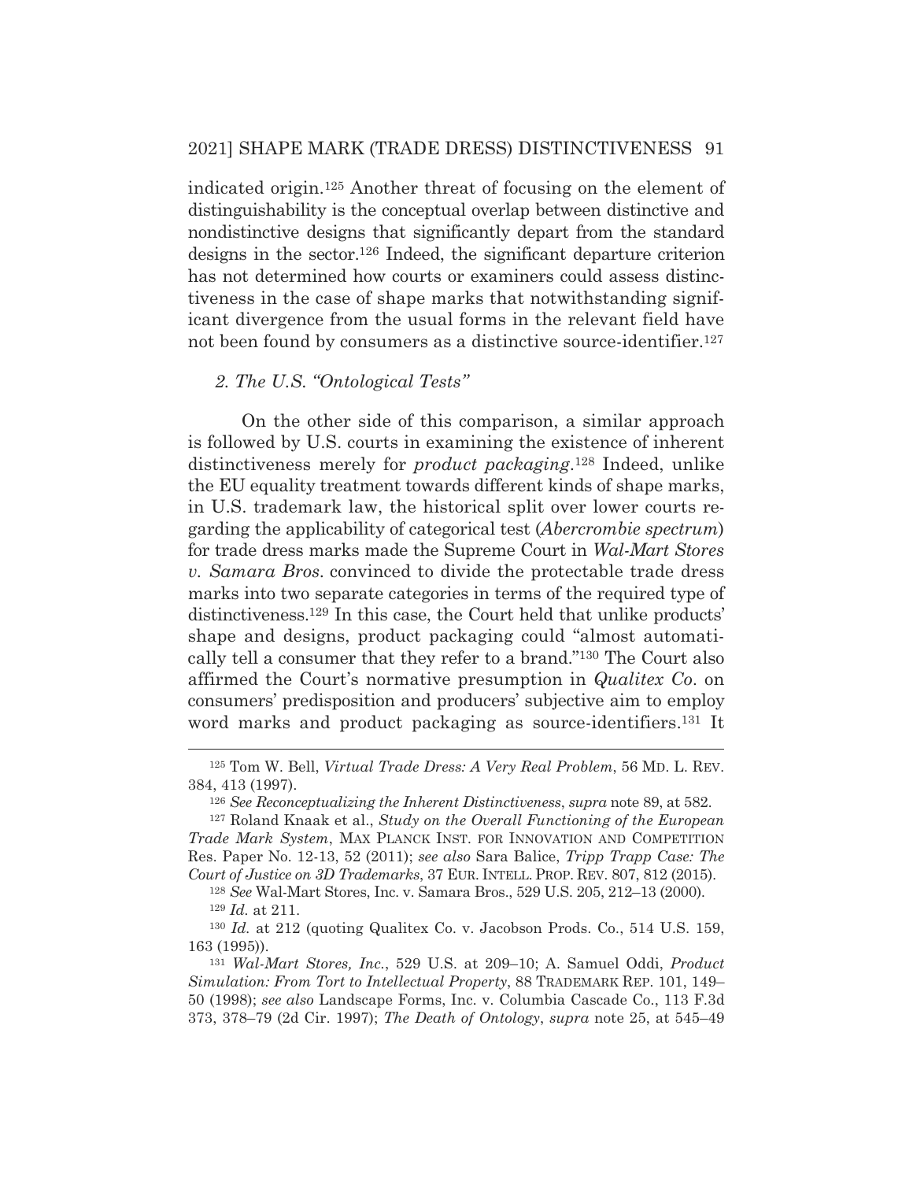indicated origin.[125] Another threat of focusing on the element of distinguishability is the conceptual overlap between distinctive and nondistinctive designs that significantly depart from the standard designs in the sector.[126] Indeed, the significant departure criterion has not determined how courts or examiners could assess distinctiveness in the case of shape marks that notwithstanding significant divergence from the usual forms in the relevant field have not been found by consumers as a distinctive source-identifier.[127]

### *2. The U.S. "Ontological Tests"*

On the other side of this comparison, a similar approach is followed by U.S. courts in examining the existence of inherent distinctiveness merely for *product packaging*.[128] Indeed, unlike the EU equality treatment towards different kinds of shape marks, in U.S. trademark law, the historical split over lower courts regarding the applicability of categorical test (*Abercrombie spectrum*) for trade dress marks made the Supreme Court in *Wal-Mart Stores v. Samara Bros*. convinced to divide the protectable trade dress marks into two separate categories in terms of the required type of distinctiveness.[129] In this case, the Court held that unlike products' shape and designs, product packaging could "almost automatically tell a consumer that they refer to a brand."[130] The Court also affirmed the Court's normative presumption in *Qualitex Co*. on consumers' predisposition and producers' subjective aim to employ word marks and product packaging as source-identifiers.[131] It

---

[125] Tom W. Bell, *Virtual Trade Dress: A Very Real Problem*, 56 MD. L. REV. 384, 413 (1997).

[126] *See Reconceptualizing the Inherent Distinctiveness*, *supra* note 89, at 582.

[127] Roland Knaak et al., *Study on the Overall Functioning of the European Trade Mark System*, MAX PLANCK INST. FOR INNOVATION AND COMPETITION Res. Paper No. 12-13, 52 (2011); *see also* Sara Balice, *Tripp Trapp Case: The Court of Justice on 3D Trademarks*, 37 EUR. INTELL. PROP. REV. 807, 812 (2015).

[128] *See* Wal-Mart Stores, Inc. v. Samara Bros., 529 U.S. 205, 212–13 (2000).

[129] *Id.* at 211.

[130] *Id.* at 212 (quoting Qualitex Co. v. Jacobson Prods. Co., 514 U.S. 159, 163 (1995)).

[131] *Wal-Mart Stores, Inc.*, 529 U.S. at 209–10; A. Samuel Oddi, *Product Simulation: From Tort to Intellectual Property*, 88 TRADEMARK REP. 101, 149–50 (1998); *see also* Landscape Forms, Inc. v. Columbia Cascade Co., 113 F.3d 373, 378–79 (2d Cir. 1997); *The Death of Ontology*, *supra* note 25, at 545–49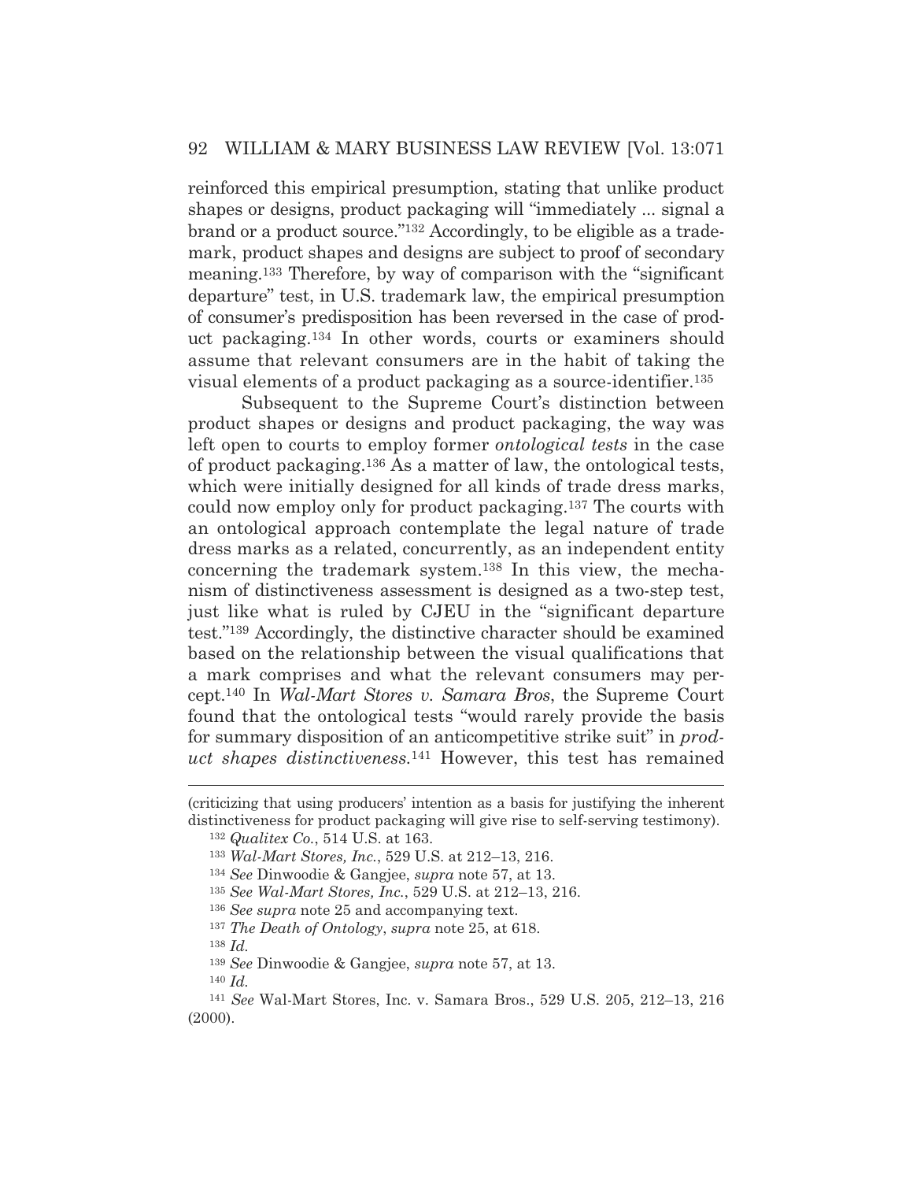reinforced this empirical presumption, stating that unlike product shapes or designs, product packaging will "immediately ... signal a brand or a product source."[132] Accordingly, to be eligible as a trademark, product shapes and designs are subject to proof of secondary meaning.[133] Therefore, by way of comparison with the "significant departure" test, in U.S. trademark law, the empirical presumption of consumer's predisposition has been reversed in the case of product packaging.[134] In other words, courts or examiners should assume that relevant consumers are in the habit of taking the visual elements of a product packaging as a source-identifier.[135]

Subsequent to the Supreme Court's distinction between product shapes or designs and product packaging, the way was left open to courts to employ former *ontological tests* in the case of product packaging.[136] As a matter of law, the ontological tests, which were initially designed for all kinds of trade dress marks, could now employ only for product packaging.[137] The courts with an ontological approach contemplate the legal nature of trade dress marks as a related, concurrently, as an independent entity concerning the trademark system.[138] In this view, the mechanism of distinctiveness assessment is designed as a two-step test, just like what is ruled by CJEU in the "significant departure test."[139] Accordingly, the distinctive character should be examined based on the relationship between the visual qualifications that a mark comprises and what the relevant consumers may percept.[140] In *Wal-Mart Stores v. Samara Bros*, the Supreme Court found that the ontological tests "would rarely provide the basis for summary disposition of an anticompetitive strike suit" in *product shapes distinctiveness*.[141] However, this test has remained

---

(criticizing that using producers' intention as a basis for justifying the inherent distinctiveness for product packaging will give rise to self-serving testimony).

[132] *Qualitex Co.*, 514 U.S. at 163.

[133] *Wal-Mart Stores, Inc.*, 529 U.S. at 212–13, 216.

[134] *See* Dinwoodie & Gangjee, *supra* note 57, at 13.

[135] *See Wal-Mart Stores, Inc.*, 529 U.S. at 212–13, 216.

[136] *See supra* note 25 and accompanying text.

[137] *The Death of Ontology*, *supra* note 25, at 618.

[138] *Id.*

[139] *See* Dinwoodie & Gangjee, *supra* note 57, at 13.

[140] *Id.*

[141] *See* Wal-Mart Stores, Inc. v. Samara Bros., 529 U.S. 205, 212–13, 216 (2000).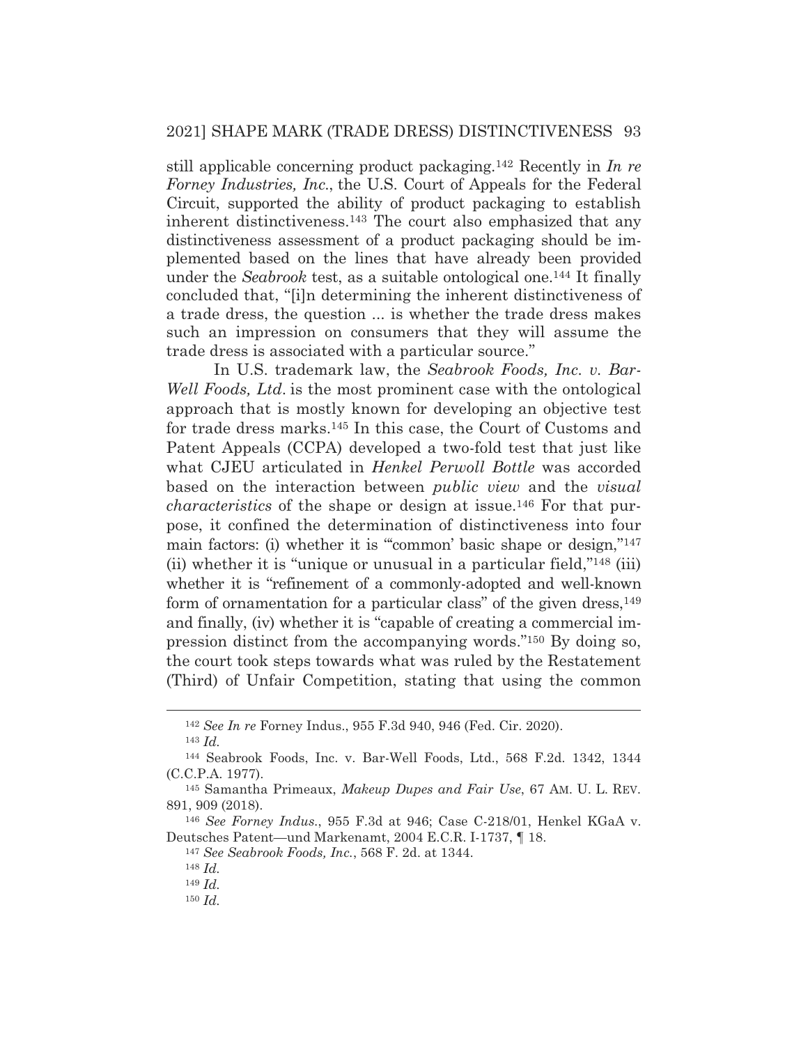still applicable concerning product packaging.[142] Recently in *In re Forney Industries, Inc.*, the U.S. Court of Appeals for the Federal Circuit, supported the ability of product packaging to establish inherent distinctiveness.[143] The court also emphasized that any distinctiveness assessment of a product packaging should be implemented based on the lines that have already been provided under the *Seabrook* test, as a suitable ontological one.[144] It finally concluded that, "[i]n determining the inherent distinctiveness of a trade dress, the question ... is whether the trade dress makes such an impression on consumers that they will assume the trade dress is associated with a particular source."

In U.S. trademark law, the *Seabrook Foods, Inc. v. Bar-Well Foods, Ltd.* is the most prominent case with the ontological approach that is mostly known for developing an objective test for trade dress marks.[145] In this case, the Court of Customs and Patent Appeals (CCPA) developed a two-fold test that just like what CJEU articulated in *Henkel Perwoll Bottle* was accorded based on the interaction between *public view* and the *visual characteristics* of the shape or design at issue.[146] For that purpose, it confined the determination of distinctiveness into four main factors: (i) whether it is "'common' basic shape or design,"[147] (ii) whether it is "unique or unusual in a particular field,"[148] (iii) whether it is "refinement of a commonly-adopted and well-known form of ornamentation for a particular class" of the given dress,[149] and finally, (iv) whether it is "capable of creating a commercial impression distinct from the accompanying words."[150] By doing so, the court took steps towards what was ruled by the Restatement (Third) of Unfair Competition, stating that using the common

---

[142] *See In re* Forney Indus., 955 F.3d 940, 946 (Fed. Cir. 2020).

[143] *Id.*

[144] Seabrook Foods, Inc. v. Bar-Well Foods, Ltd., 568 F.2d. 1342, 1344 (C.C.P.A. 1977).

[145] Samantha Primeaux, *Makeup Dupes and Fair Use*, 67 AM. U. L. REV. 891, 909 (2018).

[146] *See Forney Indus.*, 955 F.3d at 946; Case C-218/01, Henkel KGaA v. Deutsches Patent—und Markenamt, 2004 E.C.R. I-1737, ¶ 18.

[147] *See Seabrook Foods, Inc.*, 568 F. 2d. at 1344.

[148] *Id.*

[149] *Id.*

[150] *Id.*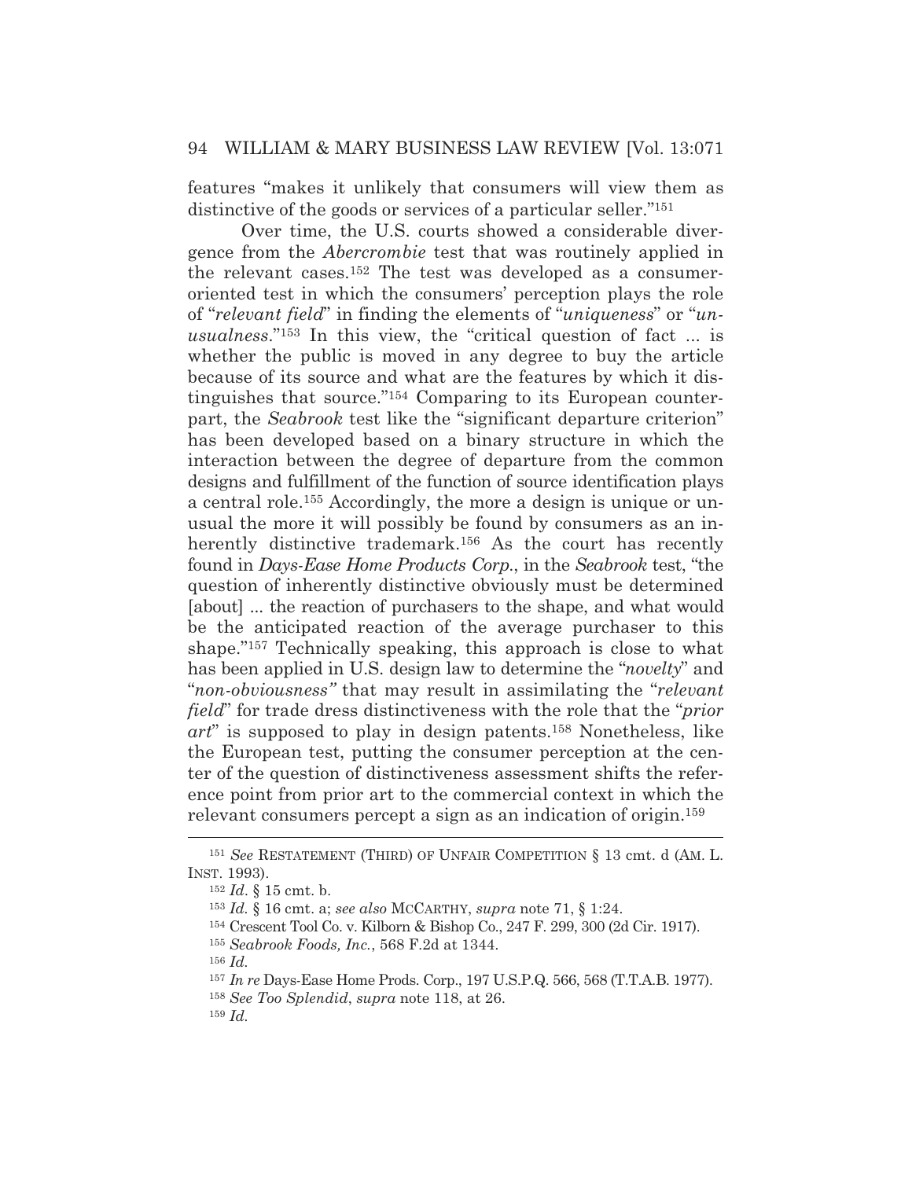features "makes it unlikely that consumers will view them as distinctive of the goods or services of a particular seller."[151]

Over time, the U.S. courts showed a considerable divergence from the *Abercrombie* test that was routinely applied in the relevant cases.[152] The test was developed as a consumer-oriented test in which the consumers' perception plays the role of "*relevant field*" in finding the elements of "*uniqueness*" or "*unusualness*."[153] In this view, the "critical question of fact ... is whether the public is moved in any degree to buy the article because of its source and what are the features by which it distinguishes that source."[154] Comparing to its European counterpart, the *Seabrook* test like the "significant departure criterion" has been developed based on a binary structure in which the interaction between the degree of departure from the common designs and fulfillment of the function of source identification plays a central role.[155] Accordingly, the more a design is unique or unusual the more it will possibly be found by consumers as an inherently distinctive trademark.[156] As the court has recently found in *Days-Ease Home Products Corp.*, in the *Seabrook* test, "the question of inherently distinctive obviously must be determined [about] ... the reaction of purchasers to the shape, and what would be the anticipated reaction of the average purchaser to this shape."[157] Technically speaking, this approach is close to what has been applied in U.S. design law to determine the "*novelty*" and "*non-obviousness"* that may result in assimilating the "*relevant field*" for trade dress distinctiveness with the role that the "*prior art*" is supposed to play in design patents.[158] Nonetheless, like the European test, putting the consumer perception at the center of the question of distinctiveness assessment shifts the reference point from prior art to the commercial context in which the relevant consumers percept a sign as an indication of origin.[159]

---

[151] *See* RESTATEMENT (THIRD) OF UNFAIR COMPETITION § 13 cmt. d (AM. L. INST. 1993).

[152] *Id*. § 15 cmt. b.

[153] *Id.* § 16 cmt. a; *see also* MCCARTHY, *supra* note 71, § 1:24.

[154] Crescent Tool Co. v. Kilborn & Bishop Co., 247 F. 299, 300 (2d Cir. 1917).

[155] *Seabrook Foods, Inc.*, 568 F.2d at 1344.

[156] *Id.*

[157] *In re* Days-Ease Home Prods. Corp., 197 U.S.P.Q. 566, 568 (T.T.A.B. 1977).

[158] *See Too Splendid*, *supra* note 118, at 26.

[159] *Id.*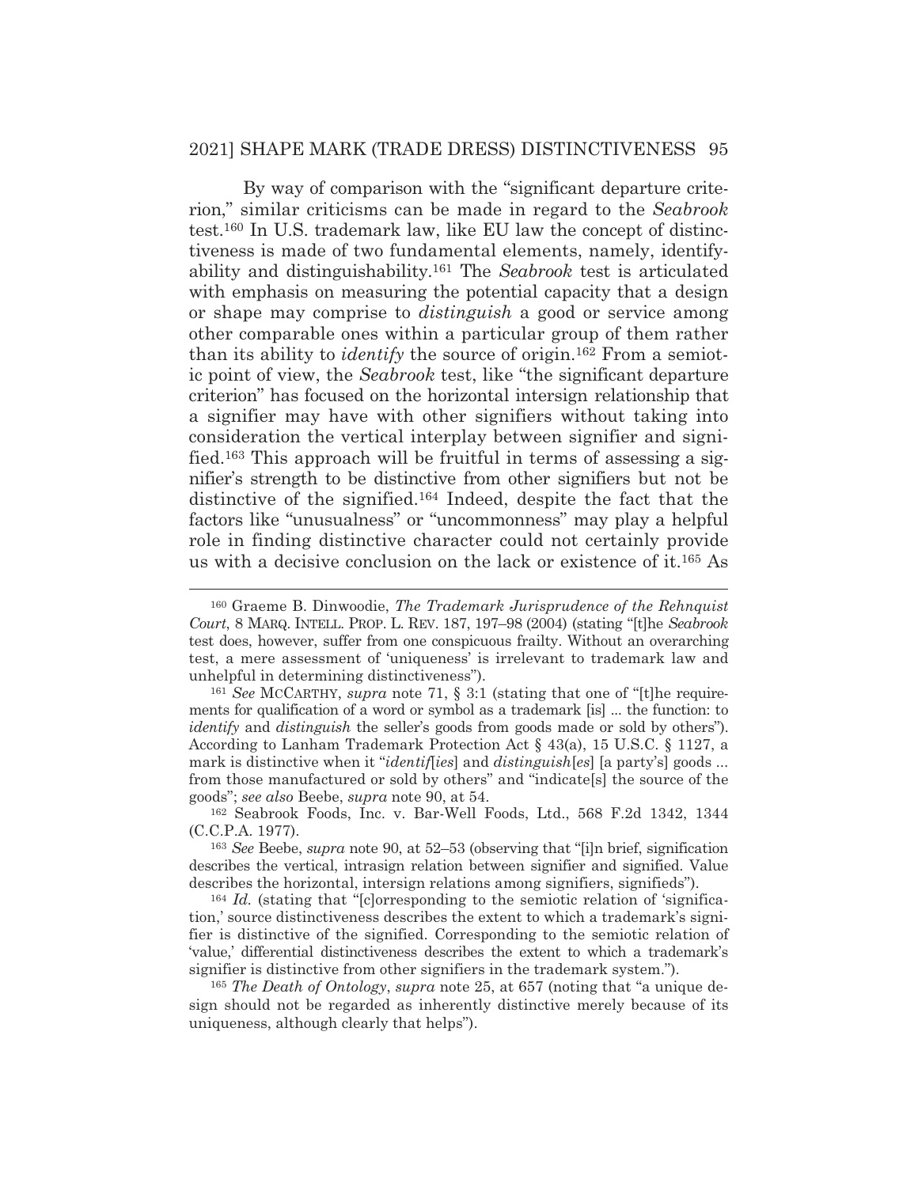By way of comparison with the "significant departure criterion," similar criticisms can be made in regard to the *Seabrook* test.[160] In U.S. trademark law, like EU law the concept of distinctiveness is made of two fundamental elements, namely, identifyability and distinguishability.[161] The *Seabrook* test is articulated with emphasis on measuring the potential capacity that a design or shape may comprise to *distinguish* a good or service among other comparable ones within a particular group of them rather than its ability to *identify* the source of origin.[162] From a semiotic point of view, the *Seabrook* test, like "the significant departure criterion" has focused on the horizontal intersign relationship that a signifier may have with other signifiers without taking into consideration the vertical interplay between signifier and signified.[163] This approach will be fruitful in terms of assessing a signifier's strength to be distinctive from other signifiers but not be distinctive of the signified.[164] Indeed, despite the fact that the factors like "unusualness" or "uncommonness" may play a helpful role in finding distinctive character could not certainly provide us with a decisive conclusion on the lack or existence of it.[165] As

---

[160] Graeme B. Dinwoodie, *The Trademark Jurisprudence of the Rehnquist Court*, 8 MARQ. INTELL. PROP. L. REV. 187, 197–98 (2004) (stating "[t]he *Seabrook* test does, however, suffer from one conspicuous frailty. Without an overarching test, a mere assessment of 'uniqueness' is irrelevant to trademark law and unhelpful in determining distinctiveness").

[161] *See* MCCARTHY, *supra* note 71, § 3:1 (stating that one of "[t]he requirements for qualification of a word or symbol as a trademark [is] ... the function: to *identify* and *distinguish* the seller's goods from goods made or sold by others"). According to Lanham Trademark Protection Act § 43(a), 15 U.S.C. § 1127, a mark is distinctive when it "*identif*[*ies*] and *distinguish*[*es*] [a party's] goods ... from those manufactured or sold by others" and "indicate[s] the source of the goods"; *see also* Beebe, *supra* note 90, at 54.

[162] Seabrook Foods, Inc. v. Bar-Well Foods, Ltd., 568 F.2d 1342, 1344 (C.C.P.A. 1977).

[163] *See* Beebe, *supra* note 90, at 52–53 (observing that "[i]n brief, signification describes the vertical, intrasign relation between signifier and signified. Value describes the horizontal, intersign relations among signifiers, signifieds").

[164] *Id.* (stating that "[c]orresponding to the semiotic relation of 'signification,' source distinctiveness describes the extent to which a trademark's signifier is distinctive of the signified. Corresponding to the semiotic relation of 'value,' differential distinctiveness describes the extent to which a trademark's signifier is distinctive from other signifiers in the trademark system.").

[165] *The Death of Ontology*, *supra* note 25, at 657 (noting that "a unique design should not be regarded as inherently distinctive merely because of its uniqueness, although clearly that helps").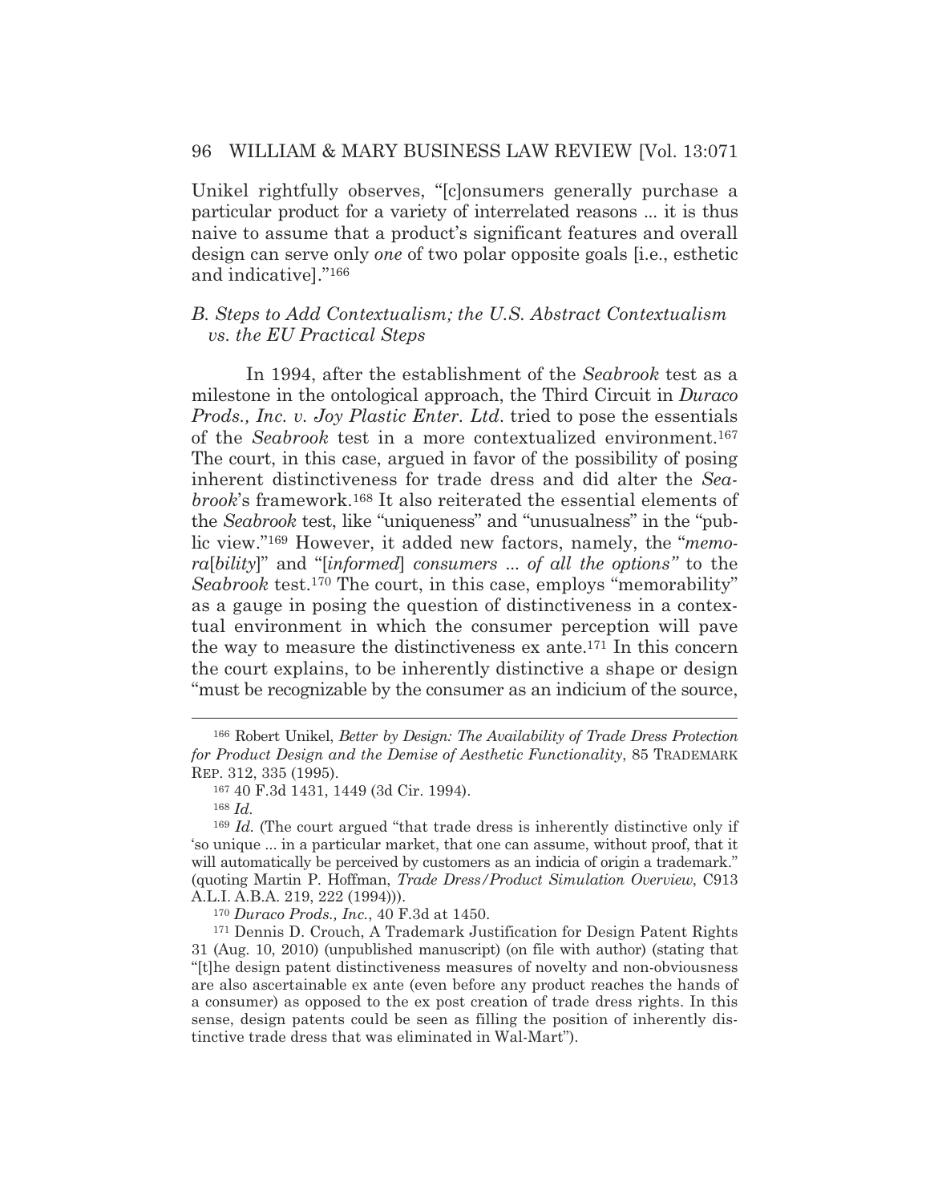Unikel rightfully observes, "[c]onsumers generally purchase a particular product for a variety of interrelated reasons ... it is thus naive to assume that a product's significant features and overall design can serve only *one* of two polar opposite goals [i.e., esthetic and indicative]."[166]

### *B. Steps to Add Contextualism; the U.S. Abstract Contextualism vs. the EU Practical Steps*

In 1994, after the establishment of the *Seabrook* test as a milestone in the ontological approach, the Third Circuit in *Duraco Prods., Inc. v. Joy Plastic Enter. Ltd*. tried to pose the essentials of the *Seabrook* test in a more contextualized environment.[167] The court, in this case, argued in favor of the possibility of posing inherent distinctiveness for trade dress and did alter the *Seabrook*'s framework.[168] It also reiterated the essential elements of the *Seabrook* test, like "uniqueness" and "unusualness" in the "public view."[169] However, it added new factors, namely, the "*memora*[*bility*]" and "[*informed*] *consumers ... of all the options"* to the *Seabrook* test.[170] The court, in this case, employs "memorability" as a gauge in posing the question of distinctiveness in a contextual environment in which the consumer perception will pave the way to measure the distinctiveness ex ante.[171] In this concern the court explains, to be inherently distinctive a shape or design "must be recognizable by the consumer as an indicium of the source,

---

[166] Robert Unikel, *Better by Design: The Availability of Trade Dress Protection for Product Design and the Demise of Aesthetic Functionality*, 85 TRADEMARK REP. 312, 335 (1995).

[167] 40 F.3d 1431, 1449 (3d Cir. 1994).

[168] *Id.*

[169] *Id.* (The court argued "that trade dress is inherently distinctive only if 'so unique ... in a particular market, that one can assume, without proof, that it will automatically be perceived by customers as an indicia of origin a trademark." (quoting Martin P. Hoffman, *Trade Dress/Product Simulation Overview*, C913 A.L.I. A.B.A. 219, 222 (1994))).

[170] *Duraco Prods., Inc.*, 40 F.3d at 1450.

[171] Dennis D. Crouch, A Trademark Justification for Design Patent Rights 31 (Aug. 10, 2010) (unpublished manuscript) (on file with author) (stating that "[t]he design patent distinctiveness measures of novelty and non-obviousness are also ascertainable ex ante (even before any product reaches the hands of a consumer) as opposed to the ex post creation of trade dress rights. In this sense, design patents could be seen as filling the position of inherently distinctive trade dress that was eliminated in Wal-Mart").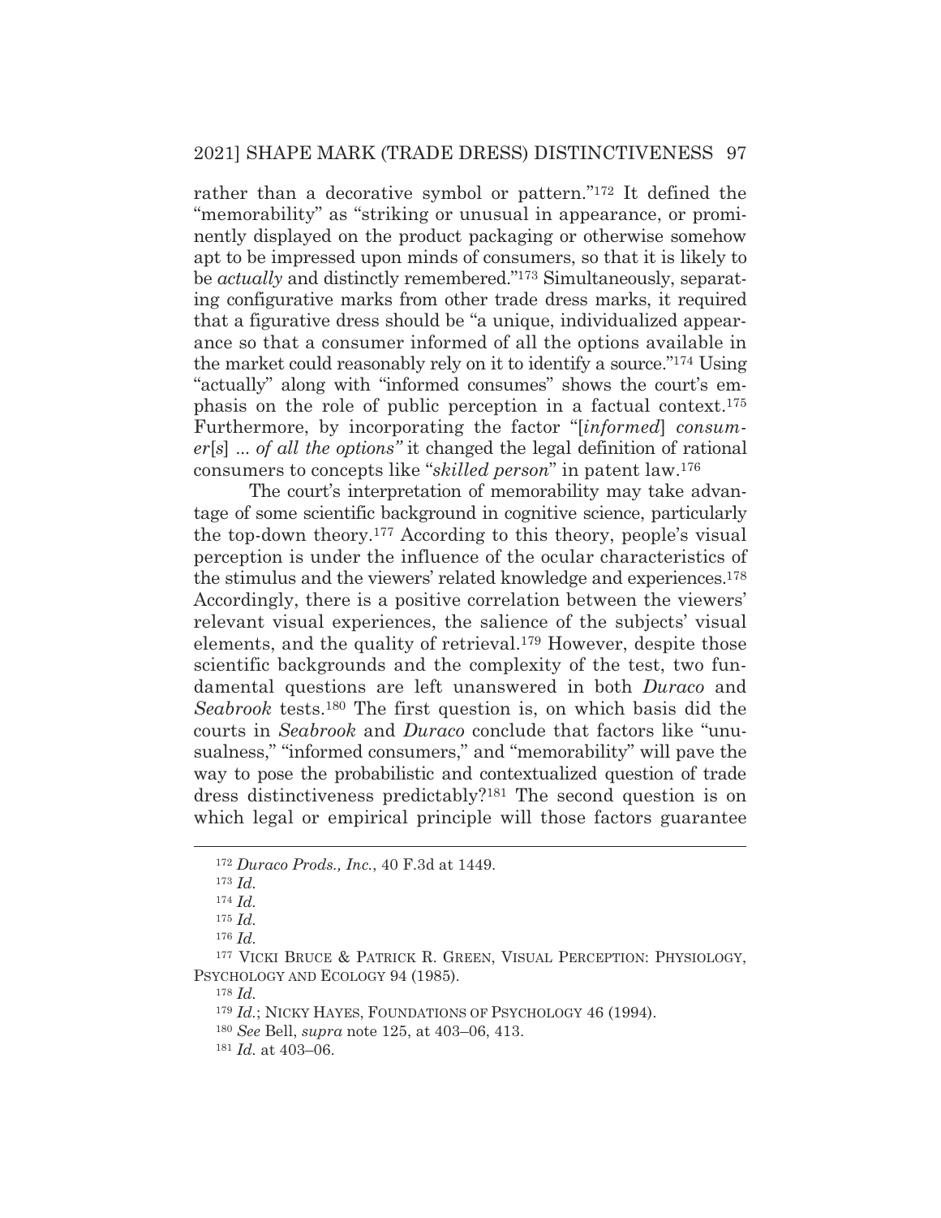rather than a decorative symbol or pattern."[172] It defined the "memorability" as "striking or unusual in appearance, or prominently displayed on the product packaging or otherwise somehow apt to be impressed upon minds of consumers, so that it is likely to be *actually* and distinctly remembered."[173] Simultaneously, separating configurative marks from other trade dress marks, it required that a figurative dress should be "a unique, individualized appearance so that a consumer informed of all the options available in the market could reasonably rely on it to identify a source."[174] Using "actually" along with "informed consumes" shows the court's emphasis on the role of public perception in a factual context.[175] Furthermore, by incorporating the factor "[*informed*] *consumer*[*s*] ... *of all the options"* it changed the legal definition of rational consumers to concepts like "*skilled person*" in patent law.[176]

The court's interpretation of memorability may take advantage of some scientific background in cognitive science, particularly the top-down theory.[177] According to this theory, people's visual perception is under the influence of the ocular characteristics of the stimulus and the viewers' related knowledge and experiences.[178] Accordingly, there is a positive correlation between the viewers' relevant visual experiences, the salience of the subjects' visual elements, and the quality of retrieval.[179] However, despite those scientific backgrounds and the complexity of the test, two fundamental questions are left unanswered in both *Duraco* and *Seabrook* tests.[180] The first question is, on which basis did the courts in *Seabrook* and *Duraco* conclude that factors like "unusualness," "informed consumers," and "memorability" will pave the way to pose the probabilistic and contextualized question of trade dress distinctiveness predictably?[181] The second question is on which legal or empirical principle will those factors guarantee

---

[172] *Duraco Prods., Inc.*, 40 F.3d at 1449.

[173] *Id.*

[174] *Id.*

[175] *Id.*

[176] *Id.*

[177] VICKI BRUCE & PATRICK R. GREEN, VISUAL PERCEPTION: PHYSIOLOGY, PSYCHOLOGY AND ECOLOGY 94 (1985).

[178] *Id.*

[179] *Id.*; NICKY HAYES, FOUNDATIONS OF PSYCHOLOGY 46 (1994).

[180] *See* Bell, *supra* note 125, at 403–06, 413.

[181] *Id.* at 403–06.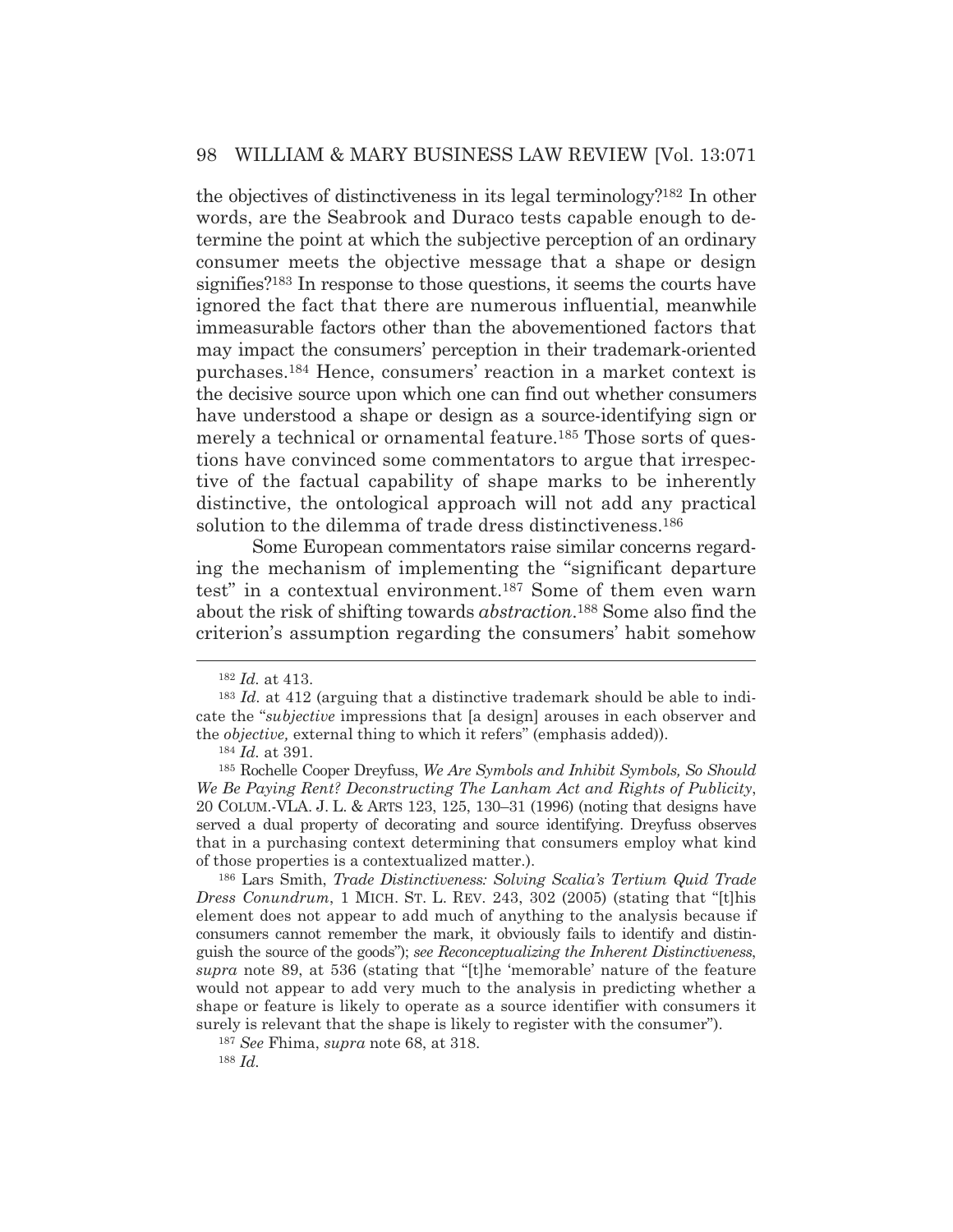the objectives of distinctiveness in its legal terminology?[182] In other words, are the Seabrook and Duraco tests capable enough to determine the point at which the subjective perception of an ordinary consumer meets the objective message that a shape or design signifies?[183] In response to those questions, it seems the courts have ignored the fact that there are numerous influential, meanwhile immeasurable factors other than the abovementioned factors that may impact the consumers' perception in their trademark-oriented purchases.[184] Hence, consumers' reaction in a market context is the decisive source upon which one can find out whether consumers have understood a shape or design as a source-identifying sign or merely a technical or ornamental feature.[185] Those sorts of questions have convinced some commentators to argue that irrespective of the factual capability of shape marks to be inherently distinctive, the ontological approach will not add any practical solution to the dilemma of trade dress distinctiveness.[186]

Some European commentators raise similar concerns regarding the mechanism of implementing the "significant departure test" in a contextual environment.[187] Some of them even warn about the risk of shifting towards *abstraction*.[188] Some also find the criterion's assumption regarding the consumers' habit somehow

---

[182] *Id.* at 413.

[183] *Id.* at 412 (arguing that a distinctive trademark should be able to indicate the "*subjective* impressions that [a design] arouses in each observer and the *objective,* external thing to which it refers" (emphasis added)).

[184] *Id.* at 391.

[185] Rochelle Cooper Dreyfuss, *We Are Symbols and Inhibit Symbols, So Should We Be Paying Rent? Deconstructing The Lanham Act and Rights of Publicity*, 20 COLUM.-VLA. J. L. & ARTS 123, 125, 130–31 (1996) (noting that designs have served a dual property of decorating and source identifying. Dreyfuss observes that in a purchasing context determining that consumers employ what kind of those properties is a contextualized matter.).

[186] Lars Smith, *Trade Distinctiveness: Solving Scalia's Tertium Quid Trade Dress Conundrum*, 1 MICH. ST. L. REV. 243, 302 (2005) (stating that "[t]his element does not appear to add much of anything to the analysis because if consumers cannot remember the mark, it obviously fails to identify and distinguish the source of the goods"); *see Reconceptualizing the Inherent Distinctiveness*, *supra* note 89, at 536 (stating that "[t]he 'memorable' nature of the feature would not appear to add very much to the analysis in predicting whether a shape or feature is likely to operate as a source identifier with consumers it surely is relevant that the shape is likely to register with the consumer").

[187] *See* Fhima, *supra* note 68, at 318.

[188] *Id.*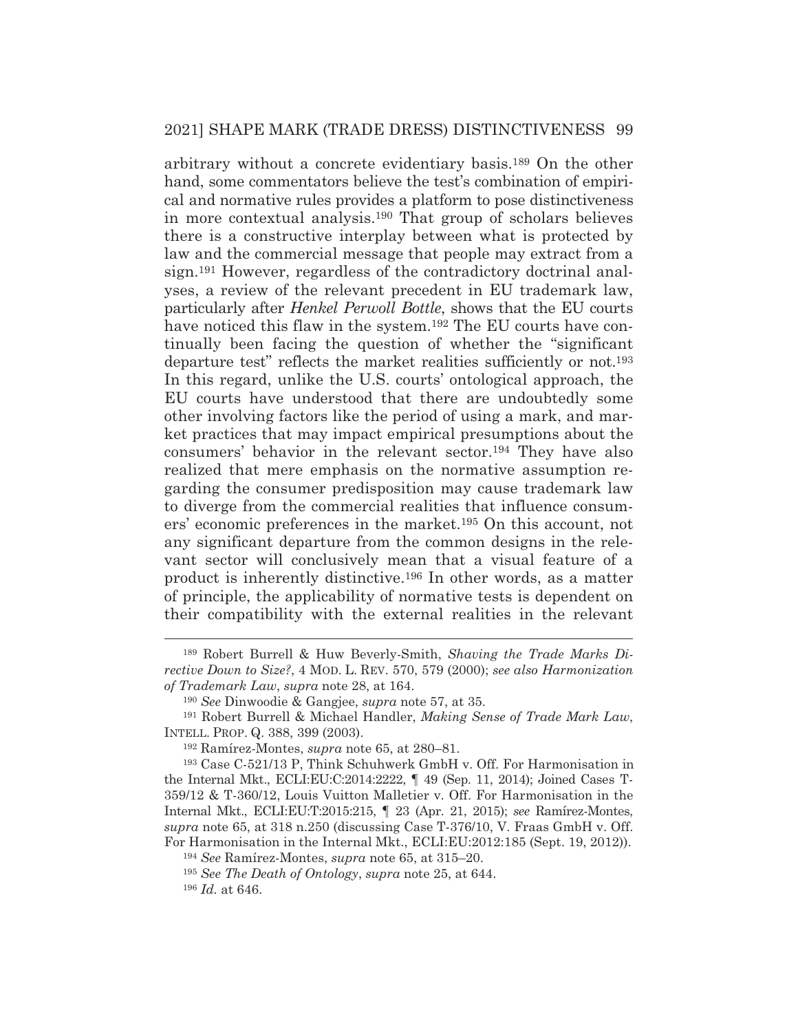arbitrary without a concrete evidentiary basis.[189] On the other hand, some commentators believe the test's combination of empirical and normative rules provides a platform to pose distinctiveness in more contextual analysis.[190] That group of scholars believes there is a constructive interplay between what is protected by law and the commercial message that people may extract from a sign.[191] However, regardless of the contradictory doctrinal analyses, a review of the relevant precedent in EU trademark law, particularly after *Henkel Perwoll Bottle*, shows that the EU courts have noticed this flaw in the system.[192] The EU courts have continually been facing the question of whether the "significant departure test" reflects the market realities sufficiently or not.[193] In this regard, unlike the U.S. courts' ontological approach, the EU courts have understood that there are undoubtedly some other involving factors like the period of using a mark, and market practices that may impact empirical presumptions about the consumers' behavior in the relevant sector.[194] They have also realized that mere emphasis on the normative assumption regarding the consumer predisposition may cause trademark law to diverge from the commercial realities that influence consumers' economic preferences in the market.[195] On this account, not any significant departure from the common designs in the relevant sector will conclusively mean that a visual feature of a product is inherently distinctive.[196] In other words, as a matter of principle, the applicability of normative tests is dependent on their compatibility with the external realities in the relevant

---

[189] Robert Burrell & Huw Beverly-Smith, *Shaving the Trade Marks Directive Down to Size?*, 4 MOD. L. REV. 570, 579 (2000); *see also Harmonization of Trademark Law*, *supra* note 28, at 164.

[190] *See* Dinwoodie & Gangjee, *supra* note 57, at 35.

[191] Robert Burrell & Michael Handler, *Making Sense of Trade Mark Law*, INTELL. PROP. Q. 388, 399 (2003).

[192] Ramírez-Montes, *supra* note 65, at 280–81.

[193] Case C-521/13 P, Think Schuhwerk GmbH v. Off. For Harmonisation in the Internal Mkt., ECLI:EU:C:2014:2222, ¶ 49 (Sep. 11, 2014); Joined Cases T-359/12 & T-360/12, Louis Vuitton Malletier v. Off. For Harmonisation in the Internal Mkt., ECLI:EU:T:2015:215, ¶ 23 (Apr. 21, 2015); *see* Ramírez-Montes, *supra* note 65, at 318 n.250 (discussing Case T-376/10, V. Fraas GmbH v. Off. For Harmonisation in the Internal Mkt., ECLI:EU:2012:185 (Sept. 19, 2012)).

[194] *See* Ramírez-Montes, *supra* note 65, at 315–20.

[195] *See The Death of Ontology*, *supra* note 25, at 644.

[196] *Id.* at 646.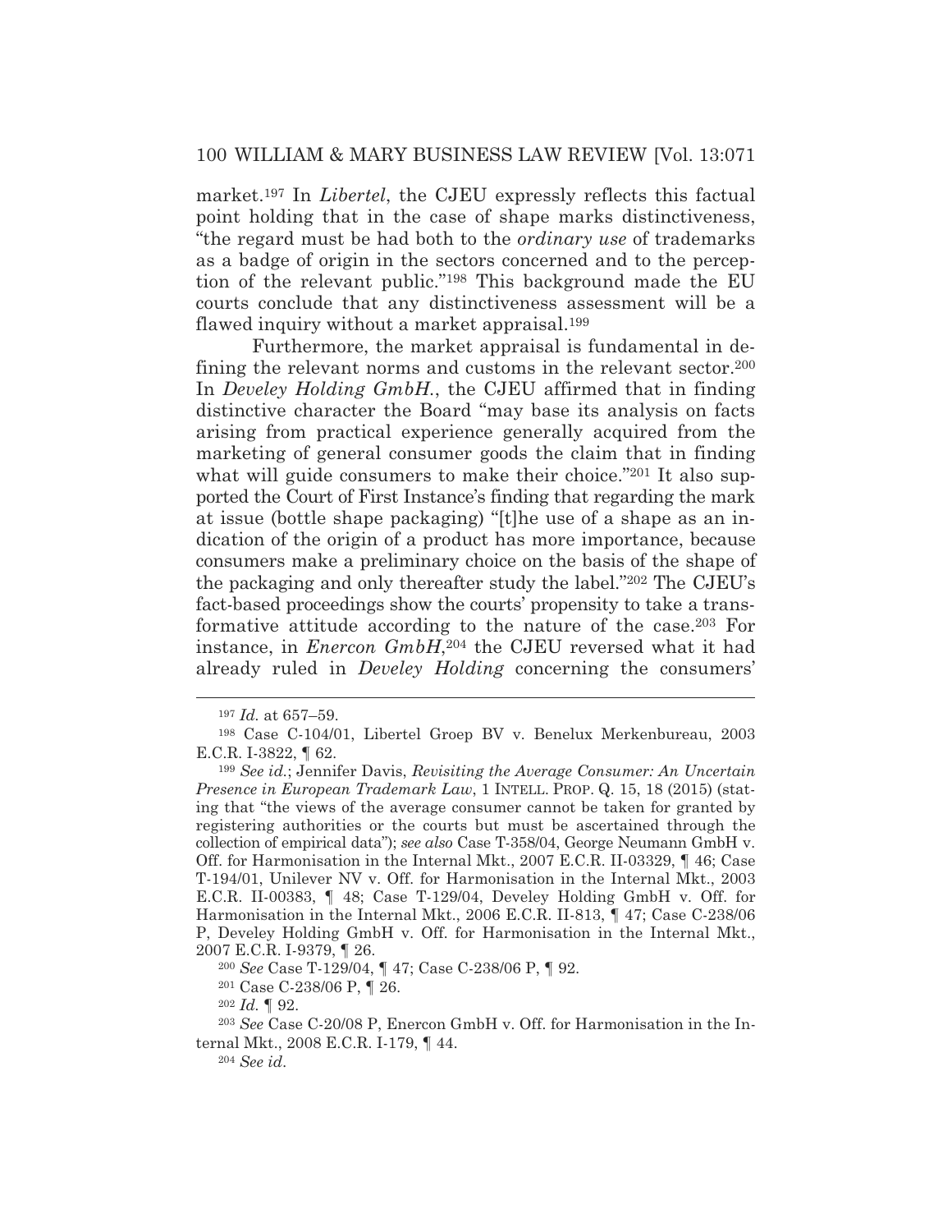market.[197] In *Libertel*, the CJEU expressly reflects this factual point holding that in the case of shape marks distinctiveness, "the regard must be had both to the *ordinary use* of trademarks as a badge of origin in the sectors concerned and to the perception of the relevant public."[198] This background made the EU courts conclude that any distinctiveness assessment will be a flawed inquiry without a market appraisal.[199]

Furthermore, the market appraisal is fundamental in defining the relevant norms and customs in the relevant sector.[200] In *Develey Holding GmbH.*, the CJEU affirmed that in finding distinctive character the Board "may base its analysis on facts arising from practical experience generally acquired from the marketing of general consumer goods the claim that in finding what will guide consumers to make their choice."[201] It also supported the Court of First Instance's finding that regarding the mark at issue (bottle shape packaging) "[t]he use of a shape as an indication of the origin of a product has more importance, because consumers make a preliminary choice on the basis of the shape of the packaging and only thereafter study the label."[202] The CJEU's fact-based proceedings show the courts' propensity to take a transformative attitude according to the nature of the case.[203] For instance, in *Enercon GmbH*,[204] the CJEU reversed what it had already ruled in *Develey Holding* concerning the consumers'

---

[197] *Id.* at 657–59.

[198] Case C-104/01, Libertel Groep BV v. Benelux Merkenbureau, 2003 E.C.R. I-3822, ¶ 62.

[199] *See id.*; Jennifer Davis, *Revisiting the Average Consumer: An Uncertain Presence in European Trademark Law*, 1 INTELL. PROP. Q. 15, 18 (2015) (stating that "the views of the average consumer cannot be taken for granted by registering authorities or the courts but must be ascertained through the collection of empirical data"); *see also* Case T-358/04, George Neumann GmbH v. Off. for Harmonisation in the Internal Mkt., 2007 E.C.R. II-03329, ¶ 46; Case T-194/01, Unilever NV v. Off. for Harmonisation in the Internal Mkt., 2003 E.C.R. II-00383, ¶ 48; Case T-129/04, Develey Holding GmbH v. Off. for Harmonisation in the Internal Mkt., 2006 E.C.R. II-813, ¶ 47; Case C-238/06 P, Develey Holding GmbH v. Off. for Harmonisation in the Internal Mkt., 2007 E.C.R. I-9379, ¶ 26.

[200] *See* Case T-129/04, ¶ 47; Case C-238/06 P, ¶ 92.

[201] Case C-238/06 P, ¶ 26.

[202] *Id.* ¶ 92.

[203] *See* Case C-20/08 P, Enercon GmbH v. Off. for Harmonisation in the Internal Mkt., 2008 E.C.R. I-179, ¶ 44.

[204] *See id.*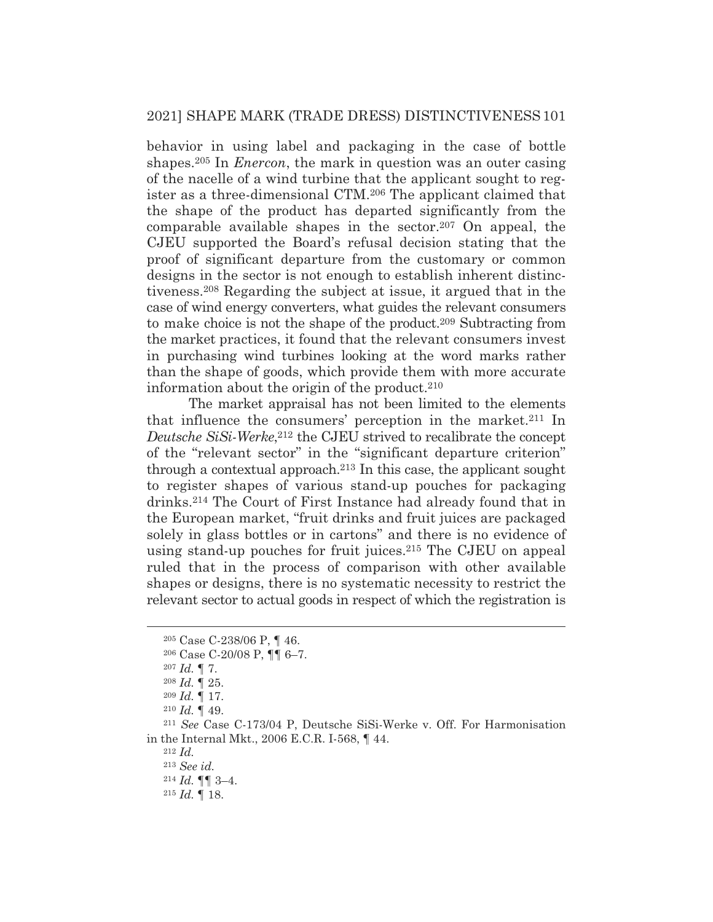behavior in using label and packaging in the case of bottle shapes.[205] In *Enercon*, the mark in question was an outer casing of the nacelle of a wind turbine that the applicant sought to register as a three-dimensional CTM.[206] The applicant claimed that the shape of the product has departed significantly from the comparable available shapes in the sector.[207] On appeal, the CJEU supported the Board's refusal decision stating that the proof of significant departure from the customary or common designs in the sector is not enough to establish inherent distinctiveness.[208] Regarding the subject at issue, it argued that in the case of wind energy converters, what guides the relevant consumers to make choice is not the shape of the product.[209] Subtracting from the market practices, it found that the relevant consumers invest in purchasing wind turbines looking at the word marks rather than the shape of goods, which provide them with more accurate information about the origin of the product.[210]

The market appraisal has not been limited to the elements that influence the consumers' perception in the market.[211] In *Deutsche SiSi-Werke*,[212] the CJEU strived to recalibrate the concept of the "relevant sector" in the "significant departure criterion" through a contextual approach.[213] In this case, the applicant sought to register shapes of various stand-up pouches for packaging drinks.[214] The Court of First Instance had already found that in the European market, "fruit drinks and fruit juices are packaged solely in glass bottles or in cartons" and there is no evidence of using stand-up pouches for fruit juices.[215] The CJEU on appeal ruled that in the process of comparison with other available shapes or designs, there is no systematic necessity to restrict the relevant sector to actual goods in respect of which the registration is

---

[205] Case C-238/06 P, ¶ 46.

[206] Case C-20/08 P, ¶¶ 6–7.

[207] *Id.* ¶ 7.

[208] *Id.* ¶ 25.

[209] *Id.* ¶ 17.

[210] *Id.* ¶ 49.

[211] *See* Case C-173/04 P, Deutsche SiSi-Werke v. Off. For Harmonisation in the Internal Mkt., 2006 E.C.R. I-568, ¶ 44.

[212] *Id.*

[213] *See id.*

[214] *Id.* ¶¶ 3–4.

[215] *Id.* ¶ 18.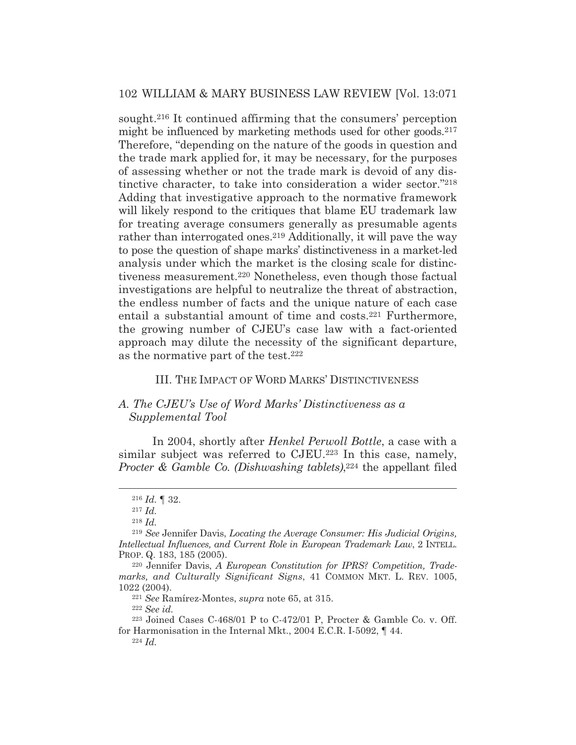sought.[216] It continued affirming that the consumers' perception might be influenced by marketing methods used for other goods.[217] Therefore, "depending on the nature of the goods in question and the trade mark applied for, it may be necessary, for the purposes of assessing whether or not the trade mark is devoid of any distinctive character, to take into consideration a wider sector."[218] Adding that investigative approach to the normative framework will likely respond to the critiques that blame EU trademark law for treating average consumers generally as presumable agents rather than interrogated ones.[219] Additionally, it will pave the way to pose the question of shape marks' distinctiveness in a market-led analysis under which the market is the closing scale for distinctiveness measurement.[220] Nonetheless, even though those factual investigations are helpful to neutralize the threat of abstraction, the endless number of facts and the unique nature of each case entail a substantial amount of time and costs.[221] Furthermore, the growing number of CJEU's case law with a fact-oriented approach may dilute the necessity of the significant departure, as the normative part of the test.[222]

## III. THE IMPACT OF WORD MARKS' DISTINCTIVENESS

### *A. The CJEU's Use of Word Marks' Distinctiveness as a Supplemental Tool*

In 2004, shortly after *Henkel Perwoll Bottle*, a case with a similar subject was referred to CJEU.[223] In this case, namely, *Procter & Gamble Co. (Dishwashing tablets)*,[224] the appellant filed

---

[216] *Id.* ¶ 32.

[217] *Id.*

[218] *Id.*

[219] *See* Jennifer Davis, *Locating the Average Consumer: His Judicial Origins, Intellectual Influences, and Current Role in European Trademark Law*, 2 INTELL. PROP. Q. 183, 185 (2005).

[220] Jennifer Davis, *A European Constitution for IPRS? Competition, Trademarks, and Culturally Significant Signs*, 41 COMMON MKT. L. REV. 1005, 1022 (2004).

[221] *See* Ramírez-Montes, *supra* note 65, at 315.

[222] *See id.*

[223] Joined Cases C-468/01 P to C-472/01 P, Procter & Gamble Co. v. Off. for Harmonisation in the Internal Mkt., 2004 E.C.R. I-5092, ¶ 44.

[224] *Id.*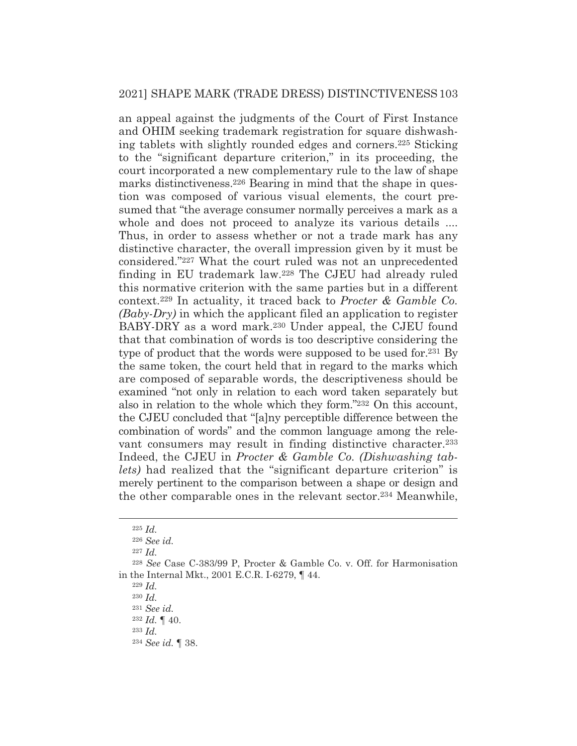an appeal against the judgments of the Court of First Instance and OHIM seeking trademark registration for square dishwashing tablets with slightly rounded edges and corners.[225] Sticking to the "significant departure criterion," in its proceeding, the court incorporated a new complementary rule to the law of shape marks distinctiveness.[226] Bearing in mind that the shape in question was composed of various visual elements, the court presumed that "the average consumer normally perceives a mark as a whole and does not proceed to analyze its various details .... Thus, in order to assess whether or not a trade mark has any distinctive character, the overall impression given by it must be considered."[227] What the court ruled was not an unprecedented finding in EU trademark law.[228] The CJEU had already ruled this normative criterion with the same parties but in a different context.[229] In actuality, it traced back to *Procter & Gamble Co. (Baby-Dry)* in which the applicant filed an application to register BABY-DRY as a word mark.[230] Under appeal, the CJEU found that that combination of words is too descriptive considering the type of product that the words were supposed to be used for.[231] By the same token, the court held that in regard to the marks which are composed of separable words, the descriptiveness should be examined "not only in relation to each word taken separately but also in relation to the whole which they form."[232] On this account, the CJEU concluded that "[a]ny perceptible difference between the combination of words" and the common language among the relevant consumers may result in finding distinctive character.[233] Indeed, the CJEU in *Procter & Gamble Co. (Dishwashing tablets)* had realized that the "significant departure criterion" is merely pertinent to the comparison between a shape or design and the other comparable ones in the relevant sector.[234] Meanwhile,

---

[225] *Id.*

[226] *See id.*

[227] *Id.*

[228] *See* Case C-383/99 P, Procter & Gamble Co. v. Off. for Harmonisation in the Internal Mkt., 2001 E.C.R. I-6279, ¶ 44.

[229] *Id.*

[230] *Id.*

[231] *See id.*

[232] *Id.* ¶ 40.

[233] *Id.*

[234] *See id.* ¶ 38.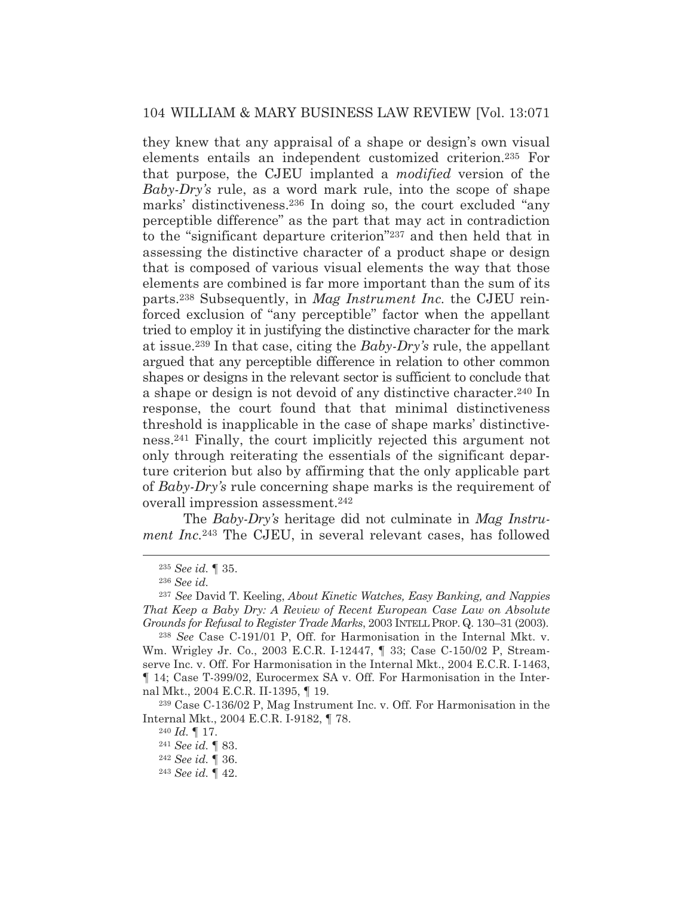they knew that any appraisal of a shape or design's own visual elements entails an independent customized criterion.[235] For that purpose, the CJEU implanted a *modified* version of the *Baby-Dry's* rule, as a word mark rule, into the scope of shape marks' distinctiveness.[236] In doing so, the court excluded "any perceptible difference" as the part that may act in contradiction to the "significant departure criterion"[237] and then held that in assessing the distinctive character of a product shape or design that is composed of various visual elements the way that those elements are combined is far more important than the sum of its parts.[238] Subsequently, in *Mag Instrument Inc.* the CJEU reinforced exclusion of "any perceptible" factor when the appellant tried to employ it in justifying the distinctive character for the mark at issue.[239] In that case, citing the *Baby-Dry's* rule, the appellant argued that any perceptible difference in relation to other common shapes or designs in the relevant sector is sufficient to conclude that a shape or design is not devoid of any distinctive character.[240] In response, the court found that that minimal distinctiveness threshold is inapplicable in the case of shape marks' distinctiveness.[241] Finally, the court implicitly rejected this argument not only through reiterating the essentials of the significant departure criterion but also by affirming that the only applicable part of *Baby-Dry's* rule concerning shape marks is the requirement of overall impression assessment.[242]

The *Baby-Dry's* heritage did not culminate in *Mag Instrument Inc.*[243] The CJEU, in several relevant cases, has followed

---

[235] *See id.* ¶ 35.

[236] *See id.*

[237] *See* David T. Keeling, *About Kinetic Watches, Easy Banking, and Nappies That Keep a Baby Dry: A Review of Recent European Case Law on Absolute Grounds for Refusal to Register Trade Marks*, 2003 INTELL PROP. Q. 130–31 (2003).

[238] *See* Case C-191/01 P, Off. for Harmonisation in the Internal Mkt. v. Wm. Wrigley Jr. Co., 2003 E.C.R. I-12447, ¶ 33; Case C-150/02 P, Streamserve Inc. v. Off. For Harmonisation in the Internal Mkt., 2004 E.C.R. I-1463, ¶ 14; Case T-399/02, Eurocermex SA v. Off. For Harmonisation in the Internal Mkt., 2004 E.C.R. II-1395, ¶ 19.

[239] Case C-136/02 P, Mag Instrument Inc. v. Off. For Harmonisation in the Internal Mkt., 2004 E.C.R. I-9182, ¶ 78.

[240] *Id.* ¶ 17.

[241] *See id.* ¶ 83.

[242] *See id.* ¶ 36.

[243] *See id.* ¶ 42.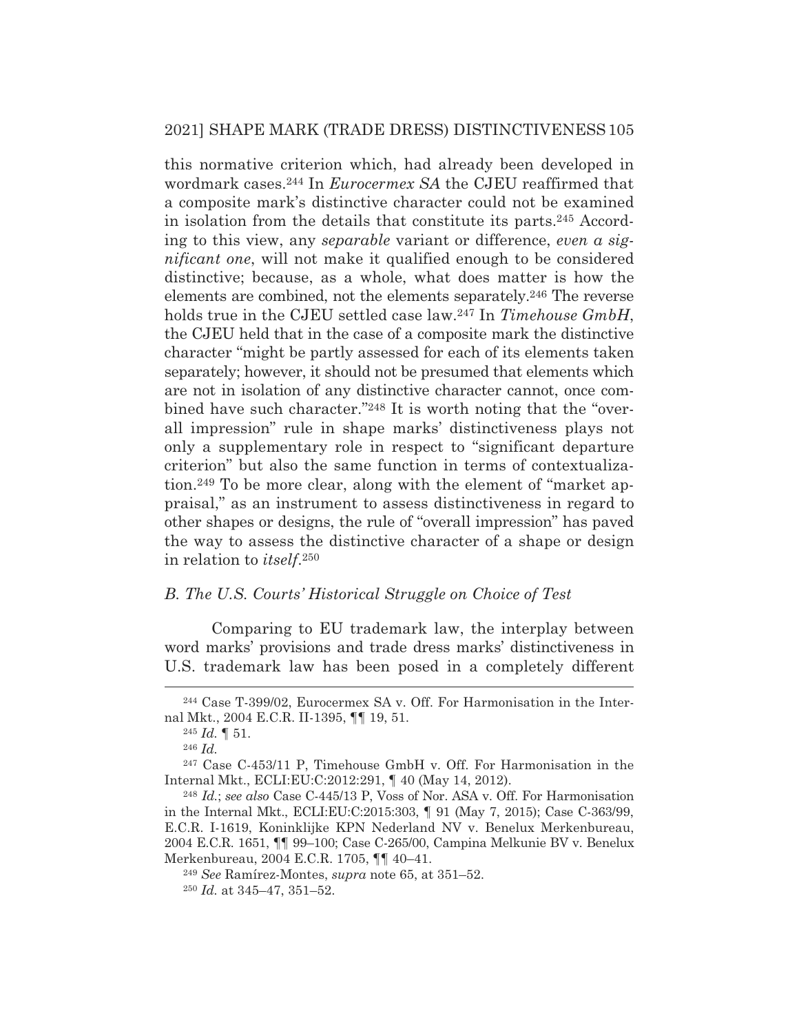this normative criterion which, had already been developed in wordmark cases.[244] In *Eurocermex SA* the CJEU reaffirmed that a composite mark's distinctive character could not be examined in isolation from the details that constitute its parts.[245] According to this view, any *separable* variant or difference, *even a significant one*, will not make it qualified enough to be considered distinctive; because, as a whole, what does matter is how the elements are combined, not the elements separately.[246] The reverse holds true in the CJEU settled case law.[247] In *Timehouse GmbH*, the CJEU held that in the case of a composite mark the distinctive character "might be partly assessed for each of its elements taken separately; however, it should not be presumed that elements which are not in isolation of any distinctive character cannot, once combined have such character."[248] It is worth noting that the "overall impression" rule in shape marks' distinctiveness plays not only a supplementary role in respect to "significant departure criterion" but also the same function in terms of contextualization.[249] To be more clear, along with the element of "market appraisal," as an instrument to assess distinctiveness in regard to other shapes or designs, the rule of "overall impression" has paved the way to assess the distinctive character of a shape or design in relation to *itself*.[250]

### *B. The U.S. Courts' Historical Struggle on Choice of Test*

Comparing to EU trademark law, the interplay between word marks' provisions and trade dress marks' distinctiveness in U.S. trademark law has been posed in a completely different

---

[244] Case T-399/02, Eurocermex SA v. Off. For Harmonisation in the Internal Mkt., 2004 E.C.R. II-1395, ¶¶ 19, 51.

[245] *Id.* ¶ 51.

[246] *Id.*

[247] Case C-453/11 P, Timehouse GmbH v. Off. For Harmonisation in the Internal Mkt., ECLI:EU:C:2012:291, ¶ 40 (May 14, 2012).

[248] *Id.*; *see also* Case C-445/13 P, Voss of Nor. ASA v. Off. For Harmonisation in the Internal Mkt., ECLI:EU:C:2015:303, ¶ 91 (May 7, 2015); Case C-363/99, E.C.R. I-1619, Koninklijke KPN Nederland NV v. Benelux Merkenbureau, 2004 E.C.R. 1651, ¶¶ 99–100; Case C-265/00, Campina Melkunie BV v. Benelux Merkenbureau, 2004 E.C.R. 1705, ¶¶ 40–41.

[249] *See* Ramírez-Montes, *supra* note 65, at 351–52.

[250] *Id.* at 345–47, 351–52.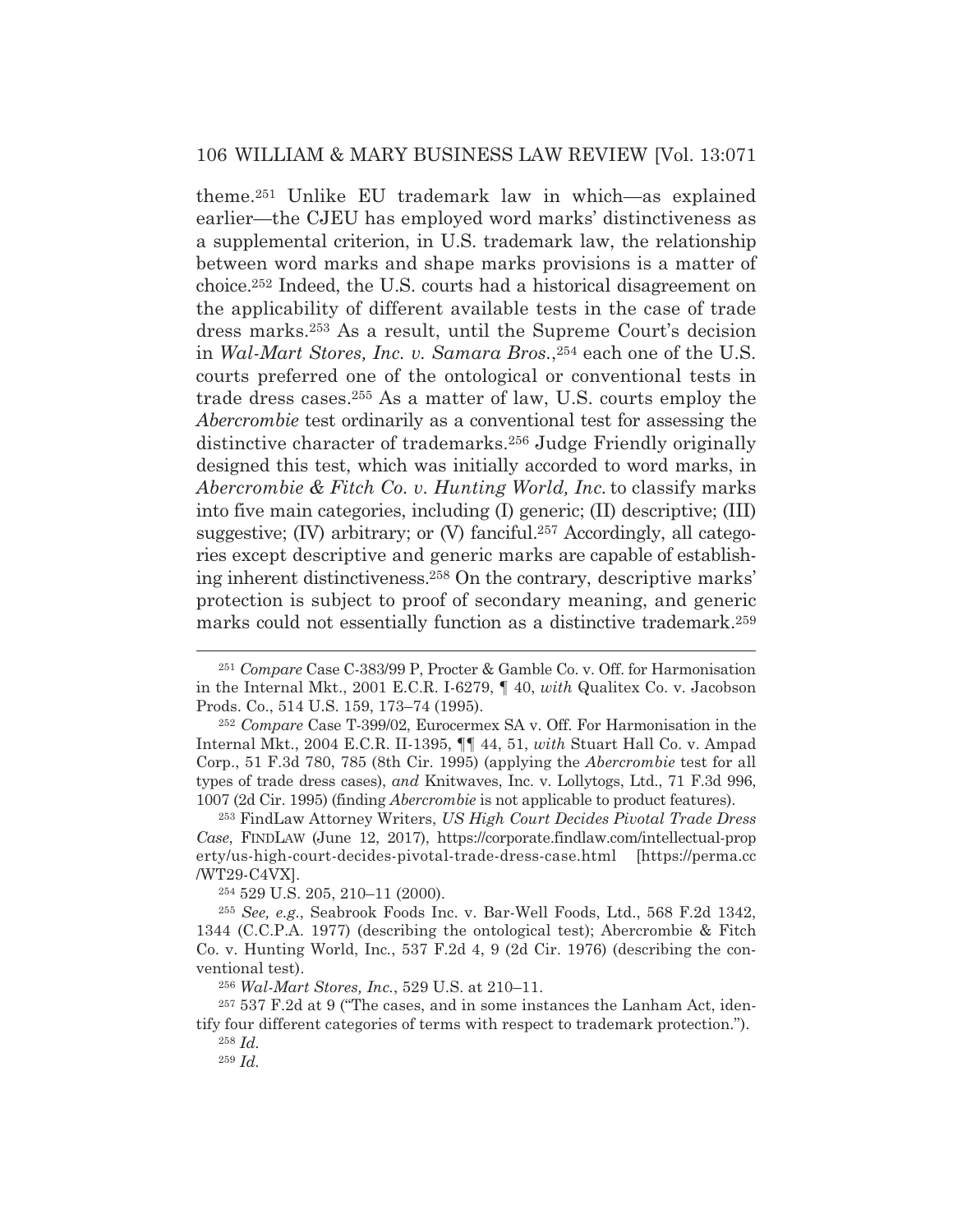theme.[251] Unlike EU trademark law in which—as explained earlier—the CJEU has employed word marks' distinctiveness as a supplemental criterion, in U.S. trademark law, the relationship between word marks and shape marks provisions is a matter of choice.[252] Indeed, the U.S. courts had a historical disagreement on the applicability of different available tests in the case of trade dress marks.[253] As a result, until the Supreme Court's decision in *Wal-Mart Stores, Inc. v. Samara Bros.*,[254] each one of the U.S. courts preferred one of the ontological or conventional tests in trade dress cases.[255] As a matter of law, U.S. courts employ the *Abercrombie* test ordinarily as a conventional test for assessing the distinctive character of trademarks.[256] Judge Friendly originally designed this test, which was initially accorded to word marks, in *Abercrombie & Fitch Co. v. Hunting World, Inc.* to classify marks into five main categories, including (I) generic; (II) descriptive; (III) suggestive; (IV) arbitrary; or (V) fanciful.[257] Accordingly, all categories except descriptive and generic marks are capable of establishing inherent distinctiveness.[258] On the contrary, descriptive marks' protection is subject to proof of secondary meaning, and generic marks could not essentially function as a distinctive trademark.[259]

---

[251] *Compare* Case C-383/99 P, Procter & Gamble Co. v. Off. for Harmonisation in the Internal Mkt., 2001 E.C.R. I-6279, ¶ 40, *with* Qualitex Co. v. Jacobson Prods. Co., 514 U.S. 159, 173–74 (1995).

[252] *Compare* Case T-399/02, Eurocermex SA v. Off. For Harmonisation in the Internal Mkt., 2004 E.C.R. II-1395, ¶¶ 44, 51, *with* Stuart Hall Co. v. Ampad Corp., 51 F.3d 780, 785 (8th Cir. 1995) (applying the *Abercrombie* test for all types of trade dress cases), *and* Knitwaves, Inc. v. Lollytogs, Ltd., 71 F.3d 996, 1007 (2d Cir. 1995) (finding *Abercrombie* is not applicable to product features).

[253] FindLaw Attorney Writers, *US High Court Decides Pivotal Trade Dress Case*, FINDLAW (June 12, 2017), https://corporate.findlaw.com/intellectual-property/us-high-court-decides-pivotal-trade-dress-case.html [https://perma.cc/WT29-C4VX].

[254] 529 U.S. 205, 210–11 (2000).

[255] *See, e.g.*, Seabrook Foods Inc. v. Bar-Well Foods, Ltd., 568 F.2d 1342, 1344 (C.C.P.A. 1977) (describing the ontological test); Abercrombie & Fitch Co. v. Hunting World, Inc., 537 F.2d 4, 9 (2d Cir. 1976) (describing the conventional test).

[256] *Wal-Mart Stores, Inc.*, 529 U.S. at 210–11.

[257] 537 F.2d at 9 ("The cases, and in some instances the Lanham Act, identify four different categories of terms with respect to trademark protection.").

[258] *Id.*

[259] *Id.*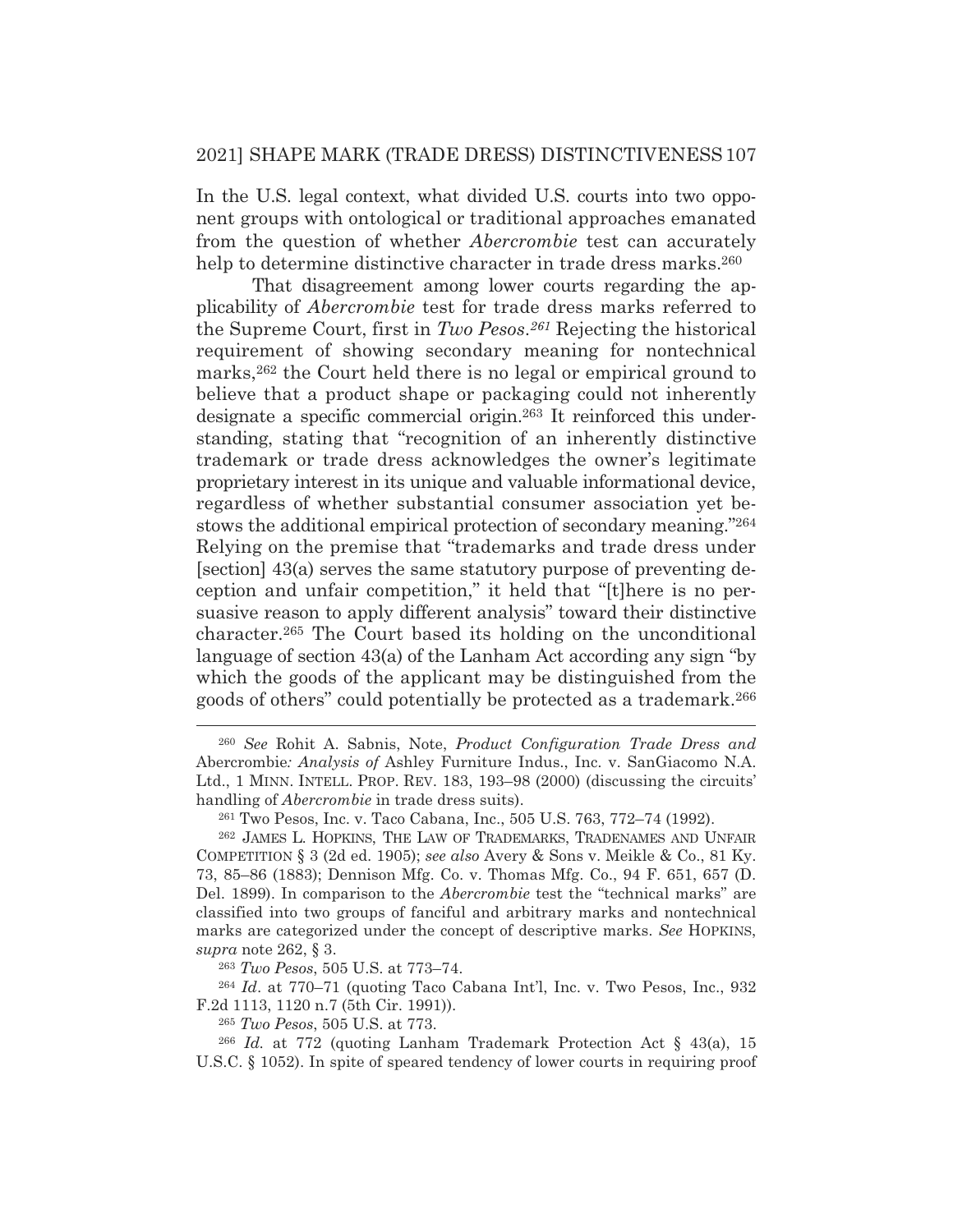In the U.S. legal context, what divided U.S. courts into two opponent groups with ontological or traditional approaches emanated from the question of whether *Abercrombie* test can accurately help to determine distinctive character in trade dress marks.[260]

That disagreement among lower courts regarding the applicability of *Abercrombie* test for trade dress marks referred to the Supreme Court, first in *Two Pesos*.[261] Rejecting the historical requirement of showing secondary meaning for nontechnical marks,[262] the Court held there is no legal or empirical ground to believe that a product shape or packaging could not inherently designate a specific commercial origin.[263] It reinforced this understanding, stating that "recognition of an inherently distinctive trademark or trade dress acknowledges the owner's legitimate proprietary interest in its unique and valuable informational device, regardless of whether substantial consumer association yet bestows the additional empirical protection of secondary meaning."[264] Relying on the premise that "trademarks and trade dress under [section] 43(a) serves the same statutory purpose of preventing deception and unfair competition," it held that "[t]here is no persuasive reason to apply different analysis" toward their distinctive character.[265] The Court based its holding on the unconditional language of section 43(a) of the Lanham Act according any sign "by which the goods of the applicant may be distinguished from the goods of others" could potentially be protected as a trademark.[266]

---

[260] *See* Rohit A. Sabnis, Note, *Product Configuration Trade Dress and* Abercrombie*: Analysis of* Ashley Furniture Indus., Inc. v. SanGiacomo N.A. Ltd., 1 MINN. INTELL. PROP. REV. 183, 193–98 (2000) (discussing the circuits' handling of *Abercrombie* in trade dress suits).

[261] Two Pesos, Inc. v. Taco Cabana, Inc., 505 U.S. 763, 772–74 (1992).

[262] JAMES L. HOPKINS, THE LAW OF TRADEMARKS, TRADENAMES AND UNFAIR COMPETITION § 3 (2d ed. 1905); *see also* Avery & Sons v. Meikle & Co., 81 Ky. 73, 85–86 (1883); Dennison Mfg. Co. v. Thomas Mfg. Co., 94 F. 651, 657 (D. Del. 1899). In comparison to the *Abercrombie* test the "technical marks" are classified into two groups of fanciful and arbitrary marks and nontechnical marks are categorized under the concept of descriptive marks. *See* HOPKINS, *supra* note 262, § 3.

[263] *Two Pesos*, 505 U.S. at 773–74.

[264] *Id*. at 770–71 (quoting Taco Cabana Int'l, Inc. v. Two Pesos, Inc., 932 F.2d 1113, 1120 n.7 (5th Cir. 1991)).

[265] *Two Pesos*, 505 U.S. at 773.

[266] *Id.* at 772 (quoting Lanham Trademark Protection Act § 43(a), 15 U.S.C. § 1052). In spite of speared tendency of lower courts in requiring proof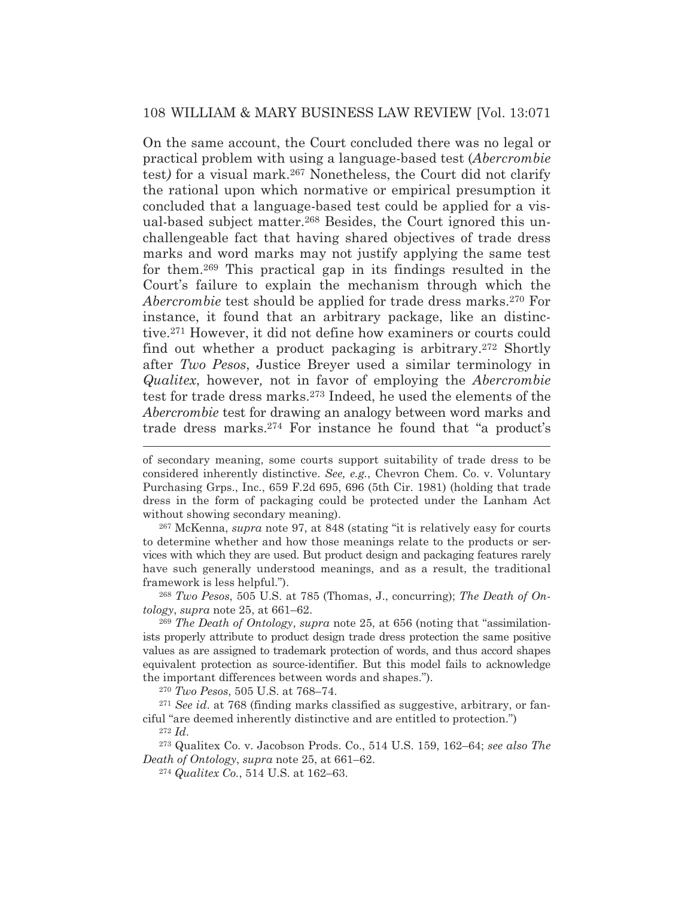On the same account, the Court concluded there was no legal or practical problem with using a language-based test (*Abercrombie* test*)* for a visual mark.[267] Nonetheless, the Court did not clarify the rational upon which normative or empirical presumption it concluded that a language-based test could be applied for a visual-based subject matter.[268] Besides, the Court ignored this unchallengeable fact that having shared objectives of trade dress marks and word marks may not justify applying the same test for them.[269] This practical gap in its findings resulted in the Court's failure to explain the mechanism through which the *Abercrombie* test should be applied for trade dress marks.[270] For instance, it found that an arbitrary package, like an distinctive.[271] However, it did not define how examiners or courts could find out whether a product packaging is arbitrary.[272] Shortly after *Two Pesos*, Justice Breyer used a similar terminology in *Qualitex*, however*,* not in favor of employing the *Abercrombie* test for trade dress marks.[273] Indeed, he used the elements of the *Abercrombie* test for drawing an analogy between word marks and trade dress marks.[274] For instance he found that "a product's

---

of secondary meaning, some courts support suitability of trade dress to be considered inherently distinctive. *See, e.g.*, Chevron Chem. Co. v. Voluntary Purchasing Grps., Inc., 659 F.2d 695, 696 (5th Cir. 1981) (holding that trade dress in the form of packaging could be protected under the Lanham Act without showing secondary meaning).

[267] McKenna, *supra* note 97, at 848 (stating "it is relatively easy for courts to determine whether and how those meanings relate to the products or services with which they are used. But product design and packaging features rarely have such generally understood meanings, and as a result, the traditional framework is less helpful.").

[268] *Two Pesos*, 505 U.S. at 785 (Thomas, J., concurring); *The Death of Ontology*, *supra* note 25, at 661–62.

[269] *The Death of Ontology*, *supra* note 25, at 656 (noting that "assimilationists properly attribute to product design trade dress protection the same positive values as are assigned to trademark protection of words, and thus accord shapes equivalent protection as source-identifier. But this model fails to acknowledge the important differences between words and shapes.").

[270] *Two Pesos*, 505 U.S. at 768–74.

[271] *See id.* at 768 (finding marks classified as suggestive, arbitrary, or fanciful "are deemed inherently distinctive and are entitled to protection.")

[272] *Id.*

[273] Qualitex Co. v. Jacobson Prods. Co., 514 U.S. 159, 162–64; *see also The Death of Ontology*, *supra* note 25, at 661–62.

[274] *Qualitex Co.*, 514 U.S. at 162–63.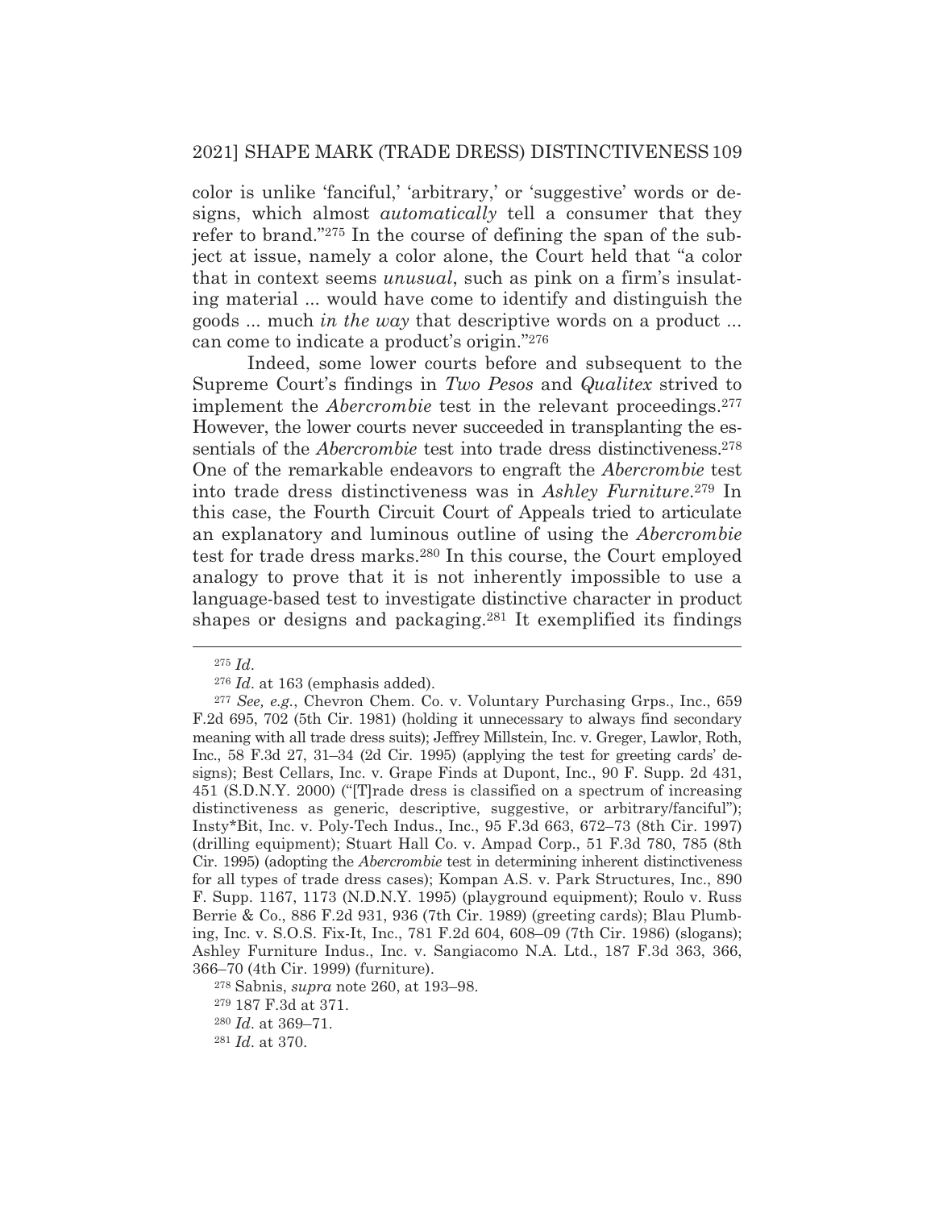color is unlike 'fanciful,' 'arbitrary,' or 'suggestive' words or designs, which almost *automatically* tell a consumer that they refer to brand."[275] In the course of defining the span of the subject at issue, namely a color alone, the Court held that "a color that in context seems *unusual*, such as pink on a firm's insulating material ... would have come to identify and distinguish the goods ... much *in the way* that descriptive words on a product ... can come to indicate a product's origin."[276]

Indeed, some lower courts before and subsequent to the Supreme Court's findings in *Two Pesos* and *Qualitex* strived to implement the *Abercrombie* test in the relevant proceedings.[277] However, the lower courts never succeeded in transplanting the essentials of the *Abercrombie* test into trade dress distinctiveness.[278] One of the remarkable endeavors to engraft the *Abercrombie* test into trade dress distinctiveness was in *Ashley Furniture*.[279] In this case, the Fourth Circuit Court of Appeals tried to articulate an explanatory and luminous outline of using the *Abercrombie* test for trade dress marks.[280] In this course, the Court employed analogy to prove that it is not inherently impossible to use a language-based test to investigate distinctive character in product shapes or designs and packaging.[281] It exemplified its findings

---

[275] *Id*.

[276] *Id*. at 163 (emphasis added).

[277] *See, e.g.*, Chevron Chem. Co. v. Voluntary Purchasing Grps., Inc., 659 F.2d 695, 702 (5th Cir. 1981) (holding it unnecessary to always find secondary meaning with all trade dress suits); Jeffrey Millstein, Inc. v. Greger, Lawlor, Roth, Inc., 58 F.3d 27, 31–34 (2d Cir. 1995) (applying the test for greeting cards' designs); Best Cellars, Inc. v. Grape Finds at Dupont, Inc., 90 F. Supp. 2d 431, 451 (S.D.N.Y. 2000) ("[T]rade dress is classified on a spectrum of increasing distinctiveness as generic, descriptive, suggestive, or arbitrary/fanciful"); Insty*Bit, Inc. v. Poly-Tech Indus., Inc., 95 F.3d 663, 672–73 (8th Cir. 1997) (drilling equipment); Stuart Hall Co. v. Ampad Corp., 51 F.3d 780, 785 (8th Cir. 1995) (adopting the *Abercrombie* test in determining inherent distinctiveness for all types of trade dress cases); Kompan A.S. v. Park Structures, Inc., 890 F. Supp. 1167, 1173 (N.D.N.Y. 1995) (playground equipment); Roulo v. Russ Berrie & Co., 886 F.2d 931, 936 (7th Cir. 1989) (greeting cards); Blau Plumbing, Inc. v. S.O.S. Fix-It, Inc., 781 F.2d 604, 608–09 (7th Cir. 1986) (slogans); Ashley Furniture Indus., Inc. v. Sangiacomo N.A. Ltd., 187 F.3d 363, 366, 366–70 (4th Cir. 1999) (furniture).

[278] Sabnis, *supra* note 260, at 193–98.

[279] 187 F.3d at 371.

[280] *Id*. at 369–71.

[281] *Id*. at 370.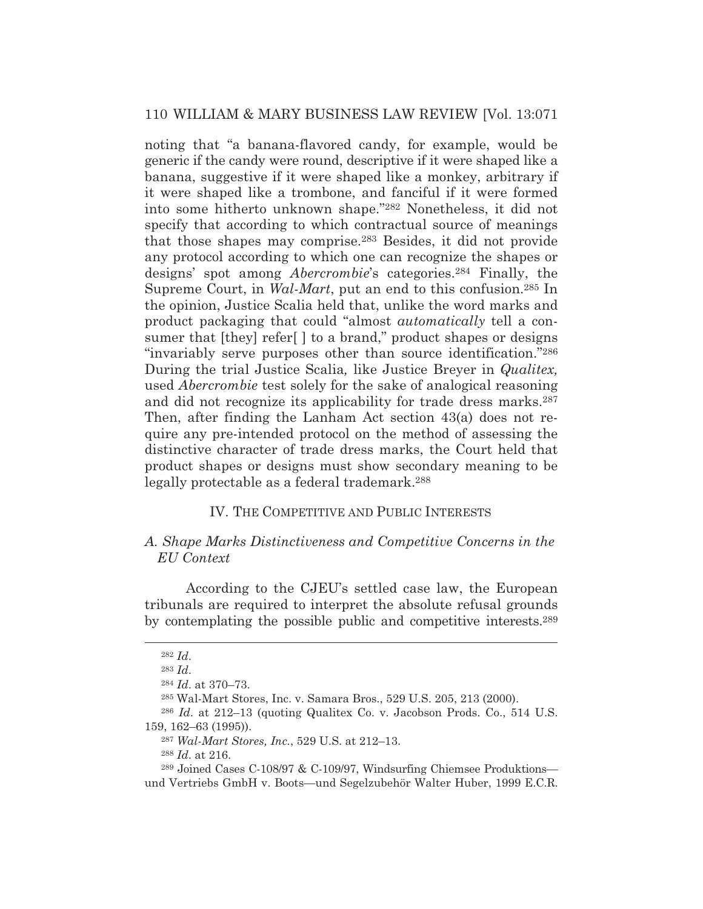noting that "a banana-flavored candy, for example, would be generic if the candy were round, descriptive if it were shaped like a banana, suggestive if it were shaped like a monkey, arbitrary if it were shaped like a trombone, and fanciful if it were formed into some hitherto unknown shape."[282] Nonetheless, it did not specify that according to which contractual source of meanings that those shapes may comprise.[283] Besides, it did not provide any protocol according to which one can recognize the shapes or designs' spot among *Abercrombie*'s categories.[284] Finally, the Supreme Court, in *Wal-Mart*, put an end to this confusion.[285] In the opinion, Justice Scalia held that, unlike the word marks and product packaging that could "almost *automatically* tell a consumer that [they] refer[ ] to a brand," product shapes or designs "invariably serve purposes other than source identification."[286] During the trial Justice Scalia, like Justice Breyer in *Qualitex,* used *Abercrombie* test solely for the sake of analogical reasoning and did not recognize its applicability for trade dress marks.[287] Then, after finding the Lanham Act section 43(a) does not require any pre-intended protocol on the method of assessing the distinctive character of trade dress marks, the Court held that product shapes or designs must show secondary meaning to be legally protectable as a federal trademark.[288]

## IV. The Competitive and Public Interests

### *A. Shape Marks Distinctiveness and Competitive Concerns in the EU Context*

According to the CJEU's settled case law, the European tribunals are required to interpret the absolute refusal grounds by contemplating the possible public and competitive interests.[289]

---

[282] *Id*.

[283] *Id*.

[284] *Id*. at 370–73.

[285] Wal-Mart Stores, Inc. v. Samara Bros., 529 U.S. 205, 213 (2000).

[286] *Id*. at 212–13 (quoting Qualitex Co. v. Jacobson Prods. Co., 514 U.S. 159, 162–63 (1995)).

[287] *Wal-Mart Stores, Inc.*, 529 U.S. at 212–13.

[288] *Id*. at 216.

[289] Joined Cases C-108/97 & C-109/97, Windsurfing Chiemsee Produktions—und Vertriebs GmbH v. Boots—und Segelzubehör Walter Huber, 1999 E.C.R.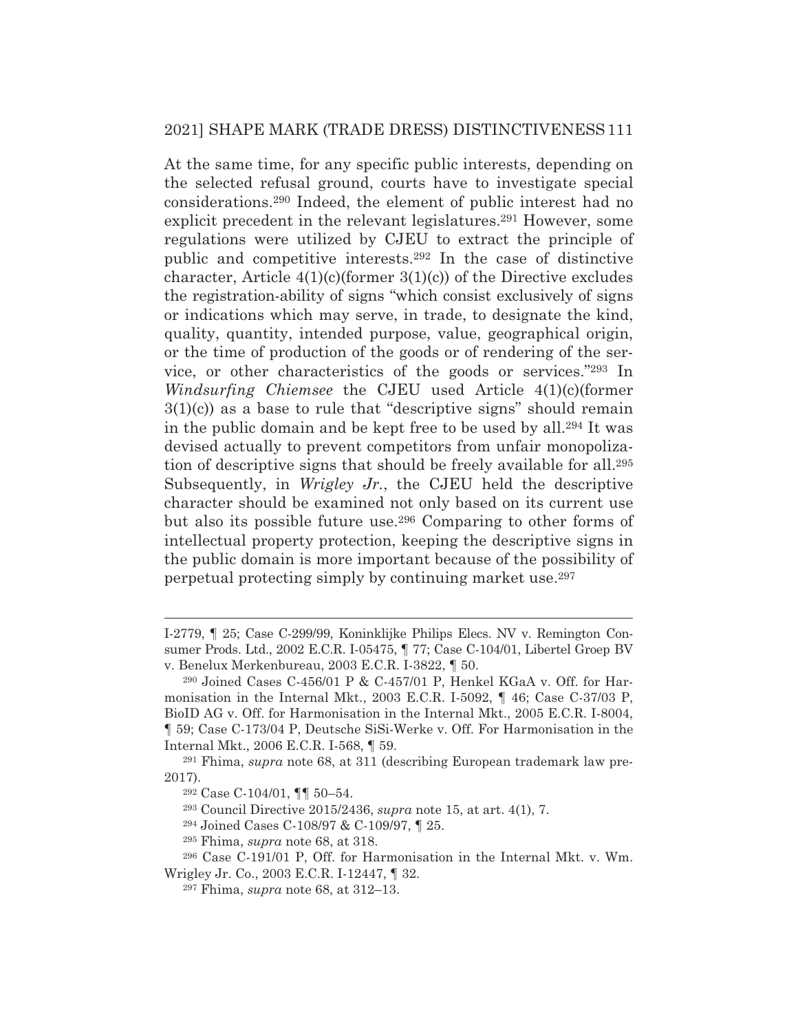At the same time, for any specific public interests, depending on the selected refusal ground, courts have to investigate special considerations.[290] Indeed, the element of public interest had no explicit precedent in the relevant legislatures.[291] However, some regulations were utilized by CJEU to extract the principle of public and competitive interests.[292] In the case of distinctive character, Article 4(1)(c)(former 3(1)(c)) of the Directive excludes the registration-ability of signs "which consist exclusively of signs or indications which may serve, in trade, to designate the kind, quality, quantity, intended purpose, value, geographical origin, or the time of production of the goods or of rendering of the service, or other characteristics of the goods or services."[293] In *Windsurfing Chiemsee* the CJEU used Article 4(1)(c)(former 3(1)(c)) as a base to rule that "descriptive signs" should remain in the public domain and be kept free to be used by all.[294] It was devised actually to prevent competitors from unfair monopolization of descriptive signs that should be freely available for all.[295] Subsequently, in *Wrigley Jr.*, the CJEU held the descriptive character should be examined not only based on its current use but also its possible future use.[296] Comparing to other forms of intellectual property protection, keeping the descriptive signs in the public domain is more important because of the possibility of perpetual protecting simply by continuing market use.[297]

---

I-2779, ¶ 25; Case C-299/99, Koninklijke Philips Elecs. NV v. Remington Consumer Prods. Ltd., 2002 E.C.R. I-05475, ¶ 77; Case C-104/01, Libertel Groep BV v. Benelux Merkenbureau, 2003 E.C.R. I-3822, ¶ 50.

[290] Joined Cases C-456/01 P & C-457/01 P, Henkel KGaA v. Off. for Harmonisation in the Internal Mkt., 2003 E.C.R. I-5092, ¶ 46; Case C-37/03 P, BioID AG v. Off. for Harmonisation in the Internal Mkt., 2005 E.C.R. I-8004, ¶ 59; Case C-173/04 P, Deutsche SiSi-Werke v. Off. For Harmonisation in the Internal Mkt., 2006 E.C.R. I-568, ¶ 59.

[291] Fhima, *supra* note 68, at 311 (describing European trademark law pre-2017).

[292] Case C-104/01, ¶¶ 50–54.

[293] Council Directive 2015/2436, *supra* note 15, at art. 4(1), 7.

[294] Joined Cases C-108/97 & C-109/97, ¶ 25.

[295] Fhima, *supra* note 68, at 318.

[296] Case C-191/01 P, Off. for Harmonisation in the Internal Mkt. v. Wm. Wrigley Jr. Co., 2003 E.C.R. I-12447, ¶ 32.

[297] Fhima, *supra* note 68, at 312–13.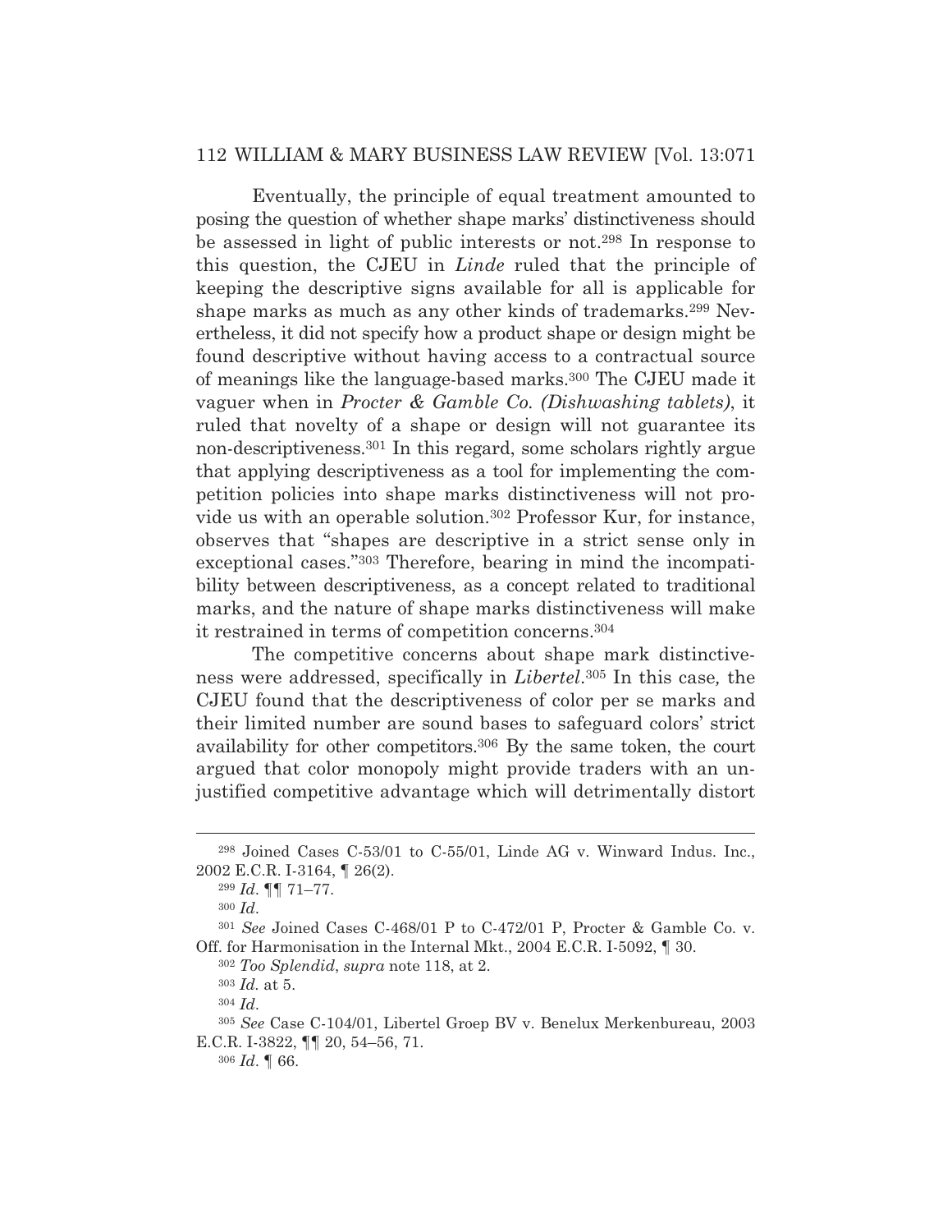Eventually, the principle of equal treatment amounted to posing the question of whether shape marks' distinctiveness should be assessed in light of public interests or not.[298] In response to this question, the CJEU in *Linde* ruled that the principle of keeping the descriptive signs available for all is applicable for shape marks as much as any other kinds of trademarks.[299] Nevertheless, it did not specify how a product shape or design might be found descriptive without having access to a contractual source of meanings like the language-based marks.[300] The CJEU made it vaguer when in *Procter & Gamble Co. (Dishwashing tablets)*, it ruled that novelty of a shape or design will not guarantee its non-descriptiveness.[301] In this regard, some scholars rightly argue that applying descriptiveness as a tool for implementing the competition policies into shape marks distinctiveness will not provide us with an operable solution.[302] Professor Kur, for instance, observes that "shapes are descriptive in a strict sense only in exceptional cases."[303] Therefore, bearing in mind the incompatibility between descriptiveness, as a concept related to traditional marks, and the nature of shape marks distinctiveness will make it restrained in terms of competition concerns.[304]

The competitive concerns about shape mark distinctiveness were addressed, specifically in *Libertel*.[305] In this case*,* the CJEU found that the descriptiveness of color per se marks and their limited number are sound bases to safeguard colors' strict availability for other competitors.[306] By the same token, the court argued that color monopoly might provide traders with an unjustified competitive advantage which will detrimentally distort

---

[298] Joined Cases C-53/01 to C-55/01, Linde AG v. Winward Indus. Inc., 2002 E.C.R. I-3164, ¶ 26(2).

[299] *Id*. ¶¶ 71–77.

[300] *Id*.

[301] *See* Joined Cases C-468/01 P to C-472/01 P, Procter & Gamble Co. v. Off. for Harmonisation in the Internal Mkt., 2004 E.C.R. I-5092, ¶ 30.

[302] *Too Splendid*, *supra* note 118, at 2.

[303] *Id.* at 5.

[304] *Id*.

[305] *See* Case C-104/01, Libertel Groep BV v. Benelux Merkenbureau, 2003 E.C.R. I-3822, ¶¶ 20, 54–56, 71.

[306] *Id*. ¶ 66.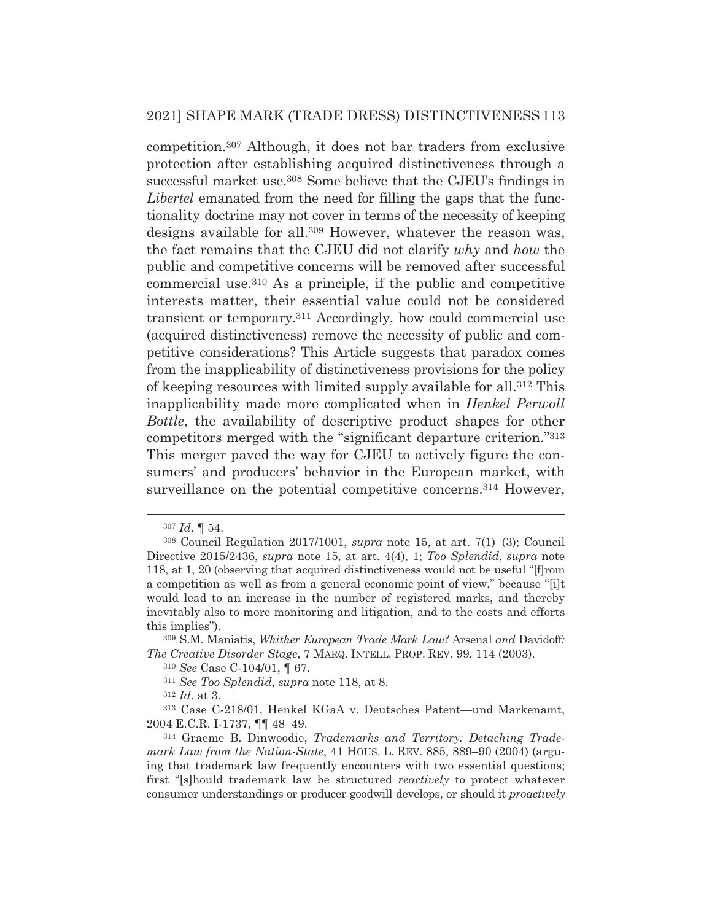competition.[307] Although, it does not bar traders from exclusive protection after establishing acquired distinctiveness through a successful market use.[308] Some believe that the CJEU's findings in *Libertel* emanated from the need for filling the gaps that the functionality doctrine may not cover in terms of the necessity of keeping designs available for all.[309] However, whatever the reason was, the fact remains that the CJEU did not clarify *why* and *how* the public and competitive concerns will be removed after successful commercial use.[310] As a principle, if the public and competitive interests matter, their essential value could not be considered transient or temporary.[311] Accordingly, how could commercial use (acquired distinctiveness) remove the necessity of public and competitive considerations? This Article suggests that paradox comes from the inapplicability of distinctiveness provisions for the policy of keeping resources with limited supply available for all.[312] This inapplicability made more complicated when in *Henkel Perwoll Bottle*, the availability of descriptive product shapes for other competitors merged with the "significant departure criterion."[313] This merger paved the way for CJEU to actively figure the consumers' and producers' behavior in the European market, with surveillance on the potential competitive concerns.[314] However,

---

[307] *Id*. ¶ 54.

[308] Council Regulation 2017/1001, *supra* note 15, at art. 7(1)–(3); Council Directive 2015/2436, *supra* note 15, at art. 4(4), 1; *Too Splendid*, *supra* note 118, at 1, 20 (observing that acquired distinctiveness would not be useful "[f]rom a competition as well as from a general economic point of view," because "[i]t would lead to an increase in the number of registered marks, and thereby inevitably also to more monitoring and litigation, and to the costs and efforts this implies").

[309] S.M. Maniatis, *Whither European Trade Mark Law?* Arsenal *and* Davidoff*: The Creative Disorder Stage*, 7 MARQ. INTELL. PROP. REV. 99, 114 (2003).

[310] *See* Case C-104/01, ¶ 67.

[311] *See Too Splendid*, *supra* note 118, at 8.

[312] *Id*. at 3.

[313] Case C-218/01, Henkel KGaA v. Deutsches Patent—und Markenamt, 2004 E.C.R. I-1737, ¶¶ 48–49.

[314] Graeme B. Dinwoodie, *Trademarks and Territory: Detaching Trademark Law from the Nation-State*, 41 HOUS. L. REV. 885, 889–90 (2004) (arguing that trademark law frequently encounters with two essential questions; first "[s]hould trademark law be structured *reactively* to protect whatever consumer understandings or producer goodwill develops, or should it *proactively*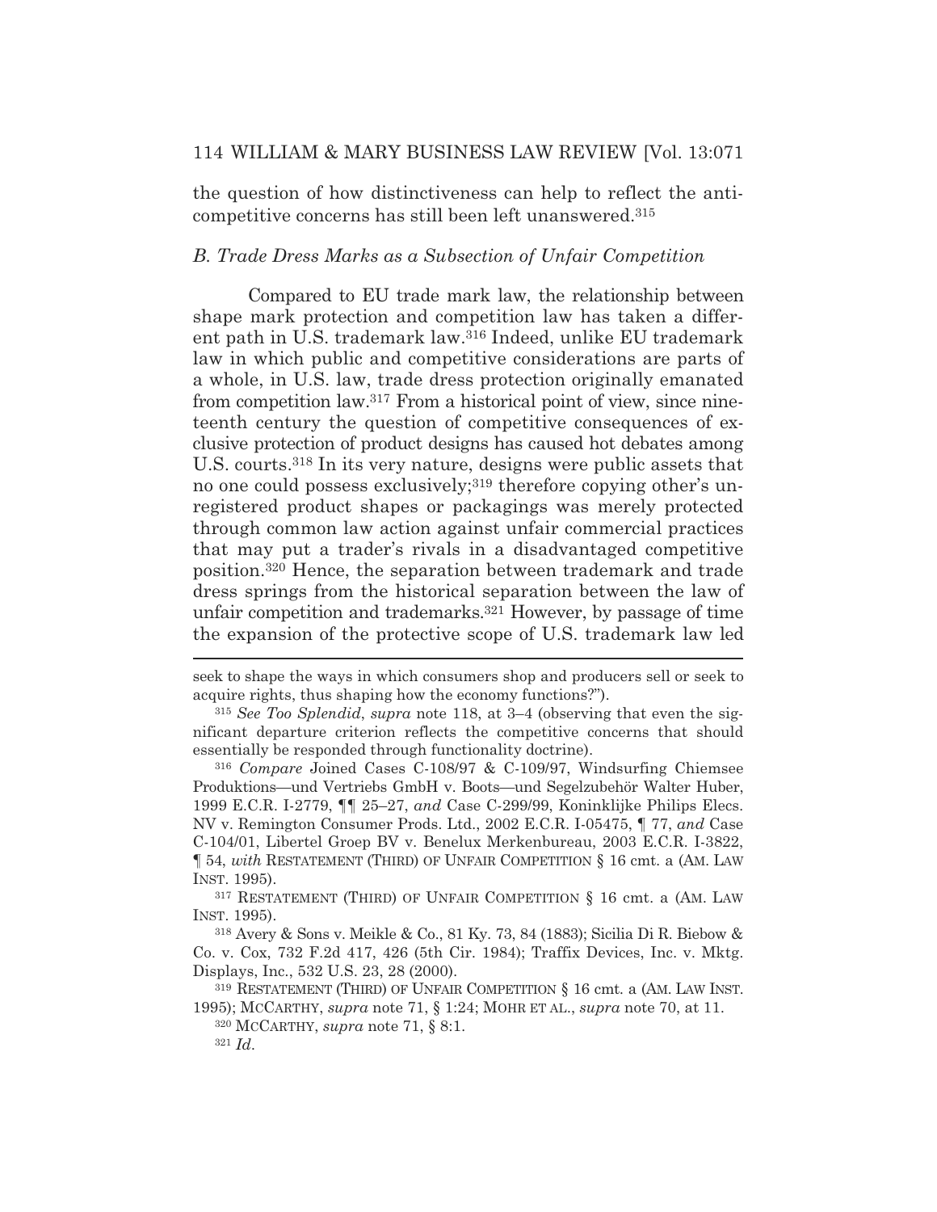the question of how distinctiveness can help to reflect the anti-competitive concerns has still been left unanswered.[315]

### *B. Trade Dress Marks as a Subsection of Unfair Competition*

Compared to EU trade mark law, the relationship between shape mark protection and competition law has taken a different path in U.S. trademark law.[316] Indeed, unlike EU trademark law in which public and competitive considerations are parts of a whole, in U.S. law, trade dress protection originally emanated from competition law.[317] From a historical point of view, since nineteenth century the question of competitive consequences of exclusive protection of product designs has caused hot debates among U.S. courts.[318] In its very nature, designs were public assets that no one could possess exclusively;[319] therefore copying other's unregistered product shapes or packagings was merely protected through common law action against unfair commercial practices that may put a trader's rivals in a disadvantaged competitive position.[320] Hence, the separation between trademark and trade dress springs from the historical separation between the law of unfair competition and trademarks.[321] However, by passage of time the expansion of the protective scope of U.S. trademark law led

---

seek to shape the ways in which consumers shop and producers sell or seek to acquire rights, thus shaping how the economy functions?").

[315] *See Too Splendid*, *supra* note 118, at 3–4 (observing that even the significant departure criterion reflects the competitive concerns that should essentially be responded through functionality doctrine).

[316] *Compare* Joined Cases C-108/97 & C-109/97, Windsurfing Chiemsee Produktions—und Vertriebs GmbH v. Boots—und Segelzubehör Walter Huber, 1999 E.C.R. I-2779, ¶¶ 25–27, *and* Case C-299/99, Koninklijke Philips Elecs. NV v. Remington Consumer Prods. Ltd., 2002 E.C.R. I-05475, ¶ 77, *and* Case C-104/01, Libertel Groep BV v. Benelux Merkenbureau, 2003 E.C.R. I-3822, ¶ 54, *with* RESTATEMENT (THIRD) OF UNFAIR COMPETITION § 16 cmt. a (AM. LAW INST. 1995).

[317] RESTATEMENT (THIRD) OF UNFAIR COMPETITION § 16 cmt. a (AM. LAW INST. 1995).

[318] Avery & Sons v. Meikle & Co., 81 Ky. 73, 84 (1883); Sicilia Di R. Biebow & Co. v. Cox, 732 F.2d 417, 426 (5th Cir. 1984); Traffix Devices, Inc. v. Mktg. Displays, Inc., 532 U.S. 23, 28 (2000).

[319] RESTATEMENT (THIRD) OF UNFAIR COMPETITION § 16 cmt. a (AM. LAW INST. 1995); MCCARTHY, *supra* note 71, § 1:24; MOHR ET AL., *supra* note 70, at 11.

[320] MCCARTHY, *supra* note 71, § 8:1.

[321] *Id.*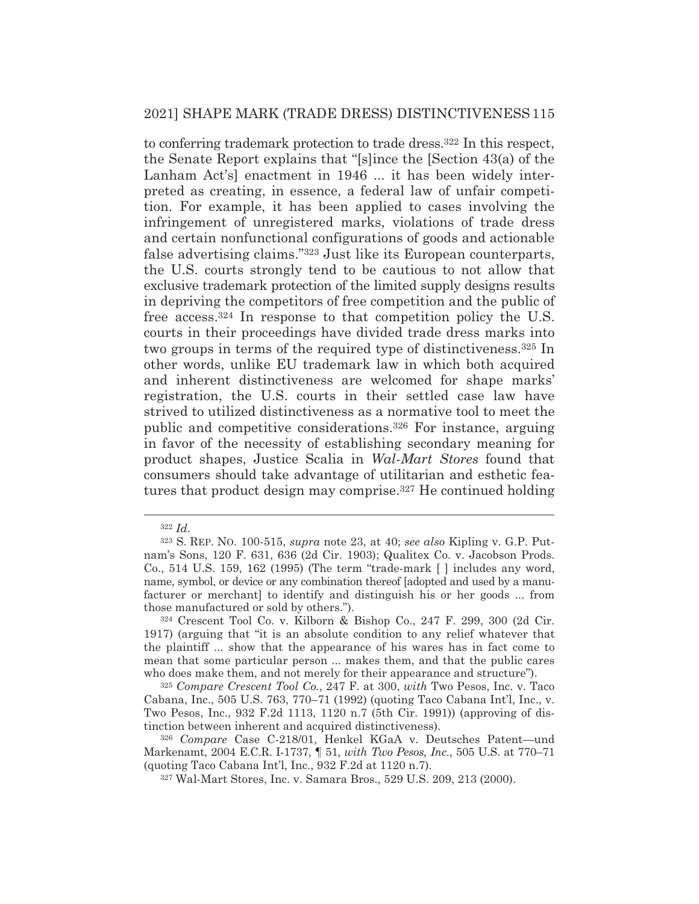to conferring trademark protection to trade dress.[322] In this respect, the Senate Report explains that "[s]ince the [Section 43(a) of the Lanham Act's] enactment in 1946 ... it has been widely interpreted as creating, in essence, a federal law of unfair competition. For example, it has been applied to cases involving the infringement of unregistered marks, violations of trade dress and certain nonfunctional configurations of goods and actionable false advertising claims."[323] Just like its European counterparts, the U.S. courts strongly tend to be cautious to not allow that exclusive trademark protection of the limited supply designs results in depriving the competitors of free competition and the public of free access.[324] In response to that competition policy the U.S. courts in their proceedings have divided trade dress marks into two groups in terms of the required type of distinctiveness.[325] In other words, unlike EU trademark law in which both acquired and inherent distinctiveness are welcomed for shape marks' registration, the U.S. courts in their settled case law have strived to utilized distinctiveness as a normative tool to meet the public and competitive considerations.[326] For instance, arguing in favor of the necessity of establishing secondary meaning for product shapes, Justice Scalia in *Wal-Mart Stores* found that consumers should take advantage of utilitarian and esthetic features that product design may comprise.[327] He continued holding

---

[322] *Id.*

[323] S. REP. NO. 100-515, *supra* note 23, at 40; *see also* Kipling v. G.P. Putnam's Sons, 120 F. 631, 636 (2d Cir. 1903); Qualitex Co. v. Jacobson Prods. Co., 514 U.S. 159, 162 (1995) (The term "trade-mark [ ] includes any word, name, symbol, or device or any combination thereof [adopted and used by a manufacturer or merchant] to identify and distinguish his or her goods ... from those manufactured or sold by others.").

[324] Crescent Tool Co. v. Kilborn & Bishop Co., 247 F. 299, 300 (2d Cir. 1917) (arguing that "it is an absolute condition to any relief whatever that the plaintiff ... show that the appearance of his wares has in fact come to mean that some particular person ... makes them, and that the public cares who does make them, and not merely for their appearance and structure").

[325] *Compare Crescent Tool Co.*, 247 F. at 300, *with* Two Pesos, Inc. v. Taco Cabana, Inc., 505 U.S. 763, 770–71 (1992) (quoting Taco Cabana Int'l, Inc., v. Two Pesos, Inc., 932 F.2d 1113, 1120 n.7 (5th Cir. 1991)) (approving of distinction between inherent and acquired distinctiveness).

[326] *Compare* Case C-218/01, Henkel KGaA v. Deutsches Patent—und Markenamt, 2004 E.C.R. I-1737, ¶ 51*, with Two Pesos, Inc.*, 505 U.S. at 770–71 (quoting Taco Cabana Int'l, Inc., 932 F.2d at 1120 n.7).

[327] Wal-Mart Stores, Inc. v. Samara Bros., 529 U.S. 209, 213 (2000).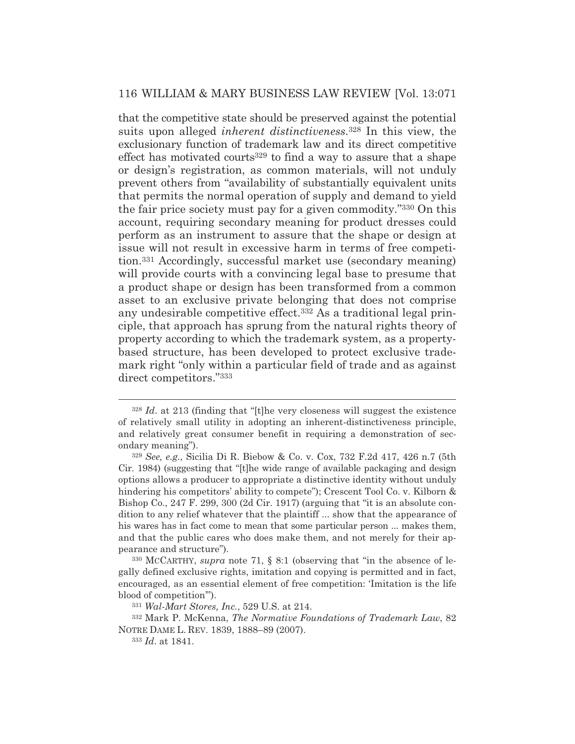that the competitive state should be preserved against the potential suits upon alleged *inherent distinctiveness*.[328] In this view, the exclusionary function of trademark law and its direct competitive effect has motivated courts[329] to find a way to assure that a shape or design's registration, as common materials, will not unduly prevent others from "availability of substantially equivalent units that permits the normal operation of supply and demand to yield the fair price society must pay for a given commodity."[330] On this account, requiring secondary meaning for product dresses could perform as an instrument to assure that the shape or design at issue will not result in excessive harm in terms of free competition.[331] Accordingly, successful market use (secondary meaning) will provide courts with a convincing legal base to presume that a product shape or design has been transformed from a common asset to an exclusive private belonging that does not comprise any undesirable competitive effect.[332] As a traditional legal principle, that approach has sprung from the natural rights theory of property according to which the trademark system, as a property-based structure, has been developed to protect exclusive trademark right "only within a particular field of trade and as against direct competitors."[333]

---

[328] *Id*. at 213 (finding that "[t]he very closeness will suggest the existence of relatively small utility in adopting an inherent-distinctiveness principle, and relatively great consumer benefit in requiring a demonstration of secondary meaning").

[329] *See, e.g.*, Sicilia Di R. Biebow & Co. v. Cox, 732 F.2d 417, 426 n.7 (5th Cir. 1984) (suggesting that "[t]he wide range of available packaging and design options allows a producer to appropriate a distinctive identity without unduly hindering his competitors' ability to compete"); Crescent Tool Co. v. Kilborn & Bishop Co., 247 F. 299, 300 (2d Cir. 1917) (arguing that "it is an absolute condition to any relief whatever that the plaintiff ... show that the appearance of his wares has in fact come to mean that some particular person ... makes them, and that the public cares who does make them, and not merely for their appearance and structure").

[330] MCCARTHY, *supra* note 71, § 8:1 (observing that "in the absence of legally defined exclusive rights, imitation and copying is permitted and in fact, encouraged, as an essential element of free competition: 'Imitation is the life blood of competition'").

[331] *Wal-Mart Stores, Inc.*, 529 U.S. at 214.

[332] Mark P. McKenna, *The Normative Foundations of Trademark Law*, 82 NOTRE DAME L. REV. 1839, 1888–89 (2007).

[333] *Id*. at 1841.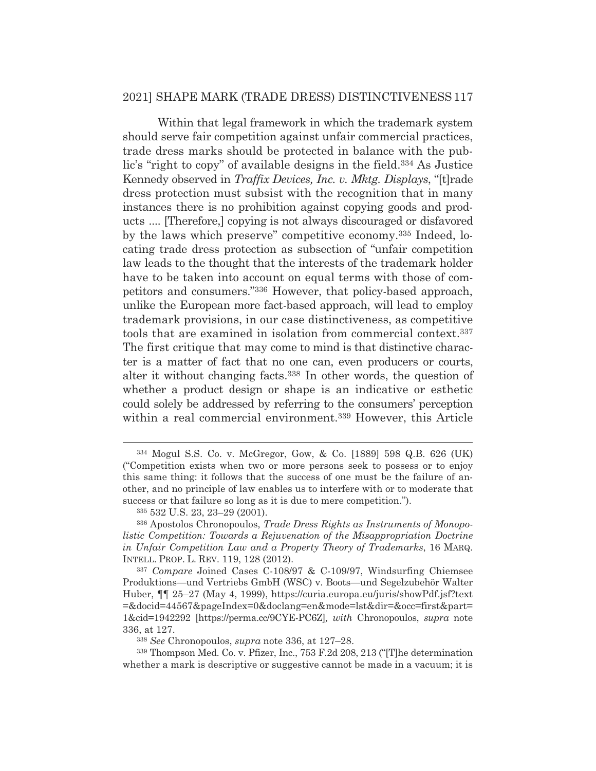Within that legal framework in which the trademark system should serve fair competition against unfair commercial practices, trade dress marks should be protected in balance with the public's "right to copy" of available designs in the field.[334] As Justice Kennedy observed in *Traffix Devices, Inc. v. Mktg. Displays*, "[t]rade dress protection must subsist with the recognition that in many instances there is no prohibition against copying goods and products .... [Therefore,] copying is not always discouraged or disfavored by the laws which preserve" competitive economy.[335] Indeed, locating trade dress protection as subsection of "unfair competition law leads to the thought that the interests of the trademark holder have to be taken into account on equal terms with those of competitors and consumers."[336] However, that policy-based approach, unlike the European more fact-based approach, will lead to employ trademark provisions, in our case distinctiveness, as competitive tools that are examined in isolation from commercial context.[337] The first critique that may come to mind is that distinctive character is a matter of fact that no one can, even producers or courts, alter it without changing facts.[338] In other words, the question of whether a product design or shape is an indicative or esthetic could solely be addressed by referring to the consumers' perception within a real commercial environment.[339] However, this Article

---

[334] Mogul S.S. Co. v. McGregor, Gow, & Co. [1889] 598 Q.B. 626 (UK) ("Competition exists when two or more persons seek to possess or to enjoy this same thing: it follows that the success of one must be the failure of another, and no principle of law enables us to interfere with or to moderate that success or that failure so long as it is due to mere competition.").

[335] 532 U.S. 23, 23–29 (2001).

[336] Apostolos Chronopoulos, *Trade Dress Rights as Instruments of Monopolistic Competition: Towards a Rejuvenation of the Misappropriation Doctrine in Unfair Competition Law and a Property Theory of Trademarks*, 16 MARQ. INTELL. PROP. L. REV. 119, 128 (2012).

[337] *Compare* Joined Cases C-108/97 & C-109/97, Windsurfing Chiemsee Produktions—und Vertriebs GmbH (WSC) v. Boots—und Segelzubehör Walter Huber, ¶¶ 25–27 (May 4, 1999), https://curia.europa.eu/juris/showPdf.jsf?text=&docid=44567&pageIndex=0&doclang=en&mode=lst&dir=&occ=first&part=1&cid=1942292 [https://perma.cc/9CYE-PC6Z], *with* Chronopoulos, *supra* note 336, at 127.

[338] *See* Chronopoulos, *supra* note 336, at 127–28.

[339] Thompson Med. Co. v. Pfizer, Inc., 753 F.2d 208, 213 ("[T]he determination whether a mark is descriptive or suggestive cannot be made in a vacuum; it is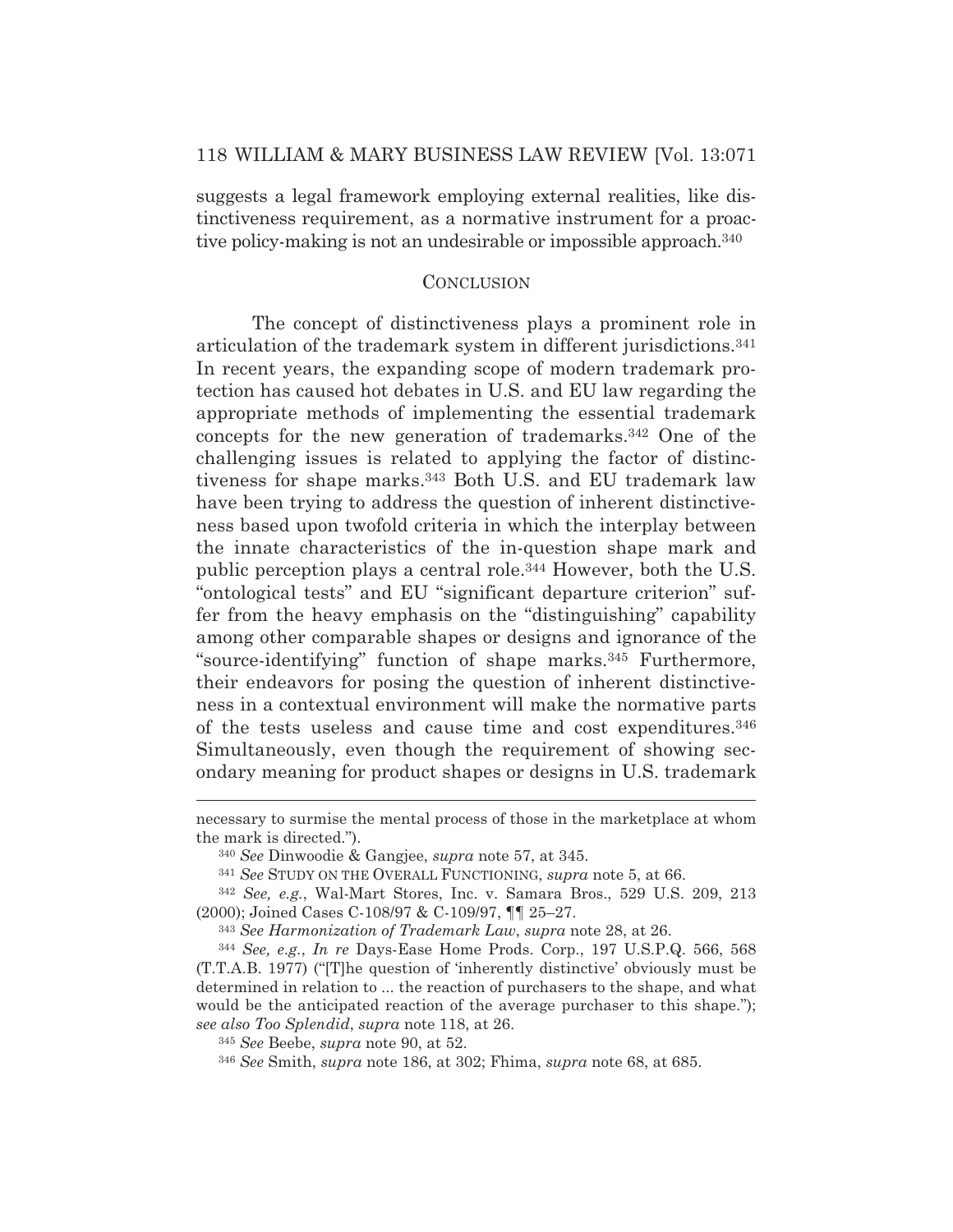suggests a legal framework employing external realities, like distinctiveness requirement, as a normative instrument for a proactive policy-making is not an undesirable or impossible approach.[340]

## CONCLUSION

The concept of distinctiveness plays a prominent role in articulation of the trademark system in different jurisdictions.[341] In recent years, the expanding scope of modern trademark protection has caused hot debates in U.S. and EU law regarding the appropriate methods of implementing the essential trademark concepts for the new generation of trademarks.[342] One of the challenging issues is related to applying the factor of distinctiveness for shape marks.[343] Both U.S. and EU trademark law have been trying to address the question of inherent distinctiveness based upon twofold criteria in which the interplay between the innate characteristics of the in-question shape mark and public perception plays a central role.[344] However, both the U.S. "ontological tests" and EU "significant departure criterion" suffer from the heavy emphasis on the "distinguishing" capability among other comparable shapes or designs and ignorance of the "source-identifying" function of shape marks.[345] Furthermore, their endeavors for posing the question of inherent distinctiveness in a contextual environment will make the normative parts of the tests useless and cause time and cost expenditures.[346] Simultaneously, even though the requirement of showing secondary meaning for product shapes or designs in U.S. trademark

---

necessary to surmise the mental process of those in the marketplace at whom the mark is directed.").

[340] *See* Dinwoodie & Gangjee, *supra* note 57, at 345.

[341] *See* STUDY ON THE OVERALL FUNCTIONING, *supra* note 5, at 66.

[342] *See, e.g.*, Wal-Mart Stores, Inc. v. Samara Bros., 529 U.S. 209, 213 (2000); Joined Cases C-108/97 & C-109/97, ¶¶ 25–27.

[343] *See Harmonization of Trademark Law*, *supra* note 28, at 26.

[344] *See, e.g.*, *In re* Days-Ease Home Prods. Corp., 197 U.S.P.Q. 566, 568 (T.T.A.B. 1977) ("[T]he question of 'inherently distinctive' obviously must be determined in relation to ... the reaction of purchasers to the shape, and what would be the anticipated reaction of the average purchaser to this shape."); *see also Too Splendid*, *supra* note 118, at 26.

[345] *See* Beebe, *supra* note 90, at 52.

[346] *See* Smith, *supra* note 186, at 302; Fhima, *supra* note 68, at 685.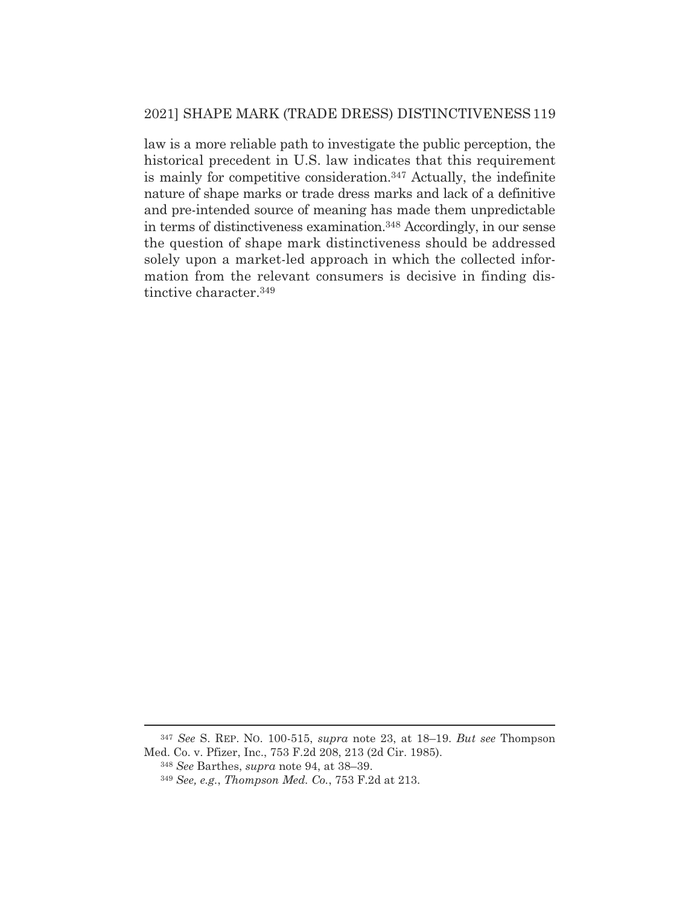law is a more reliable path to investigate the public perception, the historical precedent in U.S. law indicates that this requirement is mainly for competitive consideration.[347] Actually, the indefinite nature of shape marks or trade dress marks and lack of a definitive and pre-intended source of meaning has made them unpredictable in terms of distinctiveness examination.[348] Accordingly, in our sense the question of shape mark distinctiveness should be addressed solely upon a market-led approach in which the collected information from the relevant consumers is decisive in finding distinctive character.[349]

---

[347] *See* S. REP. NO. 100-515, *supra* note 23, at 18–19. *But see* Thompson Med. Co. v. Pfizer, Inc., 753 F.2d 208, 213 (2d Cir. 1985).

[348] *See* Barthes, *supra* note 94, at 38–39.

[349] *See, e.g.*, *Thompson Med. Co.*, 753 F.2d at 213.